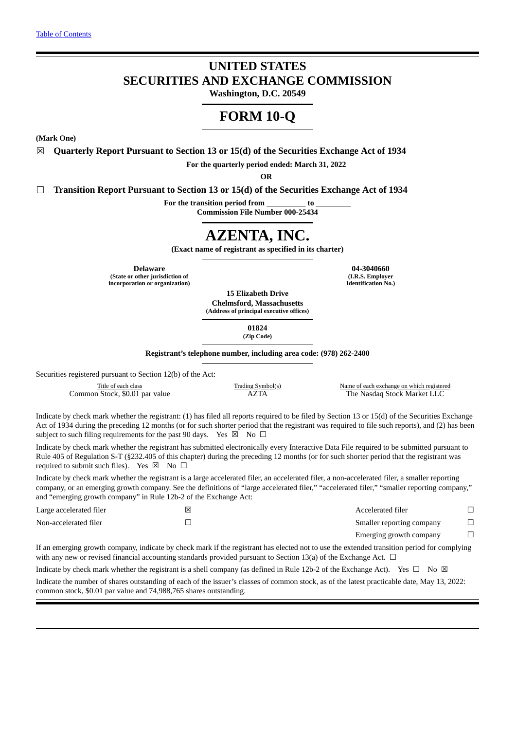Table of Contents

# UNITED STATES
# SECURITIES AND EXCHANGE COMMISSION

**Washington, D.C. 20549**

# FORM 10-Q

**(Mark One)**

☒ **Quarterly Report Pursuant to Section 13 or 15(d) of the Securities Exchange Act of 1934**

**For the quarterly period ended: March 31, 2022**

**OR**

☐ **Transition Report Pursuant to Section 13 or 15(d) of the Securities Exchange Act of 1934**

**For the transition period from __________ to _________**

**Commission File Number 000-25434**

# AZENTA, INC.

**(Exact name of registrant as specified in its charter)**

| **Delaware** | **04-3040660** |
|---|---|
| **(State or other jurisdiction of incorporation or organization)** | **(I.R.S. Employer Identification No.)** |

**15 Elizabeth Drive**
**Chelmsford, Massachusetts**
**(Address of principal executive offices)**

**01824**
**(Zip Code)**

**Registrant's telephone number, including area code: (978) 262-2400**

Securities registered pursuant to Section 12(b) of the Act:

| Title of each class | Trading Symbol(s) | Name of each exchange on which registered |
|---|---|---|
| Common Stock, $0.01 par value | AZTA | The Nasdaq Stock Market LLC |

Indicate by check mark whether the registrant: (1) has filed all reports required to be filed by Section 13 or 15(d) of the Securities Exchange Act of 1934 during the preceding 12 months (or for such shorter period that the registrant was required to file such reports), and (2) has been subject to such filing requirements for the past 90 days. Yes ☒ No ☐

Indicate by check mark whether the registrant has submitted electronically every Interactive Data File required to be submitted pursuant to Rule 405 of Regulation S-T (§232.405 of this chapter) during the preceding 12 months (or for such shorter period that the registrant was required to submit such files). Yes ☒ No ☐

Indicate by check mark whether the registrant is a large accelerated filer, an accelerated filer, a non-accelerated filer, a smaller reporting company, or an emerging growth company. See the definitions of "large accelerated filer," "accelerated filer," "smaller reporting company," and "emerging growth company" in Rule 12b-2 of the Exchange Act:

| | | | |
|---|---|---|---|
| Large accelerated filer | ☒ | Accelerated filer | ☐ |
| Non-accelerated filer | ☐ | Smaller reporting company | ☐ |
| | | Emerging growth company | ☐ |

If an emerging growth company, indicate by check mark if the registrant has elected not to use the extended transition period for complying with any new or revised financial accounting standards provided pursuant to Section 13(a) of the Exchange Act. ☐

Indicate by check mark whether the registrant is a shell company (as defined in Rule 12b-2 of the Exchange Act). Yes ☐ No ☒

Indicate the number of shares outstanding of each of the issuer's classes of common stock, as of the latest practicable date, May 13, 2022: common stock, $0.01 par value and 74,988,765 shares outstanding.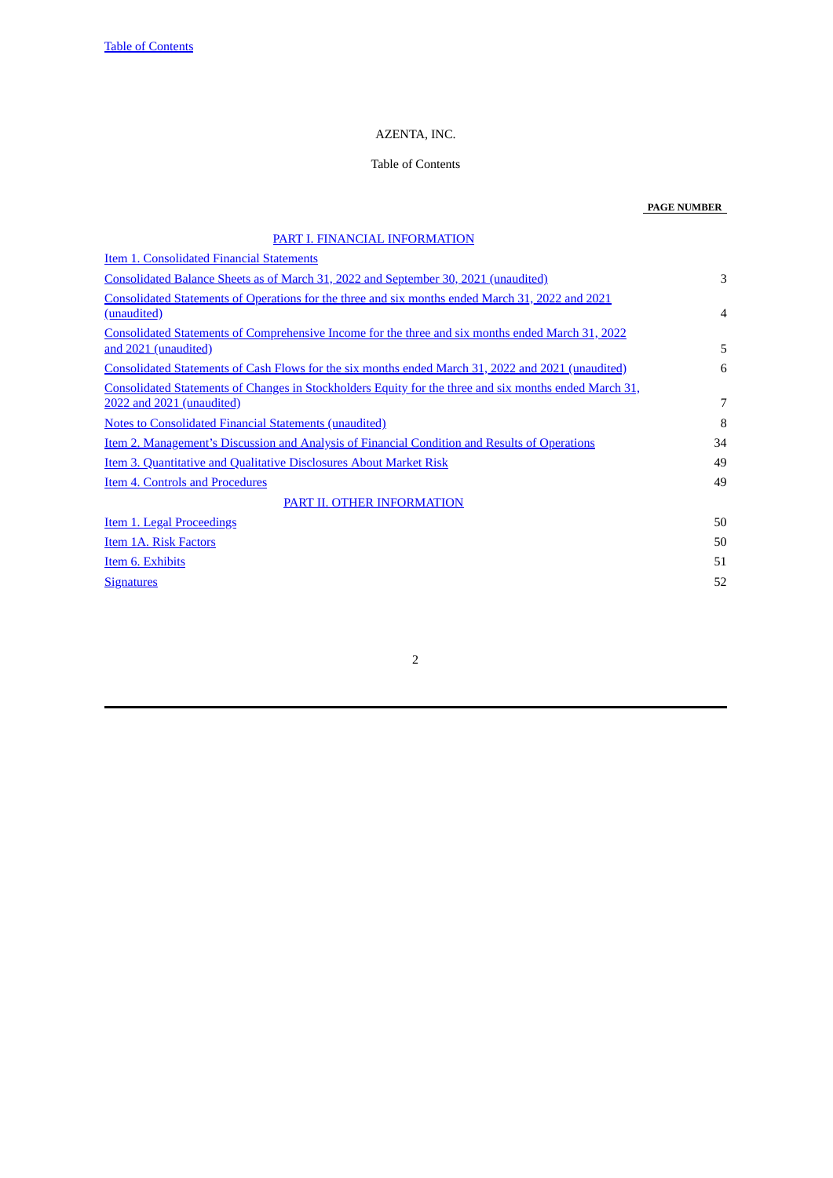AZENTA, INC.

Table of Contents

| | PAGE NUMBER |
|---|---|
| PART I. FINANCIAL INFORMATION | |
| Item 1. Consolidated Financial Statements | |
| Consolidated Balance Sheets as of March 31, 2022 and September 30, 2021 (unaudited) | 3 |
| Consolidated Statements of Operations for the three and six months ended March 31, 2022 and 2021 (unaudited) | 4 |
| Consolidated Statements of Comprehensive Income for the three and six months ended March 31, 2022 and 2021 (unaudited) | 5 |
| Consolidated Statements of Cash Flows for the six months ended March 31, 2022 and 2021 (unaudited) | 6 |
| Consolidated Statements of Changes in Stockholders Equity for the three and six months ended March 31, 2022 and 2021 (unaudited) | 7 |
| Notes to Consolidated Financial Statements (unaudited) | 8 |
| Item 2. Management's Discussion and Analysis of Financial Condition and Results of Operations | 34 |
| Item 3. Quantitative and Qualitative Disclosures About Market Risk | 49 |
| Item 4. Controls and Procedures | 49 |
| PART II. OTHER INFORMATION | |
| Item 1. Legal Proceedings | 50 |
| Item 1A. Risk Factors | 50 |
| Item 6. Exhibits | 51 |
| Signatures | 52 |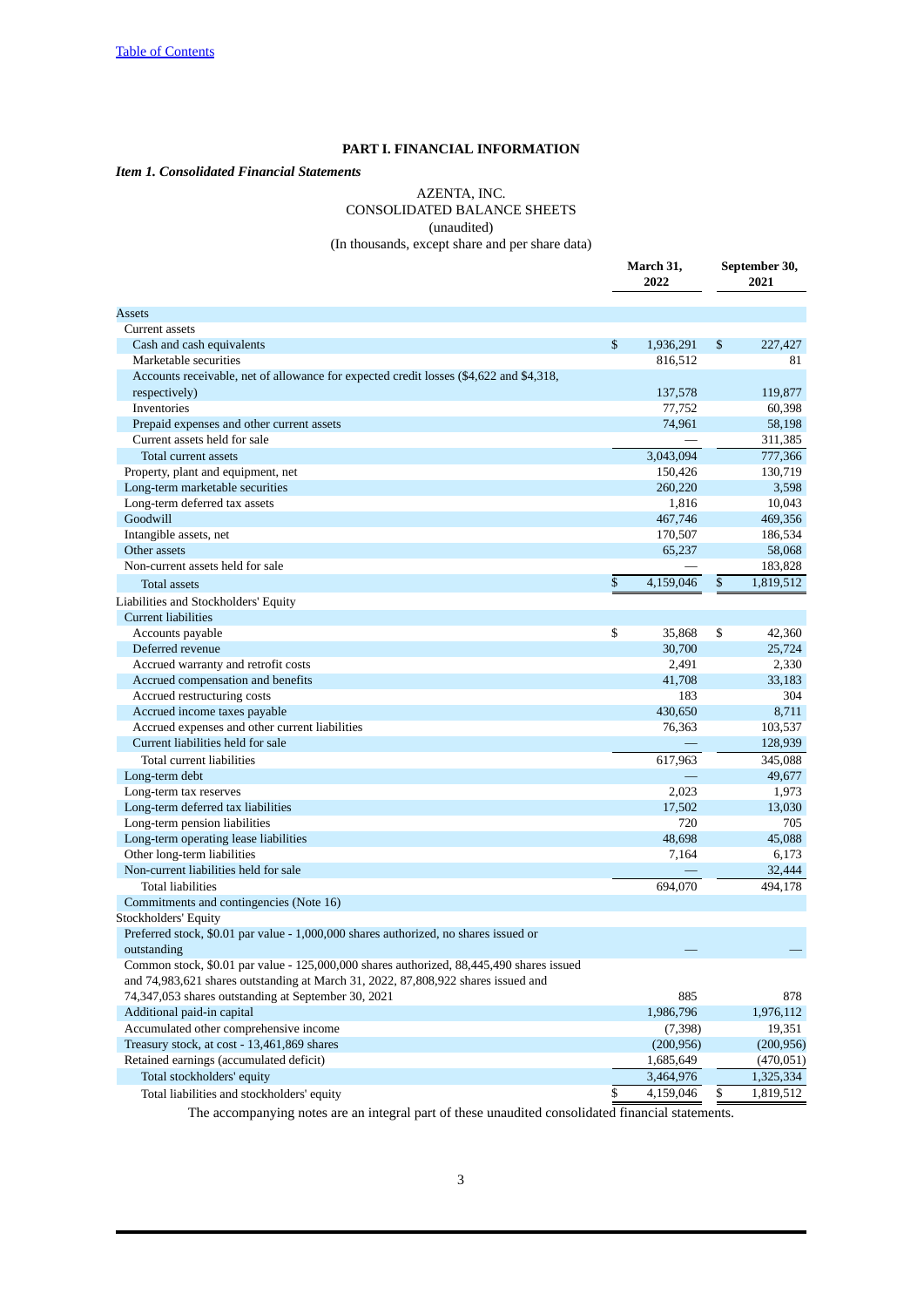[Table of Contents](#)

# PART I. FINANCIAL INFORMATION

***Item 1. Consolidated Financial Statements***

AZENTA, INC.
CONSOLIDATED BALANCE SHEETS
(unaudited)
(In thousands, except share and per share data)

| | March 31, 2022 | September 30, 2021 |
|---|---|---|
| **Assets** | | |
| Current assets | | |
| Cash and cash equivalents | $ 1,936,291 | $ 227,427 |
| Marketable securities | 816,512 | 81 |
| Accounts receivable, net of allowance for expected credit losses ($4,622 and $4,318, respectively) | 137,578 | 119,877 |
| Inventories | 77,752 | 60,398 |
| Prepaid expenses and other current assets | 74,961 | 58,198 |
| Current assets held for sale | — | 311,385 |
| Total current assets | 3,043,094 | 777,366 |
| Property, plant and equipment, net | 150,426 | 130,719 |
| Long-term marketable securities | 260,220 | 3,598 |
| Long-term deferred tax assets | 1,816 | 10,043 |
| Goodwill | 467,746 | 469,356 |
| Intangible assets, net | 170,507 | 186,534 |
| Other assets | 65,237 | 58,068 |
| Non-current assets held for sale | — | 183,828 |
| Total assets | $ 4,159,046 | $ 1,819,512 |
| **Liabilities and Stockholders' Equity** | | |
| Current liabilities | | |
| Accounts payable | $ 35,868 | $ 42,360 |
| Deferred revenue | 30,700 | 25,724 |
| Accrued warranty and retrofit costs | 2,491 | 2,330 |
| Accrued compensation and benefits | 41,708 | 33,183 |
| Accrued restructuring costs | 183 | 304 |
| Accrued income taxes payable | 430,650 | 8,711 |
| Accrued expenses and other current liabilities | 76,363 | 103,537 |
| Current liabilities held for sale | — | 128,939 |
| Total current liabilities | 617,963 | 345,088 |
| Long-term debt | — | 49,677 |
| Long-term tax reserves | 2,023 | 1,973 |
| Long-term deferred tax liabilities | 17,502 | 13,030 |
| Long-term pension liabilities | 720 | 705 |
| Long-term operating lease liabilities | 48,698 | 45,088 |
| Other long-term liabilities | 7,164 | 6,173 |
| Non-current liabilities held for sale | — | 32,444 |
| Total liabilities | 694,070 | 494,178 |
| Commitments and contingencies (Note 16) | | |
| **Stockholders' Equity** | | |
| Preferred stock, $0.01 par value - 1,000,000 shares authorized, no shares issued or outstanding | — | — |
| Common stock, $0.01 par value - 125,000,000 shares authorized, 88,445,490 shares issued and 74,983,621 shares outstanding at March 31, 2022, 87,808,922 shares issued and 74,347,053 shares outstanding at September 30, 2021 | 885 | 878 |
| Additional paid-in capital | 1,986,796 | 1,976,112 |
| Accumulated other comprehensive income | (7,398) | 19,351 |
| Treasury stock, at cost - 13,461,869 shares | (200,956) | (200,956) |
| Retained earnings (accumulated deficit) | 1,685,649 | (470,051) |
| Total stockholders' equity | 3,464,976 | 1,325,334 |
| Total liabilities and stockholders' equity | $ 4,159,046 | $ 1,819,512 |

The accompanying notes are an integral part of these unaudited consolidated financial statements.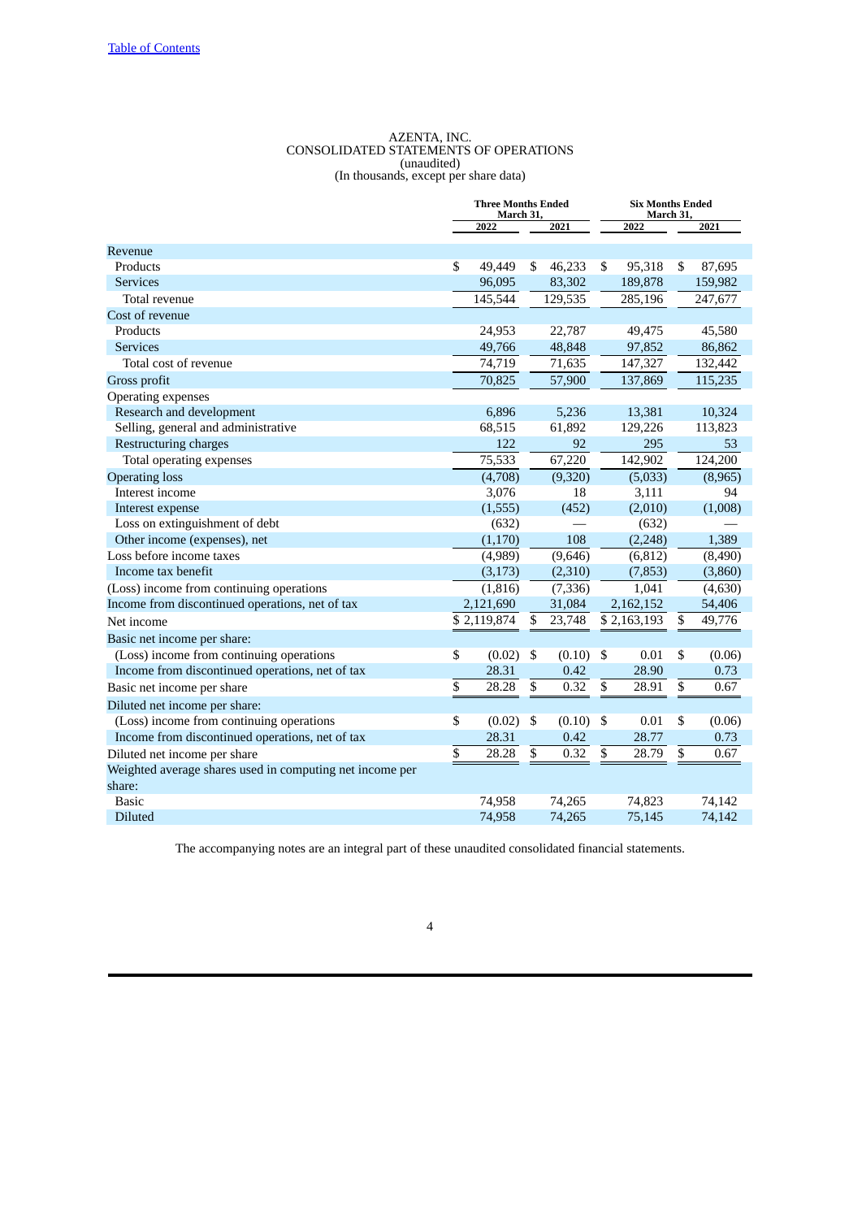AZENTA, INC.
CONSOLIDATED STATEMENTS OF OPERATIONS
(unaudited)
(In thousands, except per share data)

| | Three Months Ended March 31, | | Six Months Ended March 31, | |
|---|---|---|---|---|
| | 2022 | 2021 | 2022 | 2021 |
| Revenue | | | | |
| Products | $ 49,449 | $ 46,233 | $ 95,318 | $ 87,695 |
| Services | 96,095 | 83,302 | 189,878 | 159,982 |
| Total revenue | 145,544 | 129,535 | 285,196 | 247,677 |
| Cost of revenue | | | | |
| Products | 24,953 | 22,787 | 49,475 | 45,580 |
| Services | 49,766 | 48,848 | 97,852 | 86,862 |
| Total cost of revenue | 74,719 | 71,635 | 147,327 | 132,442 |
| Gross profit | 70,825 | 57,900 | 137,869 | 115,235 |
| Operating expenses | | | | |
| Research and development | 6,896 | 5,236 | 13,381 | 10,324 |
| Selling, general and administrative | 68,515 | 61,892 | 129,226 | 113,823 |
| Restructuring charges | 122 | 92 | 295 | 53 |
| Total operating expenses | 75,533 | 67,220 | 142,902 | 124,200 |
| Operating loss | (4,708) | (9,320) | (5,033) | (8,965) |
| Interest income | 3,076 | 18 | 3,111 | 94 |
| Interest expense | (1,555) | (452) | (2,010) | (1,008) |
| Loss on extinguishment of debt | (632) | — | (632) | — |
| Other income (expenses), net | (1,170) | 108 | (2,248) | 1,389 |
| Loss before income taxes | (4,989) | (9,646) | (6,812) | (8,490) |
| Income tax benefit | (3,173) | (2,310) | (7,853) | (3,860) |
| (Loss) income from continuing operations | (1,816) | (7,336) | 1,041 | (4,630) |
| Income from discontinued operations, net of tax | 2,121,690 | 31,084 | 2,162,152 | 54,406 |
| Net income | $ 2,119,874 | $ 23,748 | $ 2,163,193 | $ 49,776 |
| Basic net income per share: | | | | |
| (Loss) income from continuing operations | $ (0.02) | $ (0.10) | $ 0.01 | $ (0.06) |
| Income from discontinued operations, net of tax | 28.31 | 0.42 | 28.90 | 0.73 |
| Basic net income per share | $ 28.28 | $ 0.32 | $ 28.91 | $ 0.67 |
| Diluted net income per share: | | | | |
| (Loss) income from continuing operations | $ (0.02) | $ (0.10) | $ 0.01 | $ (0.06) |
| Income from discontinued operations, net of tax | 28.31 | 0.42 | 28.77 | 0.73 |
| Diluted net income per share | $ 28.28 | $ 0.32 | $ 28.79 | $ 0.67 |
| Weighted average shares used in computing net income per share: | | | | |
| Basic | 74,958 | 74,265 | 74,823 | 74,142 |
| Diluted | 74,958 | 74,265 | 75,145 | 74,142 |

The accompanying notes are an integral part of these unaudited consolidated financial statements.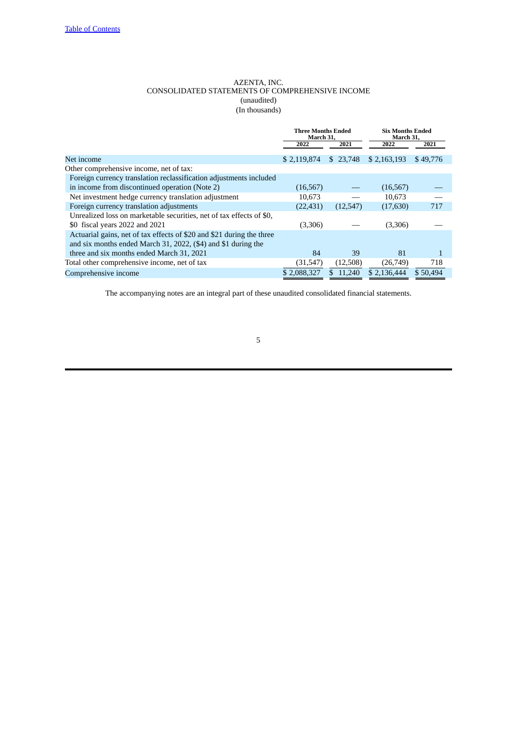AZENTA, INC.
CONSOLIDATED STATEMENTS OF COMPREHENSIVE INCOME
(unaudited)
(In thousands)

| | Three Months Ended March 31, | | Six Months Ended March 31, | |
|---|---|---|---|---|
| | 2022 | 2021 | 2022 | 2021 |
| Net income | $ 2,119,874 | $ 23,748 | $ 2,163,193 | $ 49,776 |
| Other comprehensive income, net of tax: | | | | |
| Foreign currency translation reclassification adjustments included in income from discontinued operation (Note 2) | (16,567) | — | (16,567) | — |
| Net investment hedge currency translation adjustment | 10,673 | — | 10,673 | — |
| Foreign currency translation adjustments | (22,431) | (12,547) | (17,630) | 717 |
| Unrealized loss on marketable securities, net of tax effects of $0, $0 fiscal years 2022 and 2021 | (3,306) | — | (3,306) | — |
| Actuarial gains, net of tax effects of $20 and $21 during the three and six months ended March 31, 2022, ($4) and $1 during the three and six months ended March 31, 2021 | 84 | 39 | 81 | 1 |
| Total other comprehensive income, net of tax | (31,547) | (12,508) | (26,749) | 718 |
| Comprehensive income | $ 2,088,327 | $ 11,240 | $ 2,136,444 | $ 50,494 |

The accompanying notes are an integral part of these unaudited consolidated financial statements.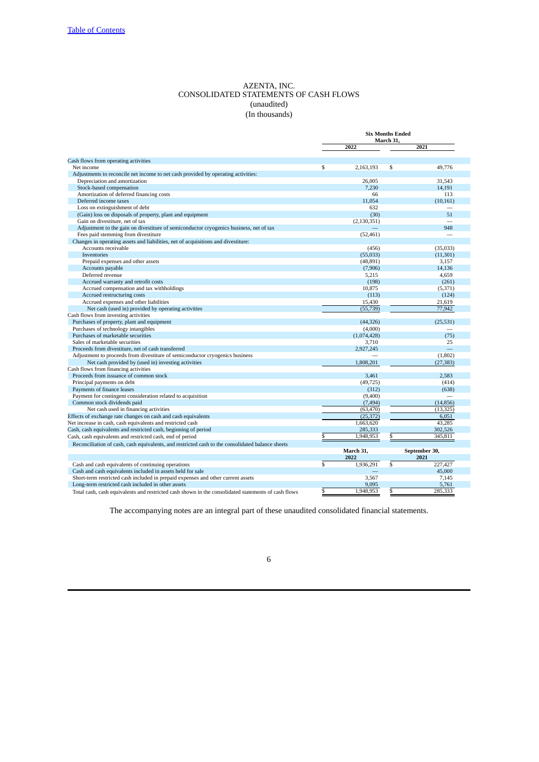[Table of Contents]

# AZENTA, INC.
## CONSOLIDATED STATEMENTS OF CASH FLOWS
(unaudited)
(In thousands)

| | Six Months Ended March 31, | |
|---|---|---|
| | 2022 | 2021 |
| **Cash flows from operating activities** | | |
| Net income | $ 2,163,193 | $ 49,776 |
| Adjustments to reconcile net income to net cash provided by operating activities: | | |
| Depreciation and amortization | 26,005 | 31,543 |
| Stock-based compensation | 7,230 | 14,191 |
| Amortization of deferred financing costs | 66 | 113 |
| Deferred income taxes | 11,054 | (10,161) |
| Loss on extinguishment of debt | 632 | — |
| (Gain) loss on disposals of property, plant and equipment | (30) | 51 |
| Gain on divestiture, net of tax | (2,130,351) | — |
| Adjustment to the gain on divestiture of semiconductor cryogenics business, net of tax | — | 948 |
| Fees paid stemming from divestiture | (52,461) | — |
| Changes in operating assets and liabilities, net of acquisitions and divestiture: | | |
| Accounts receivable | (456) | (35,033) |
| Inventories | (55,033) | (11,301) |
| Prepaid expenses and other assets | (48,891) | 3,157 |
| Accounts payable | (7,906) | 14,136 |
| Deferred revenue | 5,215 | 4,659 |
| Accrued warranty and retrofit costs | (198) | (261) |
| Accrued compensation and tax withholdings | 10,875 | (5,371) |
| Accrued restructuring costs | (113) | (124) |
| Accrued expenses and other liabilities | 15,430 | 21,619 |
| Net cash (used in) provided by operating activities | (55,739) | 77,942 |
| **Cash flows from investing activities** | | |
| Purchases of property, plant and equipment | (44,326) | (25,531) |
| Purchases of technology intangibles | (4,000) | — |
| Purchases of marketable securities | (1,074,428) | (75) |
| Sales of marketable securities | 3,710 | 25 |
| Proceeds from divestiture, net of cash transferred | 2,927,245 | — |
| Adjustment to proceeds from divestiture of semiconductor cryogenics business | — | (1,802) |
| Net cash provided by (used in) investing activities | 1,808,201 | (27,383) |
| **Cash flows from financing activities** | | |
| Proceeds from issuance of common stock | 3,461 | 2,583 |
| Principal payments on debt | (49,725) | (414) |
| Payments of finance leases | (312) | (638) |
| Payment for contingent consideration related to acquisition | (9,400) | — |
| Common stock dividends paid | (7,494) | (14,856) |
| Net cash used in financing activities | (63,470) | (13,325) |
| Effects of exchange rate changes on cash and cash equivalents | (25,372) | 6,051 |
| Net increase in cash, cash equivalents and restricted cash | 1,663,620 | 43,285 |
| Cash, cash equivalents and restricted cash, beginning of period | 285,333 | 302,526 |
| Cash, cash equivalents and restricted cash, end of period | $ 1,948,953 | $ 345,811 |

Reconciliation of cash, cash equivalents, and restricted cash to the consolidated balance sheets

| | March 31, 2022 | September 30, 2021 |
|---|---|---|
| Cash and cash equivalents of continuing operations | $ 1,936,291 | $ 227,427 |
| Cash and cash equivalents included in assets held for sale | — | 45,000 |
| Short-term restricted cash included in prepaid expenses and other current assets | 3,567 | 7,145 |
| Long-term restricted cash included in other assets | 9,095 | 5,761 |
| Total cash, cash equivalents and restricted cash shown in the consolidated statements of cash flows | $ 1,948,953 | $ 285,333 |

The accompanying notes are an integral part of these unaudited consolidated financial statements.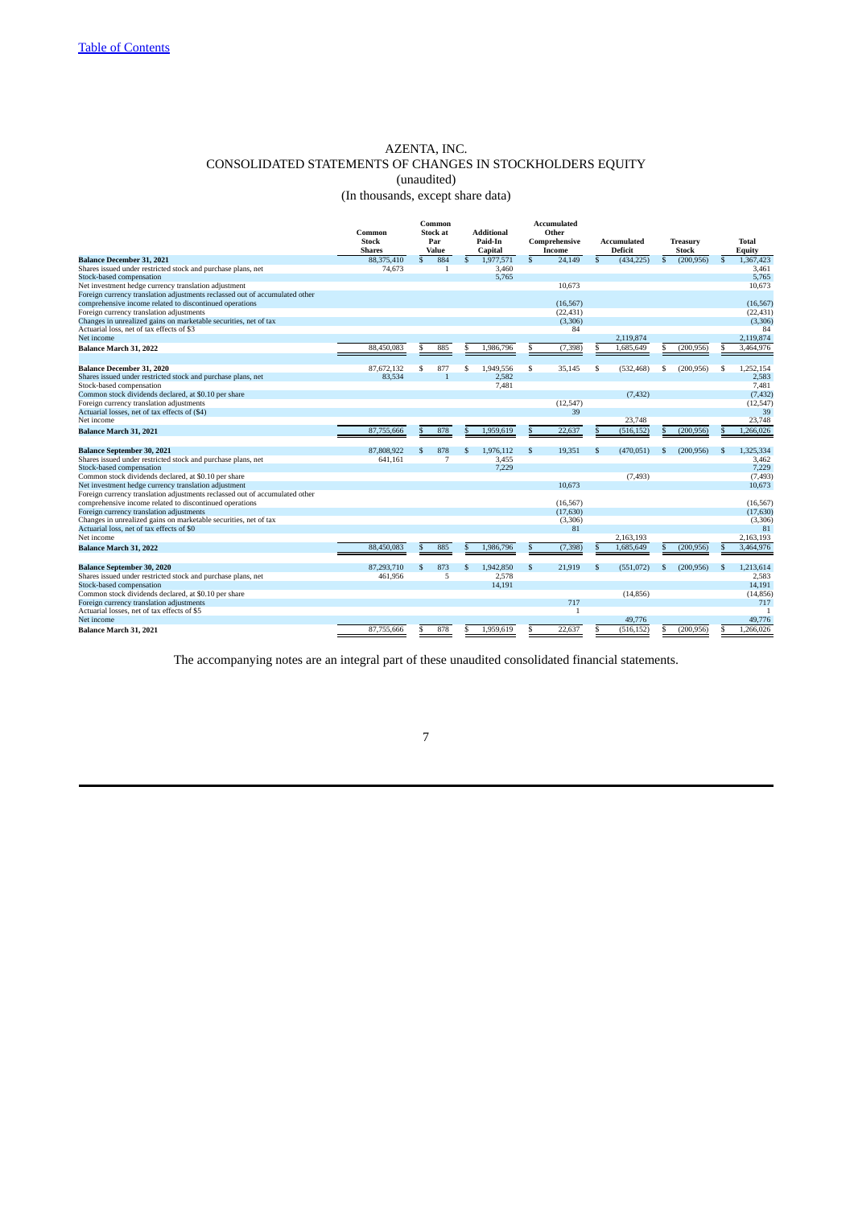[Table of Contents](#)

# AZENTA, INC.
## CONSOLIDATED STATEMENTS OF CHANGES IN STOCKHOLDERS EQUITY
### (unaudited)
### (In thousands, except share data)

| | Common Stock Shares | Common Stock at Par Value | Additional Paid-In Capital | Accumulated Other Comprehensive Income | Accumulated Deficit | Treasury Stock | Total Equity |
|---|---|---|---|---|---|---|---|
| **Balance December 31, 2021** | 88,375,410 | $ 884 | $ 1,977,571 | $ 24,149 | $ (434,225) | $ (200,956) | $ 1,367,423 |
| Shares issued under restricted stock and purchase plans, net | 74,673 | 1 | 3,460 | | | | 3,461 |
| Stock-based compensation | | | 5,765 | | | | 5,765 |
| Net investment hedge currency translation adjustment | | | | 10,673 | | | 10,673 |
| Foreign currency translation adjustments reclassed out of accumulated other comprehensive income related to discontinued operations | | | | (16,567) | | | (16,567) |
| Foreign currency translation adjustments | | | | (22,431) | | | (22,431) |
| Changes in unrealized gains on marketable securities, net of tax | | | | (3,306) | | | (3,306) |
| Actuarial loss, net of tax effects of $3 | | | | 84 | | | 84 |
| Net income | | | | | 2,119,874 | | 2,119,874 |
| **Balance March 31, 2022** | 88,450,083 | $ 885 | $ 1,986,796 | $ (7,398) | $ 1,685,649 | $ (200,956) | $ 3,464,976 |
| | | | | | | | |
| **Balance December 31, 2020** | 87,672,132 | $ 877 | $ 1,949,556 | $ 35,145 | $ (532,468) | $ (200,956) | $ 1,252,154 |
| Shares issued under restricted stock and purchase plans, net | 83,534 | 1 | 2,582 | | | | 2,583 |
| Stock-based compensation | | | 7,481 | | | | 7,481 |
| Common stock dividends declared, at $0.10 per share | | | | | (7,432) | | (7,432) |
| Foreign currency translation adjustments | | | | (12,547) | | | (12,547) |
| Actuarial losses, net of tax effects of ($4) | | | | 39 | | | 39 |
| Net income | | | | | 23,748 | | 23,748 |
| **Balance March 31, 2021** | 87,755,666 | $ 878 | $ 1,959,619 | $ 22,637 | $ (516,152) | $ (200,956) | $ 1,266,026 |
| | | | | | | | |
| **Balance September 30, 2021** | 87,808,922 | $ 878 | $ 1,976,112 | $ 19,351 | $ (470,051) | $ (200,956) | $ 1,325,334 |
| Shares issued under restricted stock and purchase plans, net | 641,161 | 7 | 3,455 | | | | 3,462 |
| Stock-based compensation | | | 7,229 | | | | 7,229 |
| Common stock dividends declared, at $0.10 per share | | | | | (7,493) | | (7,493) |
| Net investment hedge currency translation adjustment | | | | 10,673 | | | 10,673 |
| Foreign currency translation adjustments reclassed out of accumulated other comprehensive income related to discontinued operations | | | | (16,567) | | | (16,567) |
| Foreign currency translation adjustments | | | | (17,630) | | | (17,630) |
| Changes in unrealized gains on marketable securities, net of tax | | | | (3,306) | | | (3,306) |
| Actuarial loss, net of tax effects of $0 | | | | 81 | | | 81 |
| Net income | | | | | 2,163,193 | | 2,163,193 |
| **Balance March 31, 2022** | 88,450,083 | $ 885 | $ 1,986,796 | $ (7,398) | $ 1,685,649 | $ (200,956) | $ 3,464,976 |
| | | | | | | | |
| **Balance September 30, 2020** | 87,293,710 | $ 873 | $ 1,942,850 | $ 21,919 | $ (551,072) | $ (200,956) | $ 1,213,614 |
| Shares issued under restricted stock and purchase plans, net | 461,956 | 5 | 2,578 | | | | 2,583 |
| Stock-based compensation | | | 14,191 | | | | 14,191 |
| Common stock dividends declared, at $0.10 per share | | | | | (14,856) | | (14,856) |
| Foreign currency translation adjustments | | | | 717 | | | 717 |
| Actuarial losses, net of tax effects of $5 | | | | 1 | | | 1 |
| Net income | | | | | 49,776 | | 49,776 |
| **Balance March 31, 2021** | 87,755,666 | $ 878 | $ 1,959,619 | $ 22,637 | $ (516,152) | $ (200,956) | $ 1,266,026 |

The accompanying notes are an integral part of these unaudited consolidated financial statements.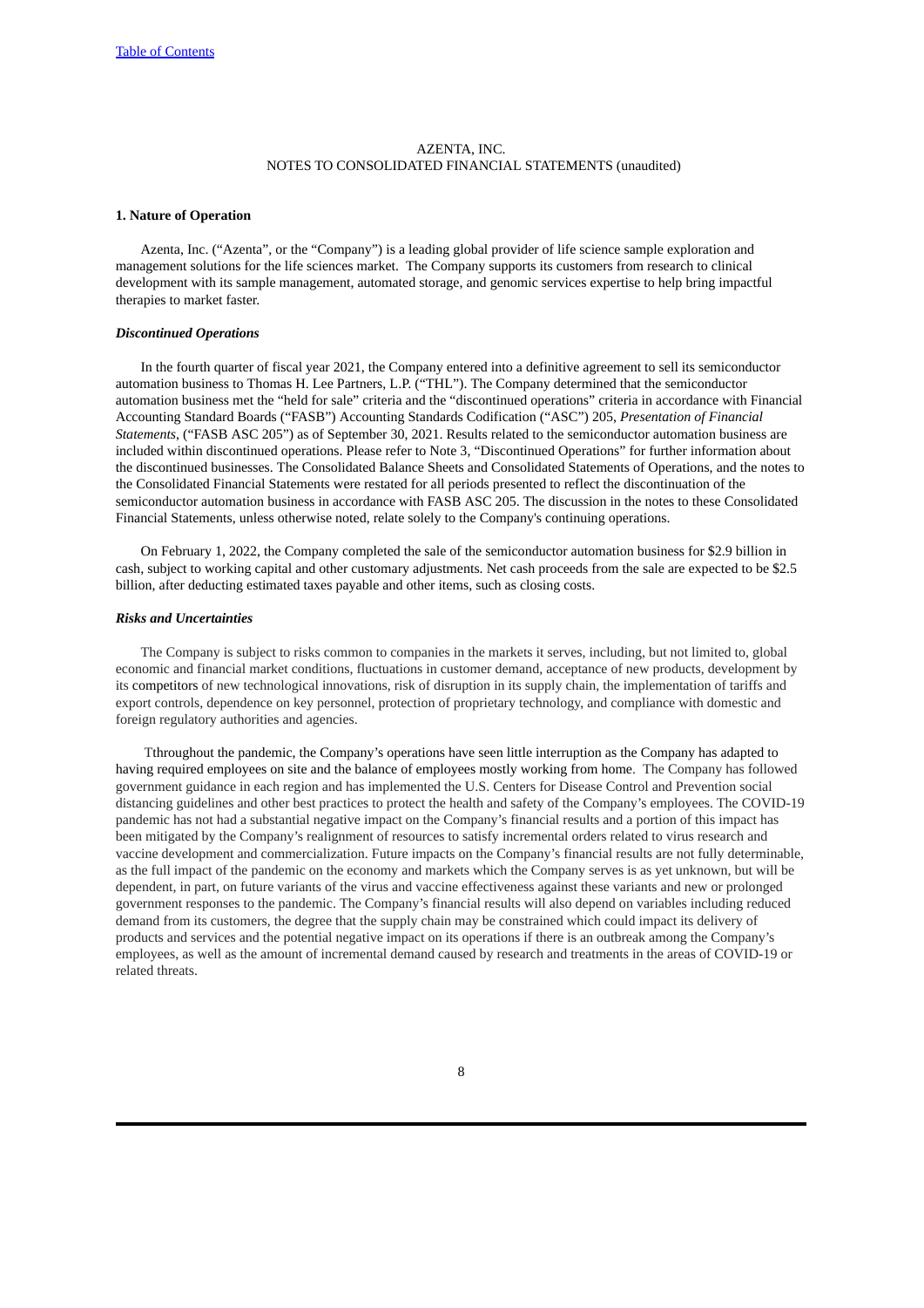[Table of Contents](#)

AZENTA, INC.
NOTES TO CONSOLIDATED FINANCIAL STATEMENTS (unaudited)

**1. Nature of Operation**

Azenta, Inc. ("Azenta", or the "Company") is a leading global provider of life science sample exploration and management solutions for the life sciences market. The Company supports its customers from research to clinical development with its sample management, automated storage, and genomic services expertise to help bring impactful therapies to market faster.

***Discontinued Operations***

In the fourth quarter of fiscal year 2021, the Company entered into a definitive agreement to sell its semiconductor automation business to Thomas H. Lee Partners, L.P. ("THL"). The Company determined that the semiconductor automation business met the "held for sale" criteria and the "discontinued operations" criteria in accordance with Financial Accounting Standard Boards ("FASB") Accounting Standards Codification ("ASC") 205, *Presentation of Financial Statements*, ("FASB ASC 205") as of September 30, 2021. Results related to the semiconductor automation business are included within discontinued operations. Please refer to Note 3, "Discontinued Operations" for further information about the discontinued businesses. The Consolidated Balance Sheets and Consolidated Statements of Operations, and the notes to the Consolidated Financial Statements were restated for all periods presented to reflect the discontinuation of the semiconductor automation business in accordance with FASB ASC 205. The discussion in the notes to these Consolidated Financial Statements, unless otherwise noted, relate solely to the Company's continuing operations.

On February 1, 2022, the Company completed the sale of the semiconductor automation business for $2.9 billion in cash, subject to working capital and other customary adjustments. Net cash proceeds from the sale are expected to be $2.5 billion, after deducting estimated taxes payable and other items, such as closing costs.

***Risks and Uncertainties***

The Company is subject to risks common to companies in the markets it serves, including, but not limited to, global economic and financial market conditions, fluctuations in customer demand, acceptance of new products, development by its competitors of new technological innovations, risk of disruption in its supply chain, the implementation of tariffs and export controls, dependence on key personnel, protection of proprietary technology, and compliance with domestic and foreign regulatory authorities and agencies.

Tthroughout the pandemic, the Company's operations have seen little interruption as the Company has adapted to having required employees on site and the balance of employees mostly working from home. The Company has followed government guidance in each region and has implemented the U.S. Centers for Disease Control and Prevention social distancing guidelines and other best practices to protect the health and safety of the Company's employees. The COVID-19 pandemic has not had a substantial negative impact on the Company's financial results and a portion of this impact has been mitigated by the Company's realignment of resources to satisfy incremental orders related to virus research and vaccine development and commercialization. Future impacts on the Company's financial results are not fully determinable, as the full impact of the pandemic on the economy and markets which the Company serves is as yet unknown, but will be dependent, in part, on future variants of the virus and vaccine effectiveness against these variants and new or prolonged government responses to the pandemic. The Company's financial results will also depend on variables including reduced demand from its customers, the degree that the supply chain may be constrained which could impact its delivery of products and services and the potential negative impact on its operations if there is an outbreak among the Company's employees, as well as the amount of incremental demand caused by research and treatments in the areas of COVID-19 or related threats.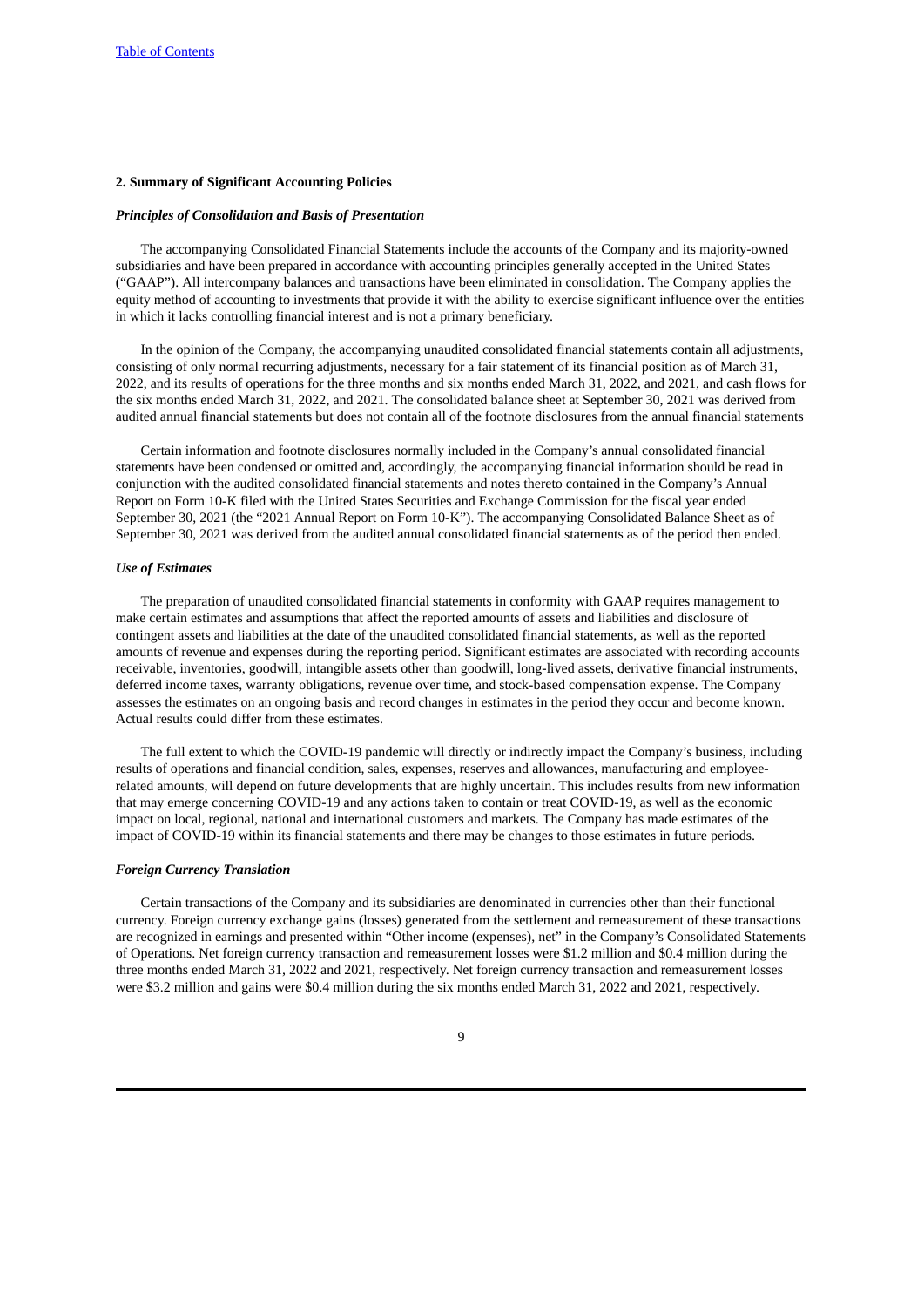## 2. Summary of Significant Accounting Policies

### *Principles of Consolidation and Basis of Presentation*

The accompanying Consolidated Financial Statements include the accounts of the Company and its majority-owned subsidiaries and have been prepared in accordance with accounting principles generally accepted in the United States ("GAAP"). All intercompany balances and transactions have been eliminated in consolidation. The Company applies the equity method of accounting to investments that provide it with the ability to exercise significant influence over the entities in which it lacks controlling financial interest and is not a primary beneficiary.

In the opinion of the Company, the accompanying unaudited consolidated financial statements contain all adjustments, consisting of only normal recurring adjustments, necessary for a fair statement of its financial position as of March 31, 2022, and its results of operations for the three months and six months ended March 31, 2022, and 2021, and cash flows for the six months ended March 31, 2022, and 2021. The consolidated balance sheet at September 30, 2021 was derived from audited annual financial statements but does not contain all of the footnote disclosures from the annual financial statements

Certain information and footnote disclosures normally included in the Company's annual consolidated financial statements have been condensed or omitted and, accordingly, the accompanying financial information should be read in conjunction with the audited consolidated financial statements and notes thereto contained in the Company's Annual Report on Form 10-K filed with the United States Securities and Exchange Commission for the fiscal year ended September 30, 2021 (the "2021 Annual Report on Form 10-K"). The accompanying Consolidated Balance Sheet as of September 30, 2021 was derived from the audited annual consolidated financial statements as of the period then ended.

### *Use of Estimates*

The preparation of unaudited consolidated financial statements in conformity with GAAP requires management to make certain estimates and assumptions that affect the reported amounts of assets and liabilities and disclosure of contingent assets and liabilities at the date of the unaudited consolidated financial statements, as well as the reported amounts of revenue and expenses during the reporting period. Significant estimates are associated with recording accounts receivable, inventories, goodwill, intangible assets other than goodwill, long-lived assets, derivative financial instruments, deferred income taxes, warranty obligations, revenue over time, and stock-based compensation expense. The Company assesses the estimates on an ongoing basis and record changes in estimates in the period they occur and become known. Actual results could differ from these estimates.

The full extent to which the COVID-19 pandemic will directly or indirectly impact the Company's business, including results of operations and financial condition, sales, expenses, reserves and allowances, manufacturing and employee-related amounts, will depend on future developments that are highly uncertain. This includes results from new information that may emerge concerning COVID-19 and any actions taken to contain or treat COVID-19, as well as the economic impact on local, regional, national and international customers and markets. The Company has made estimates of the impact of COVID-19 within its financial statements and there may be changes to those estimates in future periods.

### *Foreign Currency Translation*

Certain transactions of the Company and its subsidiaries are denominated in currencies other than their functional currency. Foreign currency exchange gains (losses) generated from the settlement and remeasurement of these transactions are recognized in earnings and presented within "Other income (expenses), net" in the Company's Consolidated Statements of Operations. Net foreign currency transaction and remeasurement losses were $1.2 million and $0.4 million during the three months ended March 31, 2022 and 2021, respectively. Net foreign currency transaction and remeasurement losses were $3.2 million and gains were $0.4 million during the six months ended March 31, 2022 and 2021, respectively.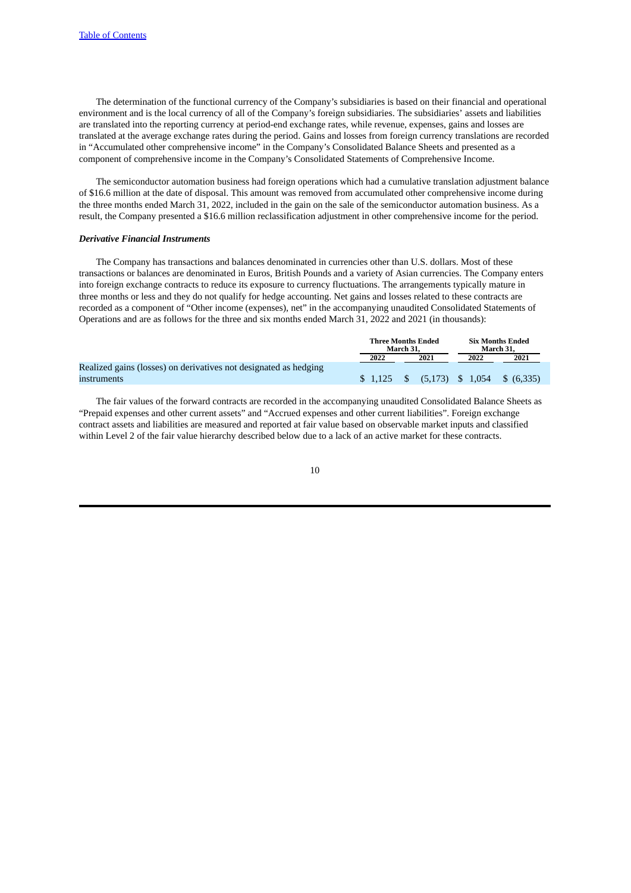The determination of the functional currency of the Company's subsidiaries is based on their financial and operational environment and is the local currency of all of the Company's foreign subsidiaries. The subsidiaries' assets and liabilities are translated into the reporting currency at period-end exchange rates, while revenue, expenses, gains and losses are translated at the average exchange rates during the period. Gains and losses from foreign currency translations are recorded in "Accumulated other comprehensive income" in the Company's Consolidated Balance Sheets and presented as a component of comprehensive income in the Company's Consolidated Statements of Comprehensive Income.

The semiconductor automation business had foreign operations which had a cumulative translation adjustment balance of $16.6 million at the date of disposal. This amount was removed from accumulated other comprehensive income during the three months ended March 31, 2022, included in the gain on the sale of the semiconductor automation business. As a result, the Company presented a $16.6 million reclassification adjustment in other comprehensive income for the period.

***Derivative Financial Instruments***

The Company has transactions and balances denominated in currencies other than U.S. dollars. Most of these transactions or balances are denominated in Euros, British Pounds and a variety of Asian currencies. The Company enters into foreign exchange contracts to reduce its exposure to currency fluctuations. The arrangements typically mature in three months or less and they do not qualify for hedge accounting. Net gains and losses related to these contracts are recorded as a component of "Other income (expenses), net" in the accompanying unaudited Consolidated Statements of Operations and are as follows for the three and six months ended March 31, 2022 and 2021 (in thousands):

| | Three Months Ended March 31, | | Six Months Ended March 31, | |
|---|---|---|---|---|
| | 2022 | 2021 | 2022 | 2021 |
| Realized gains (losses) on derivatives not designated as hedging instruments | $ 1,125 | $ (5,173) | $ 1,054 | $ (6,335) |

The fair values of the forward contracts are recorded in the accompanying unaudited Consolidated Balance Sheets as "Prepaid expenses and other current assets" and "Accrued expenses and other current liabilities". Foreign exchange contract assets and liabilities are measured and reported at fair value based on observable market inputs and classified within Level 2 of the fair value hierarchy described below due to a lack of an active market for these contracts.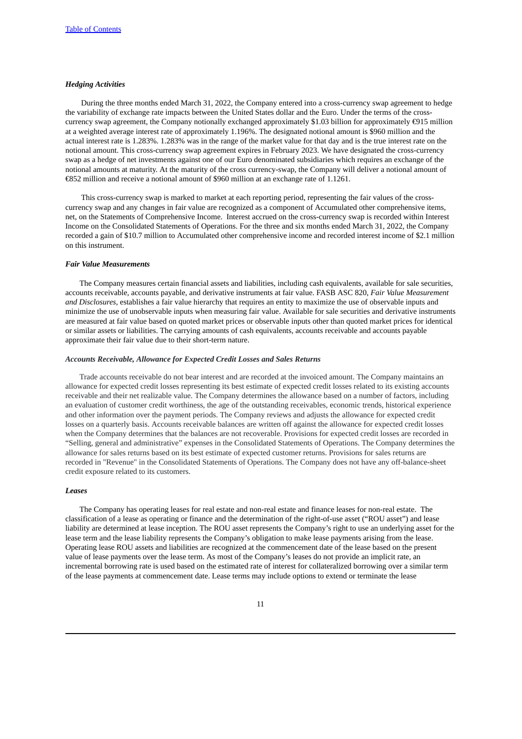*Hedging Activities*

During the three months ended March 31, 2022, the Company entered into a cross-currency swap agreement to hedge the variability of exchange rate impacts between the United States dollar and the Euro. Under the terms of the cross-currency swap agreement, the Company notionally exchanged approximately $1.03 billion for approximately €915 million at a weighted average interest rate of approximately 1.196%. The designated notional amount is $960 million and the actual interest rate is 1.283%. 1.283% was in the range of the market value for that day and is the true interest rate on the notional amount. This cross-currency swap agreement expires in February 2023. We have designated the cross-currency swap as a hedge of net investments against one of our Euro denominated subsidiaries which requires an exchange of the notional amounts at maturity. At the maturity of the cross currency-swap, the Company will deliver a notional amount of €852 million and receive a notional amount of $960 million at an exchange rate of 1.1261.

This cross-currency swap is marked to market at each reporting period, representing the fair values of the cross-currency swap and any changes in fair value are recognized as a component of Accumulated other comprehensive items, net, on the Statements of Comprehensive Income. Interest accrued on the cross-currency swap is recorded within Interest Income on the Consolidated Statements of Operations. For the three and six months ended March 31, 2022, the Company recorded a gain of $10.7 million to Accumulated other comprehensive income and recorded interest income of $2.1 million on this instrument.

*Fair Value Measurements*

The Company measures certain financial assets and liabilities, including cash equivalents, available for sale securities, accounts receivable, accounts payable, and derivative instruments at fair value. FASB ASC 820, *Fair Value Measurement and Disclosures*, establishes a fair value hierarchy that requires an entity to maximize the use of observable inputs and minimize the use of unobservable inputs when measuring fair value. Available for sale securities and derivative instruments are measured at fair value based on quoted market prices or observable inputs other than quoted market prices for identical or similar assets or liabilities. The carrying amounts of cash equivalents, accounts receivable and accounts payable approximate their fair value due to their short-term nature.

*Accounts Receivable, Allowance for Expected Credit Losses and Sales Returns*

Trade accounts receivable do not bear interest and are recorded at the invoiced amount. The Company maintains an allowance for expected credit losses representing its best estimate of expected credit losses related to its existing accounts receivable and their net realizable value. The Company determines the allowance based on a number of factors, including an evaluation of customer credit worthiness, the age of the outstanding receivables, economic trends, historical experience and other information over the payment periods. The Company reviews and adjusts the allowance for expected credit losses on a quarterly basis. Accounts receivable balances are written off against the allowance for expected credit losses when the Company determines that the balances are not recoverable. Provisions for expected credit losses are recorded in "Selling, general and administrative" expenses in the Consolidated Statements of Operations. The Company determines the allowance for sales returns based on its best estimate of expected customer returns. Provisions for sales returns are recorded in "Revenue" in the Consolidated Statements of Operations. The Company does not have any off-balance-sheet credit exposure related to its customers.

*Leases*

The Company has operating leases for real estate and non-real estate and finance leases for non-real estate. The classification of a lease as operating or finance and the determination of the right-of-use asset ("ROU asset") and lease liability are determined at lease inception. The ROU asset represents the Company's right to use an underlying asset for the lease term and the lease liability represents the Company's obligation to make lease payments arising from the lease. Operating lease ROU assets and liabilities are recognized at the commencement date of the lease based on the present value of lease payments over the lease term. As most of the Company's leases do not provide an implicit rate, an incremental borrowing rate is used based on the estimated rate of interest for collateralized borrowing over a similar term of the lease payments at commencement date. Lease terms may include options to extend or terminate the lease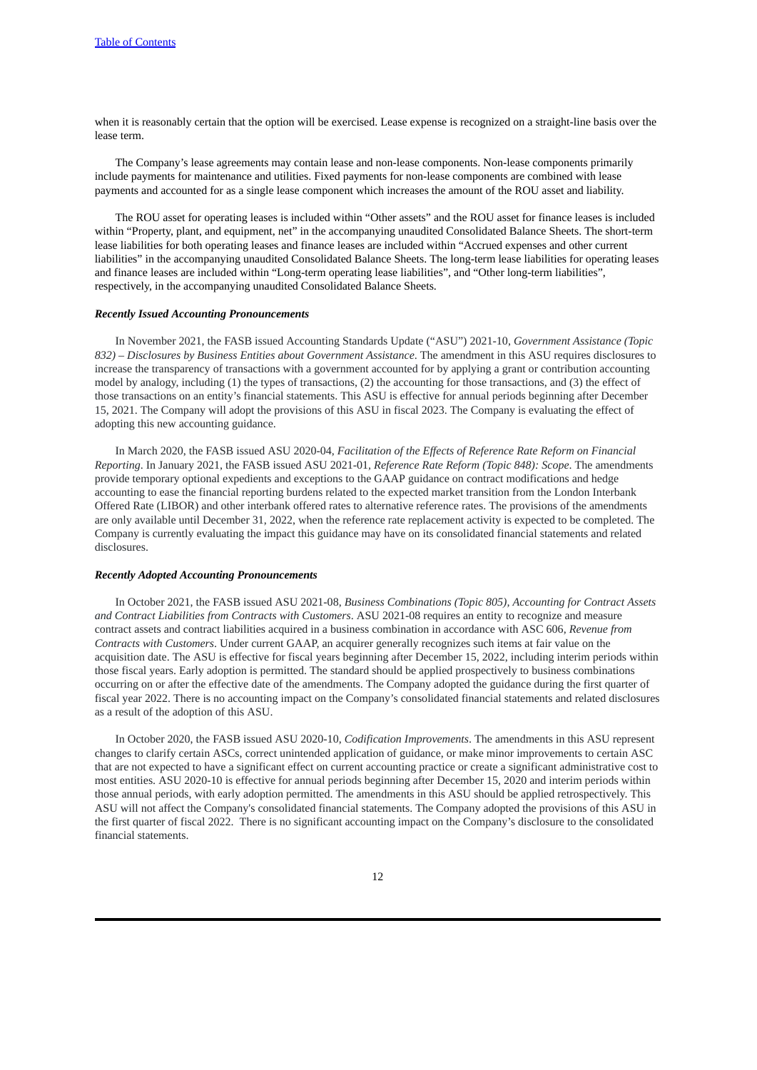when it is reasonably certain that the option will be exercised. Lease expense is recognized on a straight-line basis over the lease term.

The Company's lease agreements may contain lease and non-lease components. Non-lease components primarily include payments for maintenance and utilities. Fixed payments for non-lease components are combined with lease payments and accounted for as a single lease component which increases the amount of the ROU asset and liability.

The ROU asset for operating leases is included within "Other assets" and the ROU asset for finance leases is included within "Property, plant, and equipment, net" in the accompanying unaudited Consolidated Balance Sheets. The short-term lease liabilities for both operating leases and finance leases are included within "Accrued expenses and other current liabilities" in the accompanying unaudited Consolidated Balance Sheets. The long-term lease liabilities for operating leases and finance leases are included within "Long-term operating lease liabilities", and "Other long-term liabilities", respectively, in the accompanying unaudited Consolidated Balance Sheets.

***Recently Issued Accounting Pronouncements***

In November 2021, the FASB issued Accounting Standards Update ("ASU") 2021-10, *Government Assistance (Topic 832) – Disclosures by Business Entities about Government Assistance*. The amendment in this ASU requires disclosures to increase the transparency of transactions with a government accounted for by applying a grant or contribution accounting model by analogy, including (1) the types of transactions, (2) the accounting for those transactions, and (3) the effect of those transactions on an entity's financial statements. This ASU is effective for annual periods beginning after December 15, 2021. The Company will adopt the provisions of this ASU in fiscal 2023. The Company is evaluating the effect of adopting this new accounting guidance.

In March 2020, the FASB issued ASU 2020-04, *Facilitation of the Effects of Reference Rate Reform on Financial Reporting*. In January 2021, the FASB issued ASU 2021-01, *Reference Rate Reform (Topic 848): Scope*. The amendments provide temporary optional expedients and exceptions to the GAAP guidance on contract modifications and hedge accounting to ease the financial reporting burdens related to the expected market transition from the London Interbank Offered Rate (LIBOR) and other interbank offered rates to alternative reference rates. The provisions of the amendments are only available until December 31, 2022, when the reference rate replacement activity is expected to be completed. The Company is currently evaluating the impact this guidance may have on its consolidated financial statements and related disclosures.

***Recently Adopted Accounting Pronouncements***

In October 2021, the FASB issued ASU 2021-08, *Business Combinations (Topic 805), Accounting for Contract Assets and Contract Liabilities from Contracts with Customers*. ASU 2021-08 requires an entity to recognize and measure contract assets and contract liabilities acquired in a business combination in accordance with ASC 606, *Revenue from Contracts with Customers*. Under current GAAP, an acquirer generally recognizes such items at fair value on the acquisition date. The ASU is effective for fiscal years beginning after December 15, 2022, including interim periods within those fiscal years. Early adoption is permitted. The standard should be applied prospectively to business combinations occurring on or after the effective date of the amendments. The Company adopted the guidance during the first quarter of fiscal year 2022. There is no accounting impact on the Company's consolidated financial statements and related disclosures as a result of the adoption of this ASU.

In October 2020, the FASB issued ASU 2020-10, *Codification Improvements*. The amendments in this ASU represent changes to clarify certain ASCs, correct unintended application of guidance, or make minor improvements to certain ASC that are not expected to have a significant effect on current accounting practice or create a significant administrative cost to most entities. ASU 2020-10 is effective for annual periods beginning after December 15, 2020 and interim periods within those annual periods, with early adoption permitted. The amendments in this ASU should be applied retrospectively. This ASU will not affect the Company's consolidated financial statements. The Company adopted the provisions of this ASU in the first quarter of fiscal 2022. There is no significant accounting impact on the Company's disclosure to the consolidated financial statements.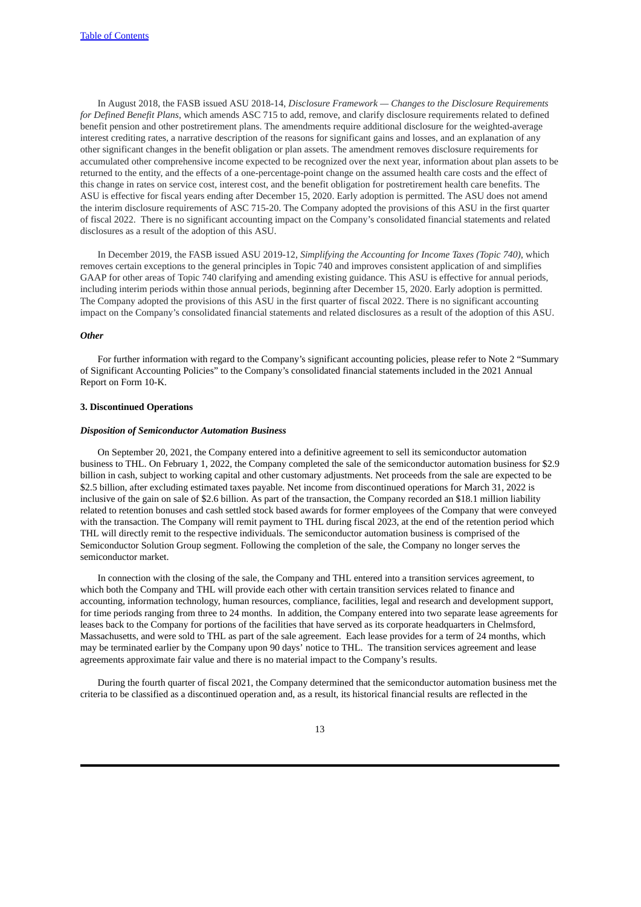In August 2018, the FASB issued ASU 2018-14, *Disclosure Framework — Changes to the Disclosure Requirements for Defined Benefit Plans*, which amends ASC 715 to add, remove, and clarify disclosure requirements related to defined benefit pension and other postretirement plans. The amendments require additional disclosure for the weighted-average interest crediting rates, a narrative description of the reasons for significant gains and losses, and an explanation of any other significant changes in the benefit obligation or plan assets. The amendment removes disclosure requirements for accumulated other comprehensive income expected to be recognized over the next year, information about plan assets to be returned to the entity, and the effects of a one-percentage-point change on the assumed health care costs and the effect of this change in rates on service cost, interest cost, and the benefit obligation for postretirement health care benefits. The ASU is effective for fiscal years ending after December 15, 2020. Early adoption is permitted. The ASU does not amend the interim disclosure requirements of ASC 715-20. The Company adopted the provisions of this ASU in the first quarter of fiscal 2022. There is no significant accounting impact on the Company's consolidated financial statements and related disclosures as a result of the adoption of this ASU.

In December 2019, the FASB issued ASU 2019-12, *Simplifying the Accounting for Income Taxes (Topic 740)*, which removes certain exceptions to the general principles in Topic 740 and improves consistent application of and simplifies GAAP for other areas of Topic 740 clarifying and amending existing guidance. This ASU is effective for annual periods, including interim periods within those annual periods, beginning after December 15, 2020. Early adoption is permitted. The Company adopted the provisions of this ASU in the first quarter of fiscal 2022. There is no significant accounting impact on the Company's consolidated financial statements and related disclosures as a result of the adoption of this ASU.

***Other***

For further information with regard to the Company's significant accounting policies, please refer to Note 2 "Summary of Significant Accounting Policies" to the Company's consolidated financial statements included in the 2021 Annual Report on Form 10-K.

### 3. Discontinued Operations

***Disposition of Semiconductor Automation Business***

On September 20, 2021, the Company entered into a definitive agreement to sell its semiconductor automation business to THL. On February 1, 2022, the Company completed the sale of the semiconductor automation business for $2.9 billion in cash, subject to working capital and other customary adjustments. Net proceeds from the sale are expected to be $2.5 billion, after excluding estimated taxes payable. Net income from discontinued operations for March 31, 2022 is inclusive of the gain on sale of $2.6 billion. As part of the transaction, the Company recorded an $18.1 million liability related to retention bonuses and cash settled stock based awards for former employees of the Company that were conveyed with the transaction. The Company will remit payment to THL during fiscal 2023, at the end of the retention period which THL will directly remit to the respective individuals. The semiconductor automation business is comprised of the Semiconductor Solution Group segment. Following the completion of the sale, the Company no longer serves the semiconductor market.

In connection with the closing of the sale, the Company and THL entered into a transition services agreement, to which both the Company and THL will provide each other with certain transition services related to finance and accounting, information technology, human resources, compliance, facilities, legal and research and development support, for time periods ranging from three to 24 months. In addition, the Company entered into two separate lease agreements for leases back to the Company for portions of the facilities that have served as its corporate headquarters in Chelmsford, Massachusetts, and were sold to THL as part of the sale agreement. Each lease provides for a term of 24 months, which may be terminated earlier by the Company upon 90 days' notice to THL. The transition services agreement and lease agreements approximate fair value and there is no material impact to the Company's results.

During the fourth quarter of fiscal 2021, the Company determined that the semiconductor automation business met the criteria to be classified as a discontinued operation and, as a result, its historical financial results are reflected in the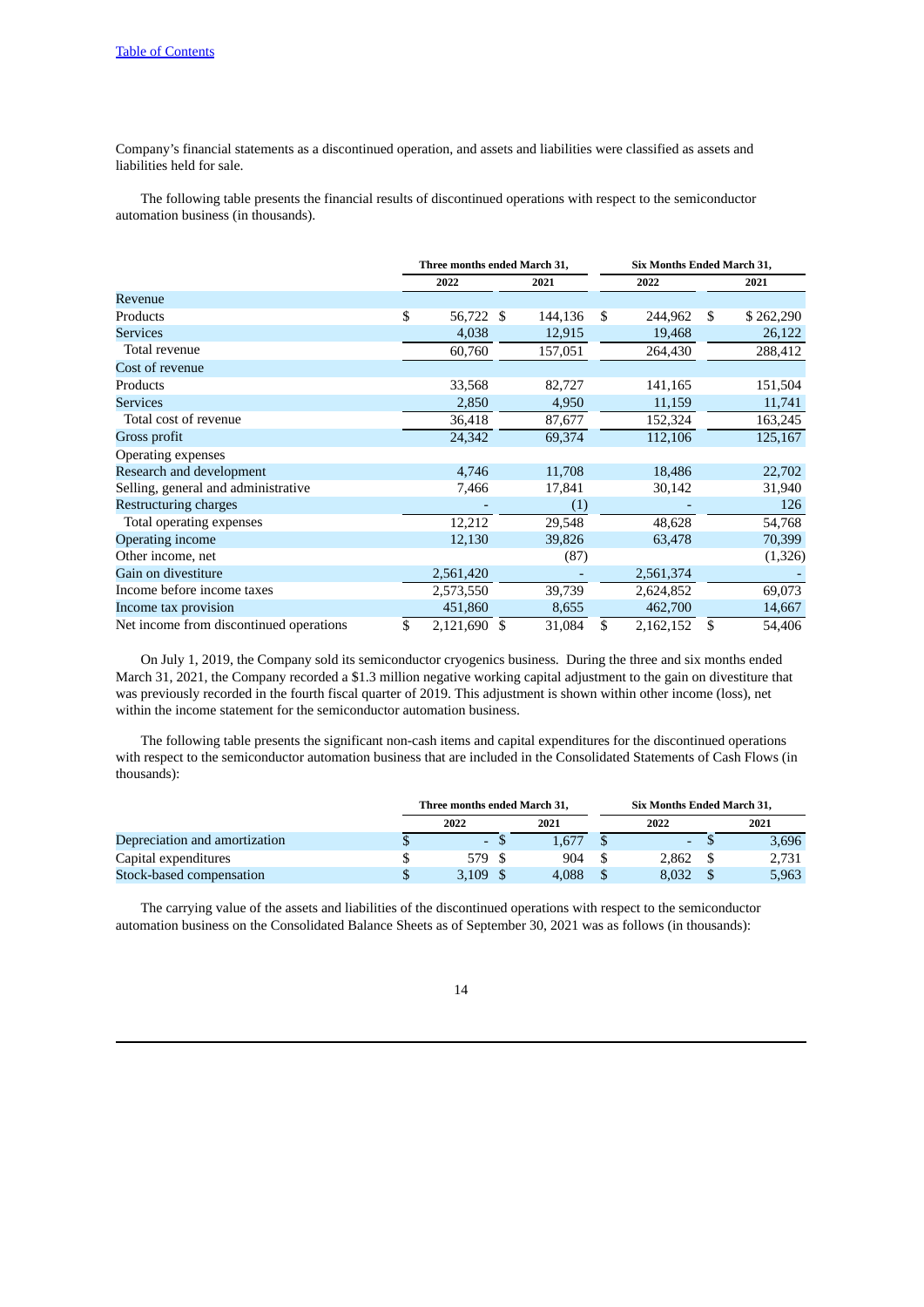Company's financial statements as a discontinued operation, and assets and liabilities were classified as assets and liabilities held for sale.

The following table presents the financial results of discontinued operations with respect to the semiconductor automation business (in thousands).

| | Three months ended March 31, | | Six Months Ended March 31, | |
|---|---|---|---|---|
| | 2022 | 2021 | 2022 | 2021 |
| Revenue | | | | |
| Products | $ 56,722 | $ 144,136 | $ 244,962 | $ 262,290 |
| Services | 4,038 | 12,915 | 19,468 | 26,122 |
| Total revenue | 60,760 | 157,051 | 264,430 | 288,412 |
| Cost of revenue | | | | |
| Products | 33,568 | 82,727 | 141,165 | 151,504 |
| Services | 2,850 | 4,950 | 11,159 | 11,741 |
| Total cost of revenue | 36,418 | 87,677 | 152,324 | 163,245 |
| Gross profit | 24,342 | 69,374 | 112,106 | 125,167 |
| Operating expenses | | | | |
| Research and development | 4,746 | 11,708 | 18,486 | 22,702 |
| Selling, general and administrative | 7,466 | 17,841 | 30,142 | 31,940 |
| Restructuring charges | - | (1) | - | 126 |
| Total operating expenses | 12,212 | 29,548 | 48,628 | 54,768 |
| Operating income | 12,130 | 39,826 | 63,478 | 70,399 |
| Other income, net | | (87) | | (1,326) |
| Gain on divestiture | 2,561,420 | - | 2,561,374 | - |
| Income before income taxes | 2,573,550 | 39,739 | 2,624,852 | 69,073 |
| Income tax provision | 451,860 | 8,655 | 462,700 | 14,667 |
| Net income from discontinued operations | $ 2,121,690 | $ 31,084 | $ 2,162,152 | $ 54,406 |

On July 1, 2019, the Company sold its semiconductor cryogenics business. During the three and six months ended March 31, 2021, the Company recorded a $1.3 million negative working capital adjustment to the gain on divestiture that was previously recorded in the fourth fiscal quarter of 2019. This adjustment is shown within other income (loss), net within the income statement for the semiconductor automation business.

The following table presents the significant non-cash items and capital expenditures for the discontinued operations with respect to the semiconductor automation business that are included in the Consolidated Statements of Cash Flows (in thousands):

| | Three months ended March 31, | | Six Months Ended March 31, | |
|---|---|---|---|---|
| | 2022 | 2021 | 2022 | 2021 |
| Depreciation and amortization | $ - | $ 1,677 | $ - | $ 3,696 |
| Capital expenditures | $ 579 | $ 904 | $ 2,862 | $ 2,731 |
| Stock-based compensation | $ 3,109 | $ 4,088 | $ 8,032 | $ 5,963 |

The carrying value of the assets and liabilities of the discontinued operations with respect to the semiconductor automation business on the Consolidated Balance Sheets as of September 30, 2021 was as follows (in thousands):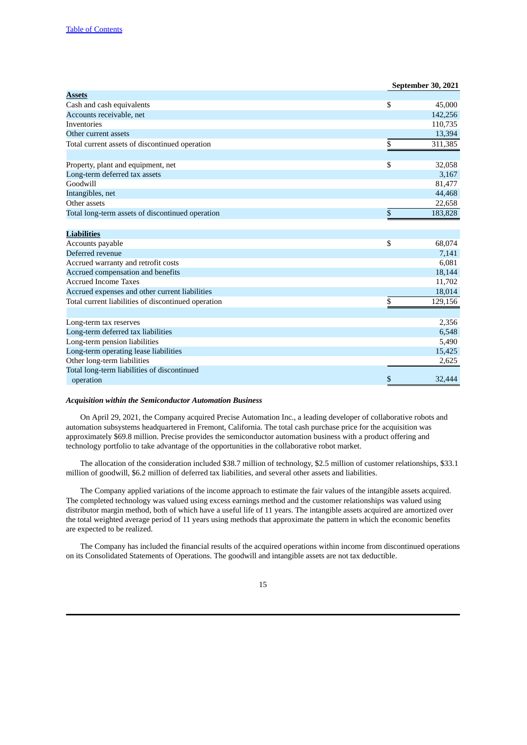| | September 30, 2021 |
|---|---|
| **Assets** | |
| Cash and cash equivalents | $ 45,000 |
| Accounts receivable, net | 142,256 |
| Inventories | 110,735 |
| Other current assets | 13,394 |
| Total current assets of discontinued operation | $ 311,385 |
| | |
| Property, plant and equipment, net | $ 32,058 |
| Long-term deferred tax assets | 3,167 |
| Goodwill | 81,477 |
| Intangibles, net | 44,468 |
| Other assets | 22,658 |
| Total long-term assets of discontinued operation | $ 183,828 |
| | |
| **Liabilities** | |
| Accounts payable | $ 68,074 |
| Deferred revenue | 7,141 |
| Accrued warranty and retrofit costs | 6,081 |
| Accrued compensation and benefits | 18,144 |
| Accrued Income Taxes | 11,702 |
| Accrued expenses and other current liabilities | 18,014 |
| Total current liabilities of discontinued operation | $ 129,156 |
| | |
| Long-term tax reserves | 2,356 |
| Long-term deferred tax liabilities | 6,548 |
| Long-term pension liabilities | 5,490 |
| Long-term operating lease liabilities | 15,425 |
| Other long-term liabilities | 2,625 |
| Total long-term liabilities of discontinued operation | $ 32,444 |

***Acquisition within the Semiconductor Automation Business***

On April 29, 2021, the Company acquired Precise Automation Inc., a leading developer of collaborative robots and automation subsystems headquartered in Fremont, California. The total cash purchase price for the acquisition was approximately $69.8 million. Precise provides the semiconductor automation business with a product offering and technology portfolio to take advantage of the opportunities in the collaborative robot market.

The allocation of the consideration included $38.7 million of technology, $2.5 million of customer relationships, $33.1 million of goodwill, $6.2 million of deferred tax liabilities, and several other assets and liabilities.

The Company applied variations of the income approach to estimate the fair values of the intangible assets acquired. The completed technology was valued using excess earnings method and the customer relationships was valued using distributor margin method, both of which have a useful life of 11 years. The intangible assets acquired are amortized over the total weighted average period of 11 years using methods that approximate the pattern in which the economic benefits are expected to be realized.

The Company has included the financial results of the acquired operations within income from discontinued operations on its Consolidated Statements of Operations. The goodwill and intangible assets are not tax deductible.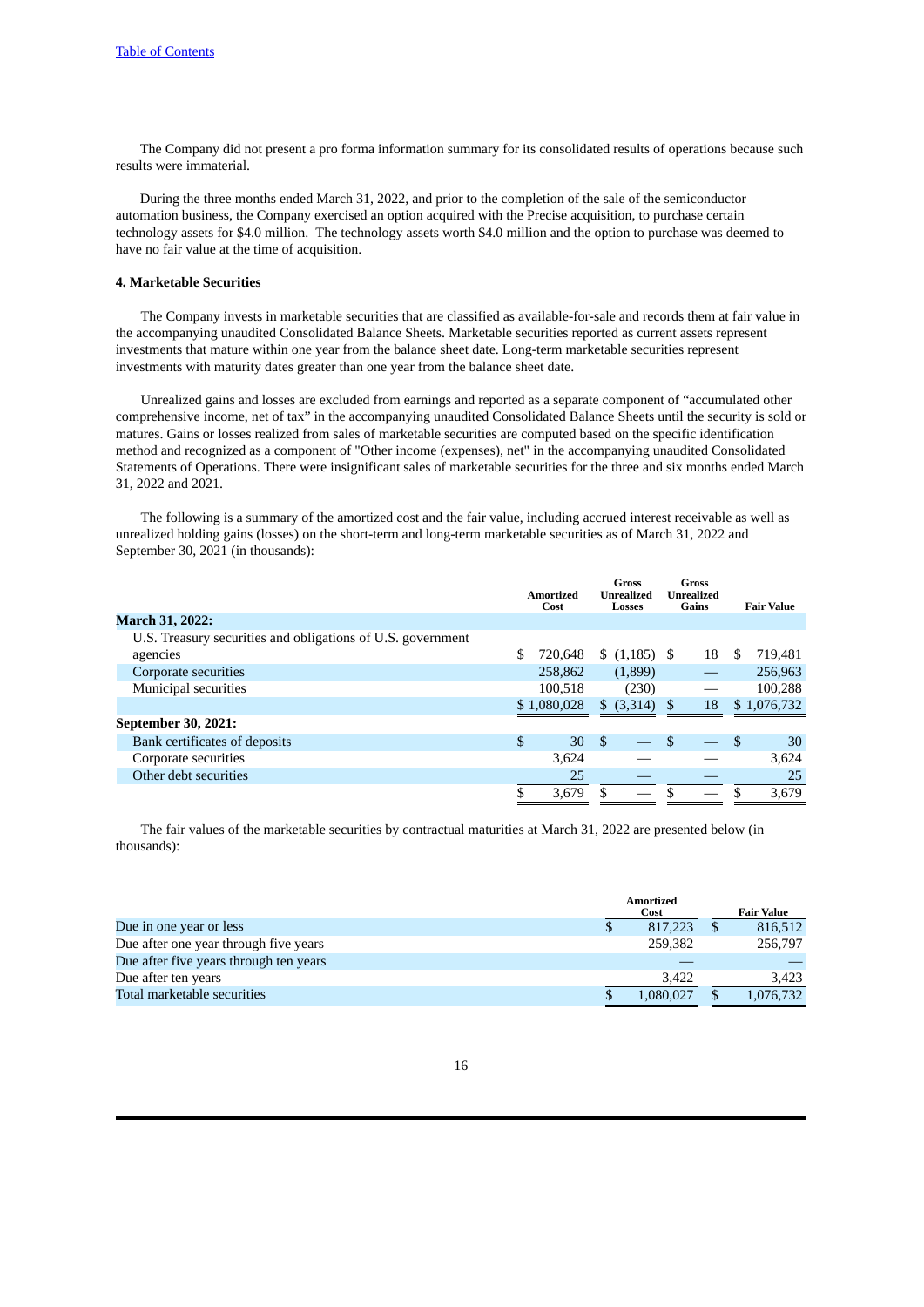The Company did not present a pro forma information summary for its consolidated results of operations because such results were immaterial.

During the three months ended March 31, 2022, and prior to the completion of the sale of the semiconductor automation business, the Company exercised an option acquired with the Precise acquisition, to purchase certain technology assets for $4.0 million. The technology assets worth $4.0 million and the option to purchase was deemed to have no fair value at the time of acquisition.

**4. Marketable Securities**

The Company invests in marketable securities that are classified as available-for-sale and records them at fair value in the accompanying unaudited Consolidated Balance Sheets. Marketable securities reported as current assets represent investments that mature within one year from the balance sheet date. Long-term marketable securities represent investments with maturity dates greater than one year from the balance sheet date.

Unrealized gains and losses are excluded from earnings and reported as a separate component of "accumulated other comprehensive income, net of tax" in the accompanying unaudited Consolidated Balance Sheets until the security is sold or matures. Gains or losses realized from sales of marketable securities are computed based on the specific identification method and recognized as a component of "Other income (expenses), net" in the accompanying unaudited Consolidated Statements of Operations. There were insignificant sales of marketable securities for the three and six months ended March 31, 2022 and 2021.

The following is a summary of the amortized cost and the fair value, including accrued interest receivable as well as unrealized holding gains (losses) on the short-term and long-term marketable securities as of March 31, 2022 and September 30, 2021 (in thousands):

| | Amortized Cost | Gross Unrealized Losses | Gross Unrealized Gains | Fair Value |
|---|---|---|---|---|
| **March 31, 2022:** | | | | |
| U.S. Treasury securities and obligations of U.S. government agencies | $ 720,648 | $ (1,185) | $ 18 | $ 719,481 |
| Corporate securities | 258,862 | (1,899) | — | 256,963 |
| Municipal securities | 100,518 | (230) | — | 100,288 |
| | $ 1,080,028 | $ (3,314) | $ 18 | $ 1,076,732 |
| **September 30, 2021:** | | | | |
| Bank certificates of deposits | $ 30 | $ — | $ — | $ 30 |
| Corporate securities | 3,624 | — | — | 3,624 |
| Other debt securities | 25 | — | — | 25 |
| | $ 3,679 | $ — | $ — | $ 3,679 |

The fair values of the marketable securities by contractual maturities at March 31, 2022 are presented below (in thousands):

| | Amortized Cost | Fair Value |
|---|---|---|
| Due in one year or less | $ 817,223 | $ 816,512 |
| Due after one year through five years | 259,382 | 256,797 |
| Due after five years through ten years | — | — |
| Due after ten years | 3,422 | 3,423 |
| Total marketable securities | $ 1,080,027 | $ 1,076,732 |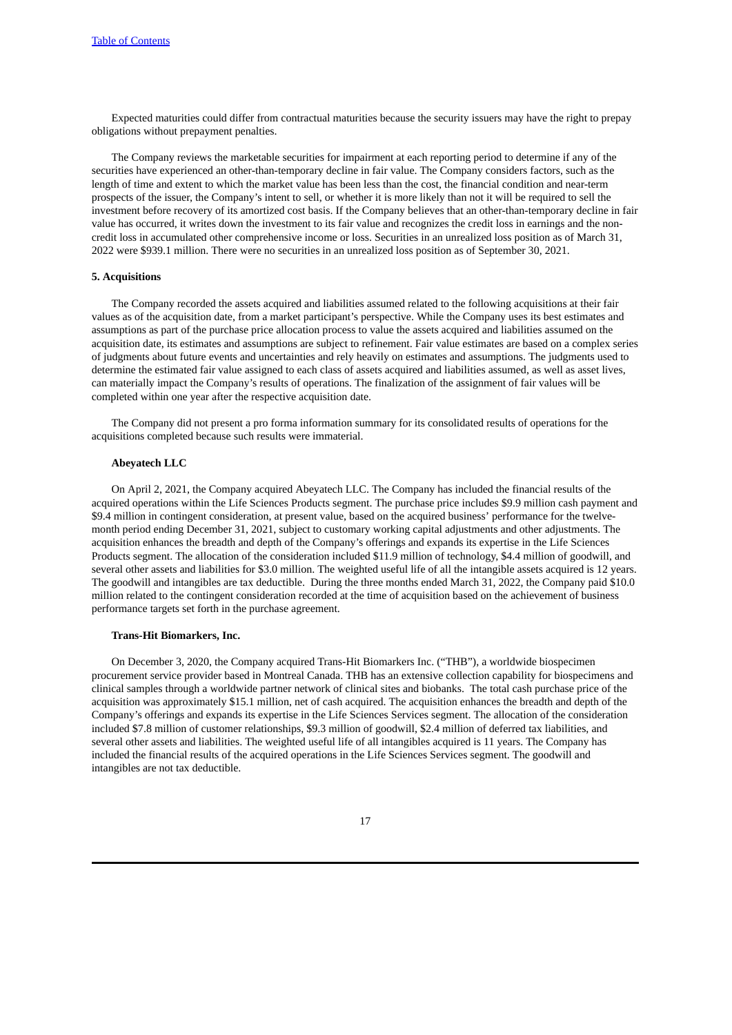Expected maturities could differ from contractual maturities because the security issuers may have the right to prepay obligations without prepayment penalties.

The Company reviews the marketable securities for impairment at each reporting period to determine if any of the securities have experienced an other-than-temporary decline in fair value. The Company considers factors, such as the length of time and extent to which the market value has been less than the cost, the financial condition and near-term prospects of the issuer, the Company's intent to sell, or whether it is more likely than not it will be required to sell the investment before recovery of its amortized cost basis. If the Company believes that an other-than-temporary decline in fair value has occurred, it writes down the investment to its fair value and recognizes the credit loss in earnings and the non-credit loss in accumulated other comprehensive income or loss. Securities in an unrealized loss position as of March 31, 2022 were $939.1 million. There were no securities in an unrealized loss position as of September 30, 2021.

**5. Acquisitions**

The Company recorded the assets acquired and liabilities assumed related to the following acquisitions at their fair values as of the acquisition date, from a market participant's perspective. While the Company uses its best estimates and assumptions as part of the purchase price allocation process to value the assets acquired and liabilities assumed on the acquisition date, its estimates and assumptions are subject to refinement. Fair value estimates are based on a complex series of judgments about future events and uncertainties and rely heavily on estimates and assumptions. The judgments used to determine the estimated fair value assigned to each class of assets acquired and liabilities assumed, as well as asset lives, can materially impact the Company's results of operations. The finalization of the assignment of fair values will be completed within one year after the respective acquisition date.

The Company did not present a pro forma information summary for its consolidated results of operations for the acquisitions completed because such results were immaterial.

**Abeyatech LLC**

On April 2, 2021, the Company acquired Abeyatech LLC. The Company has included the financial results of the acquired operations within the Life Sciences Products segment. The purchase price includes $9.9 million cash payment and $9.4 million in contingent consideration, at present value, based on the acquired business' performance for the twelve-month period ending December 31, 2021, subject to customary working capital adjustments and other adjustments. The acquisition enhances the breadth and depth of the Company's offerings and expands its expertise in the Life Sciences Products segment. The allocation of the consideration included $11.9 million of technology, $4.4 million of goodwill, and several other assets and liabilities for $3.0 million. The weighted useful life of all the intangible assets acquired is 12 years. The goodwill and intangibles are tax deductible. During the three months ended March 31, 2022, the Company paid $10.0 million related to the contingent consideration recorded at the time of acquisition based on the achievement of business performance targets set forth in the purchase agreement.

**Trans-Hit Biomarkers, Inc.**

On December 3, 2020, the Company acquired Trans-Hit Biomarkers Inc. ("THB"), a worldwide biospecimen procurement service provider based in Montreal Canada. THB has an extensive collection capability for biospecimens and clinical samples through a worldwide partner network of clinical sites and biobanks. The total cash purchase price of the acquisition was approximately $15.1 million, net of cash acquired. The acquisition enhances the breadth and depth of the Company's offerings and expands its expertise in the Life Sciences Services segment. The allocation of the consideration included $7.8 million of customer relationships, $9.3 million of goodwill, $2.4 million of deferred tax liabilities, and several other assets and liabilities. The weighted useful life of all intangibles acquired is 11 years. The Company has included the financial results of the acquired operations in the Life Sciences Services segment. The goodwill and intangibles are not tax deductible.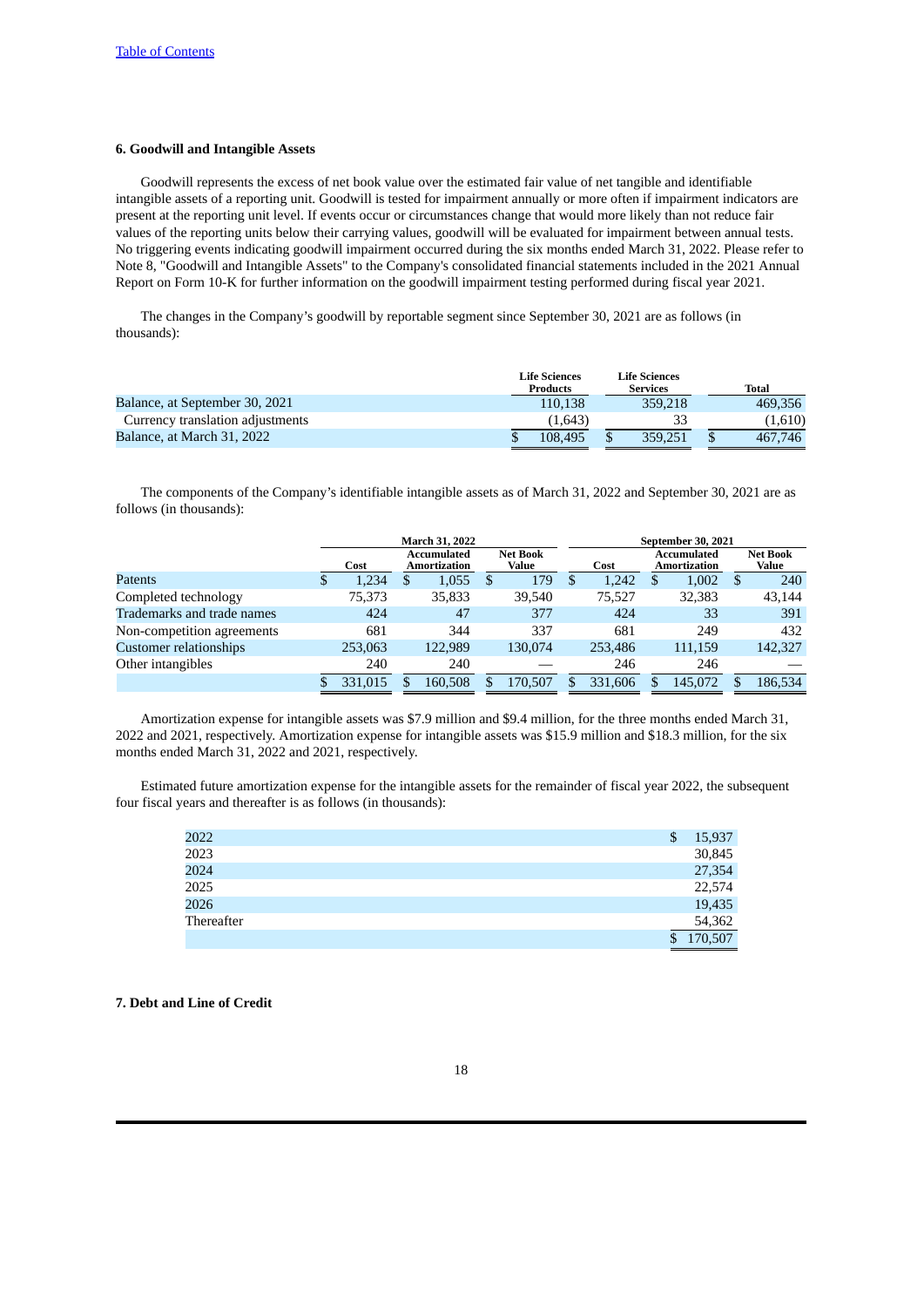### 6. Goodwill and Intangible Assets

Goodwill represents the excess of net book value over the estimated fair value of net tangible and identifiable intangible assets of a reporting unit. Goodwill is tested for impairment annually or more often if impairment indicators are present at the reporting unit level. If events occur or circumstances change that would more likely than not reduce fair values of the reporting units below their carrying values, goodwill will be evaluated for impairment between annual tests. No triggering events indicating goodwill impairment occurred during the six months ended March 31, 2022. Please refer to Note 8, "Goodwill and Intangible Assets" to the Company's consolidated financial statements included in the 2021 Annual Report on Form 10-K for further information on the goodwill impairment testing performed during fiscal year 2021.

The changes in the Company's goodwill by reportable segment since September 30, 2021 are as follows (in thousands):

| | Life Sciences Products | Life Sciences Services | Total |
|---|---|---|---|
| Balance, at September 30, 2021 | 110,138 | 359,218 | 469,356 |
| Currency translation adjustments | (1,643) | 33 | (1,610) |
| Balance, at March 31, 2022 | $ 108,495 | $ 359,251 | $ 467,746 |

The components of the Company's identifiable intangible assets as of March 31, 2022 and September 30, 2021 are as follows (in thousands):

| | March 31, 2022 | | | September 30, 2021 | | |
|---|---|---|---|---|---|---|
| | Cost | Accumulated Amortization | Net Book Value | Cost | Accumulated Amortization | Net Book Value |
| Patents | $ 1,234 | $ 1,055 | $ 179 | $ 1,242 | $ 1,002 | $ 240 |
| Completed technology | 75,373 | 35,833 | 39,540 | 75,527 | 32,383 | 43,144 |
| Trademarks and trade names | 424 | 47 | 377 | 424 | 33 | 391 |
| Non-competition agreements | 681 | 344 | 337 | 681 | 249 | 432 |
| Customer relationships | 253,063 | 122,989 | 130,074 | 253,486 | 111,159 | 142,327 |
| Other intangibles | 240 | 240 | — | 246 | 246 | — |
| | $ 331,015 | $ 160,508 | $ 170,507 | $ 331,606 | $ 145,072 | $ 186,534 |

Amortization expense for intangible assets was $7.9 million and $9.4 million, for the three months ended March 31, 2022 and 2021, respectively. Amortization expense for intangible assets was $15.9 million and $18.3 million, for the six months ended March 31, 2022 and 2021, respectively.

Estimated future amortization expense for the intangible assets for the remainder of fiscal year 2022, the subsequent four fiscal years and thereafter is as follows (in thousands):

| | |
|---|---|
| 2022 | $ 15,937 |
| 2023 | 30,845 |
| 2024 | 27,354 |
| 2025 | 22,574 |
| 2026 | 19,435 |
| Thereafter | 54,362 |
| | $ 170,507 |

### 7. Debt and Line of Credit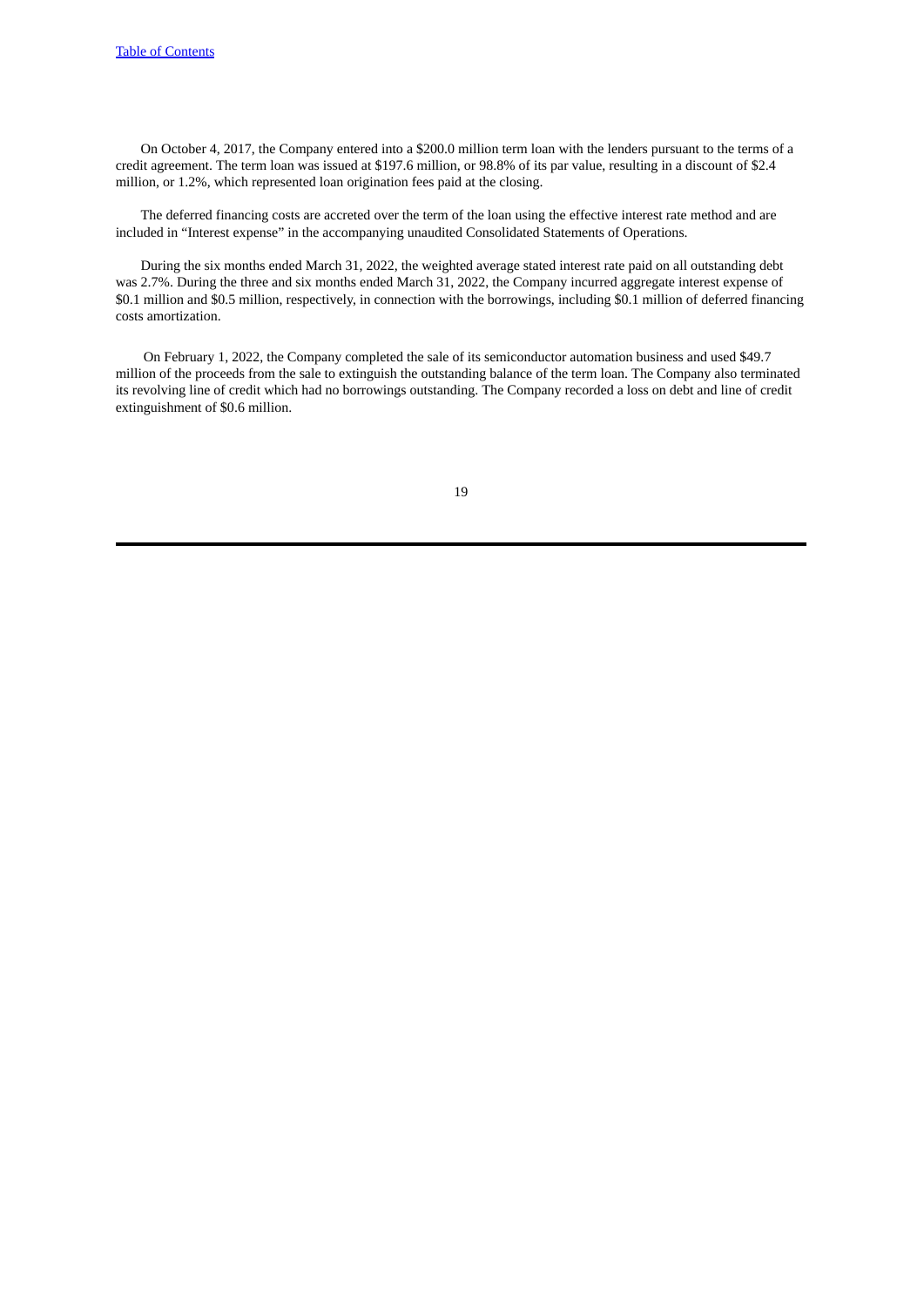On October 4, 2017, the Company entered into a $200.0 million term loan with the lenders pursuant to the terms of a credit agreement. The term loan was issued at $197.6 million, or 98.8% of its par value, resulting in a discount of $2.4 million, or 1.2%, which represented loan origination fees paid at the closing.

The deferred financing costs are accreted over the term of the loan using the effective interest rate method and are included in "Interest expense" in the accompanying unaudited Consolidated Statements of Operations.

During the six months ended March 31, 2022, the weighted average stated interest rate paid on all outstanding debt was 2.7%. During the three and six months ended March 31, 2022, the Company incurred aggregate interest expense of $0.1 million and $0.5 million, respectively, in connection with the borrowings, including $0.1 million of deferred financing costs amortization.

On February 1, 2022, the Company completed the sale of its semiconductor automation business and used $49.7 million of the proceeds from the sale to extinguish the outstanding balance of the term loan. The Company also terminated its revolving line of credit which had no borrowings outstanding. The Company recorded a loss on debt and line of credit extinguishment of $0.6 million.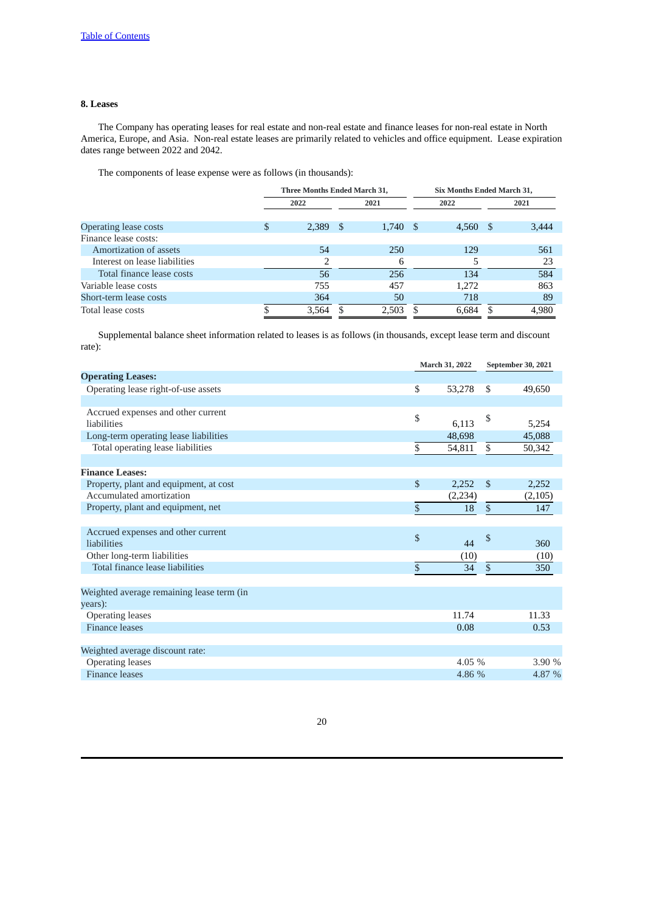## 8. Leases

The Company has operating leases for real estate and non-real estate and finance leases for non-real estate in North America, Europe, and Asia. Non-real estate leases are primarily related to vehicles and office equipment. Lease expiration dates range between 2022 and 2042.

The components of lease expense were as follows (in thousands):

| | Three Months Ended March 31, | | Six Months Ended March 31, | |
|---|---|---|---|---|
| | 2022 | 2021 | 2022 | 2021 |
| Operating lease costs | $ 2,389 | $ 1,740 | $ 4,560 | $ 3,444 |
| Finance lease costs: | | | | |
| Amortization of assets | 54 | 250 | 129 | 561 |
| Interest on lease liabilities | 2 | 6 | 5 | 23 |
| Total finance lease costs | 56 | 256 | 134 | 584 |
| Variable lease costs | 755 | 457 | 1,272 | 863 |
| Short-term lease costs | 364 | 50 | 718 | 89 |
| Total lease costs | $ 3,564 | $ 2,503 | $ 6,684 | $ 4,980 |

Supplemental balance sheet information related to leases is as follows (in thousands, except lease term and discount rate):

| | March 31, 2022 | September 30, 2021 |
|---|---|---|
| **Operating Leases:** | | |
| Operating lease right-of-use assets | $ 53,278 | $ 49,650 |
| | | |
| Accrued expenses and other current liabilities | $ 6,113 | $ 5,254 |
| Long-term operating lease liabilities | 48,698 | 45,088 |
| Total operating lease liabilities | $ 54,811 | $ 50,342 |
| | | |
| **Finance Leases:** | | |
| Property, plant and equipment, at cost | $ 2,252 | $ 2,252 |
| Accumulated amortization | (2,234) | (2,105) |
| Property, plant and equipment, net | $ 18 | $ 147 |
| | | |
| Accrued expenses and other current liabilities | $ 44 | $ 360 |
| Other long-term liabilities | (10) | (10) |
| Total finance lease liabilities | $ 34 | $ 350 |
| | | |
| Weighted average remaining lease term (in years): | | |
| Operating leases | 11.74 | 11.33 |
| Finance leases | 0.08 | 0.53 |
| | | |
| Weighted average discount rate: | | |
| Operating leases | 4.05 % | 3.90 % |
| Finance leases | 4.86 % | 4.87 % |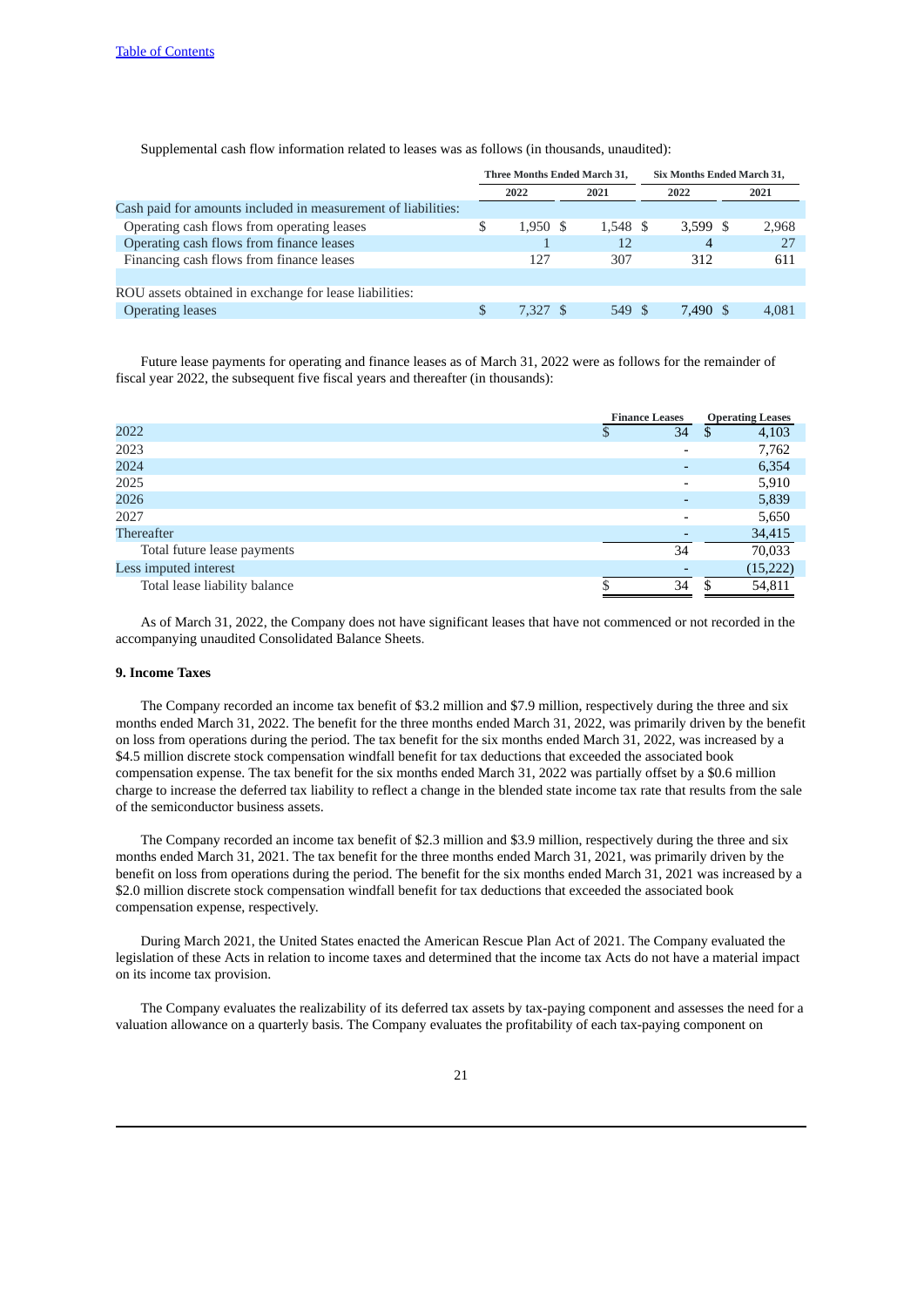Supplemental cash flow information related to leases was as follows (in thousands, unaudited):

| | Three Months Ended March 31, | | Six Months Ended March 31, | |
|---|---|---|---|---|
| | 2022 | 2021 | 2022 | 2021 |
| Cash paid for amounts included in measurement of liabilities: | | | | |
| Operating cash flows from operating leases | $ 1,950 | $ 1,548 | $ 3,599 | $ 2,968 |
| Operating cash flows from finance leases | 1 | 12 | 4 | 27 |
| Financing cash flows from finance leases | 127 | 307 | 312 | 611 |
| | | | | |
| ROU assets obtained in exchange for lease liabilities: | | | | |
| Operating leases | $ 7,327 | $ 549 | $ 7,490 | $ 4,081 |

Future lease payments for operating and finance leases as of March 31, 2022 were as follows for the remainder of fiscal year 2022, the subsequent five fiscal years and thereafter (in thousands):

| | Finance Leases | Operating Leases |
|---|---|---|
| 2022 | $ 34 | $ 4,103 |
| 2023 | - | 7,762 |
| 2024 | - | 6,354 |
| 2025 | - | 5,910 |
| 2026 | - | 5,839 |
| 2027 | - | 5,650 |
| Thereafter | - | 34,415 |
| Total future lease payments | 34 | 70,033 |
| Less imputed interest | - | (15,222) |
| Total lease liability balance | $ 34 | $ 54,811 |

As of March 31, 2022, the Company does not have significant leases that have not commenced or not recorded in the accompanying unaudited Consolidated Balance Sheets.

**9. Income Taxes**

The Company recorded an income tax benefit of $3.2 million and $7.9 million, respectively during the three and six months ended March 31, 2022. The benefit for the three months ended March 31, 2022, was primarily driven by the benefit on loss from operations during the period. The tax benefit for the six months ended March 31, 2022, was increased by a $4.5 million discrete stock compensation windfall benefit for tax deductions that exceeded the associated book compensation expense. The tax benefit for the six months ended March 31, 2022 was partially offset by a $0.6 million charge to increase the deferred tax liability to reflect a change in the blended state income tax rate that results from the sale of the semiconductor business assets.

The Company recorded an income tax benefit of $2.3 million and $3.9 million, respectively during the three and six months ended March 31, 2021. The tax benefit for the three months ended March 31, 2021, was primarily driven by the benefit on loss from operations during the period. The benefit for the six months ended March 31, 2021 was increased by a $2.0 million discrete stock compensation windfall benefit for tax deductions that exceeded the associated book compensation expense, respectively.

During March 2021, the United States enacted the American Rescue Plan Act of 2021. The Company evaluated the legislation of these Acts in relation to income taxes and determined that the income tax Acts do not have a material impact on its income tax provision.

The Company evaluates the realizability of its deferred tax assets by tax-paying component and assesses the need for a valuation allowance on a quarterly basis. The Company evaluates the profitability of each tax-paying component on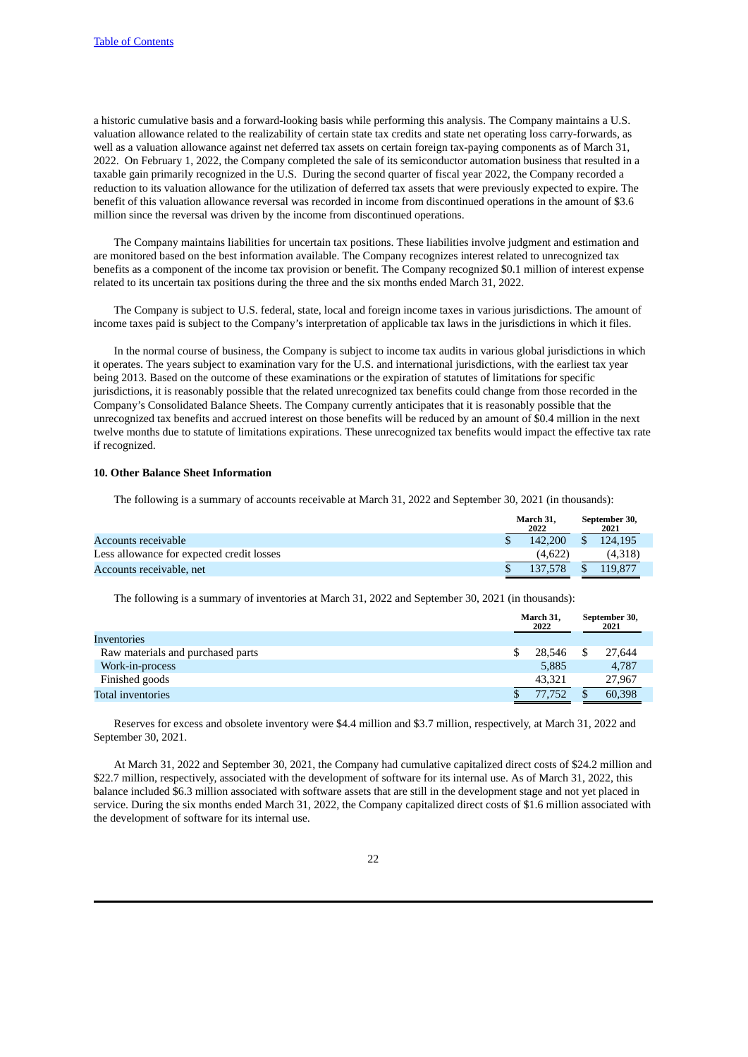a historic cumulative basis and a forward-looking basis while performing this analysis. The Company maintains a U.S. valuation allowance related to the realizability of certain state tax credits and state net operating loss carry-forwards, as well as a valuation allowance against net deferred tax assets on certain foreign tax-paying components as of March 31, 2022. On February 1, 2022, the Company completed the sale of its semiconductor automation business that resulted in a taxable gain primarily recognized in the U.S. During the second quarter of fiscal year 2022, the Company recorded a reduction to its valuation allowance for the utilization of deferred tax assets that were previously expected to expire. The benefit of this valuation allowance reversal was recorded in income from discontinued operations in the amount of $3.6 million since the reversal was driven by the income from discontinued operations.

The Company maintains liabilities for uncertain tax positions. These liabilities involve judgment and estimation and are monitored based on the best information available. The Company recognizes interest related to unrecognized tax benefits as a component of the income tax provision or benefit. The Company recognized $0.1 million of interest expense related to its uncertain tax positions during the three and the six months ended March 31, 2022.

The Company is subject to U.S. federal, state, local and foreign income taxes in various jurisdictions. The amount of income taxes paid is subject to the Company's interpretation of applicable tax laws in the jurisdictions in which it files.

In the normal course of business, the Company is subject to income tax audits in various global jurisdictions in which it operates. The years subject to examination vary for the U.S. and international jurisdictions, with the earliest tax year being 2013. Based on the outcome of these examinations or the expiration of statutes of limitations for specific jurisdictions, it is reasonably possible that the related unrecognized tax benefits could change from those recorded in the Company's Consolidated Balance Sheets. The Company currently anticipates that it is reasonably possible that the unrecognized tax benefits and accrued interest on those benefits will be reduced by an amount of $0.4 million in the next twelve months due to statute of limitations expirations. These unrecognized tax benefits would impact the effective tax rate if recognized.

**10. Other Balance Sheet Information**

The following is a summary of accounts receivable at March 31, 2022 and September 30, 2021 (in thousands):

| | March 31, 2022 | September 30, 2021 |
|---|---|---|
| Accounts receivable | $ 142,200 | $ 124,195 |
| Less allowance for expected credit losses | (4,622) | (4,318) |
| Accounts receivable, net | $ 137,578 | $ 119,877 |

The following is a summary of inventories at March 31, 2022 and September 30, 2021 (in thousands):

| | March 31, 2022 | September 30, 2021 |
|---|---|---|
| Inventories | | |
| Raw materials and purchased parts | $ 28,546 | $ 27,644 |
| Work-in-process | 5,885 | 4,787 |
| Finished goods | 43,321 | 27,967 |
| Total inventories | $ 77,752 | $ 60,398 |

Reserves for excess and obsolete inventory were $4.4 million and $3.7 million, respectively, at March 31, 2022 and September 30, 2021.

At March 31, 2022 and September 30, 2021, the Company had cumulative capitalized direct costs of $24.2 million and $22.7 million, respectively, associated with the development of software for its internal use. As of March 31, 2022, this balance included $6.3 million associated with software assets that are still in the development stage and not yet placed in service. During the six months ended March 31, 2022, the Company capitalized direct costs of $1.6 million associated with the development of software for its internal use.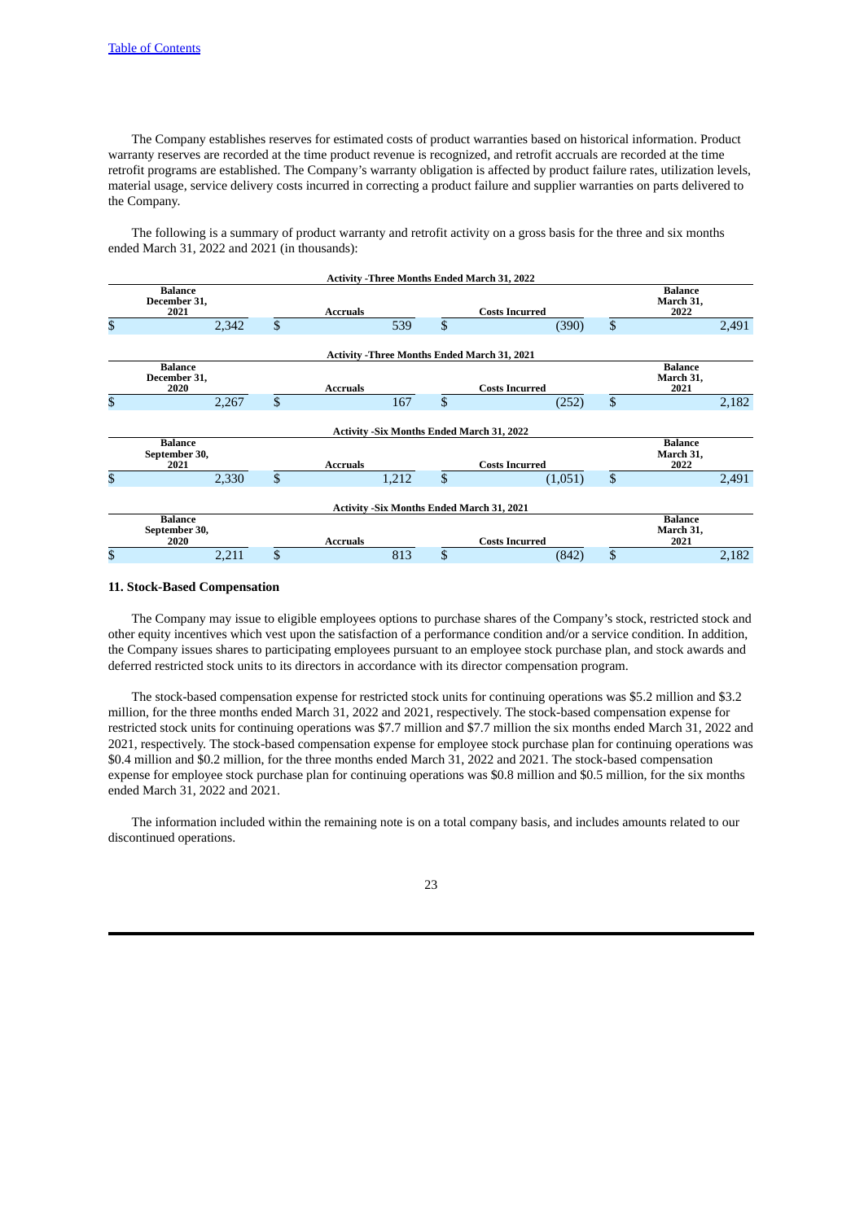The Company establishes reserves for estimated costs of product warranties based on historical information. Product warranty reserves are recorded at the time product revenue is recognized, and retrofit accruals are recorded at the time retrofit programs are established. The Company's warranty obligation is affected by product failure rates, utilization levels, material usage, service delivery costs incurred in correcting a product failure and supplier warranties on parts delivered to the Company.

The following is a summary of product warranty and retrofit activity on a gross basis for the three and six months ended March 31, 2022 and 2021 (in thousands):

| Activity -Three Months Ended March 31, 2022 | | | |
|---|---|---|---|
| Balance December 31, 2021 | Accruals | Costs Incurred | Balance March 31, 2022 |
| $ 2,342 | $ 539 | $ (390) | $ 2,491 |

| Activity -Three Months Ended March 31, 2021 | | | |
|---|---|---|---|
| Balance December 31, 2020 | Accruals | Costs Incurred | Balance March 31, 2021 |
| $ 2,267 | $ 167 | $ (252) | $ 2,182 |

| Activity -Six Months Ended March 31, 2022 | | | |
|---|---|---|---|
| Balance September 30, 2021 | Accruals | Costs Incurred | Balance March 31, 2022 |
| $ 2,330 | $ 1,212 | $ (1,051) | $ 2,491 |

| Activity -Six Months Ended March 31, 2021 | | | |
|---|---|---|---|
| Balance September 30, 2020 | Accruals | Costs Incurred | Balance March 31, 2021 |
| $ 2,211 | $ 813 | $ (842) | $ 2,182 |

### 11. Stock-Based Compensation

The Company may issue to eligible employees options to purchase shares of the Company's stock, restricted stock and other equity incentives which vest upon the satisfaction of a performance condition and/or a service condition. In addition, the Company issues shares to participating employees pursuant to an employee stock purchase plan, and stock awards and deferred restricted stock units to its directors in accordance with its director compensation program.

The stock-based compensation expense for restricted stock units for continuing operations was $5.2 million and $3.2 million, for the three months ended March 31, 2022 and 2021, respectively. The stock-based compensation expense for restricted stock units for continuing operations was $7.7 million and $7.7 million the six months ended March 31, 2022 and 2021, respectively. The stock-based compensation expense for employee stock purchase plan for continuing operations was $0.4 million and $0.2 million, for the three months ended March 31, 2022 and 2021. The stock-based compensation expense for employee stock purchase plan for continuing operations was $0.8 million and $0.5 million, for the six months ended March 31, 2022 and 2021.

The information included within the remaining note is on a total company basis, and includes amounts related to our discontinued operations.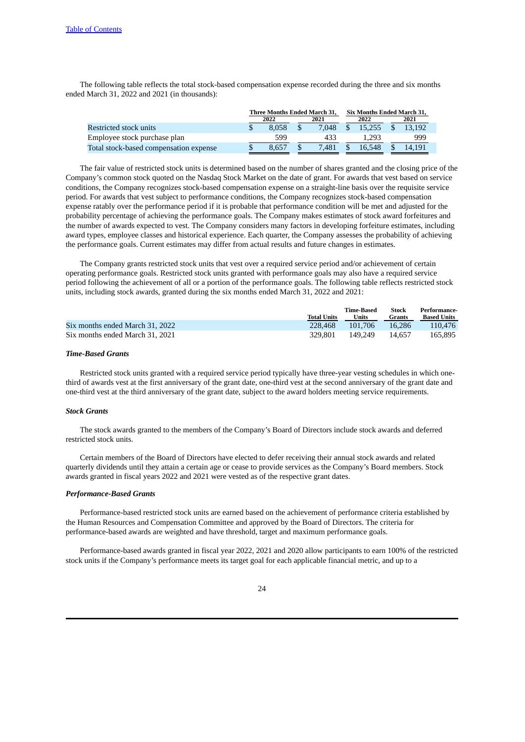[Table of Contents](#)

The following table reflects the total stock-based compensation expense recorded during the three and six months ended March 31, 2022 and 2021 (in thousands):

| | Three Months Ended March 31, | | Six Months Ended March 31, | |
|---|---|---|---|---|
| | 2022 | 2021 | 2022 | 2021 |
| Restricted stock units | $ 8,058 | $ 7,048 | $ 15,255 | $ 13,192 |
| Employee stock purchase plan | 599 | 433 | 1,293 | 999 |
| Total stock-based compensation expense | $ 8,657 | $ 7,481 | $ 16,548 | $ 14,191 |

The fair value of restricted stock units is determined based on the number of shares granted and the closing price of the Company's common stock quoted on the Nasdaq Stock Market on the date of grant. For awards that vest based on service conditions, the Company recognizes stock-based compensation expense on a straight-line basis over the requisite service period. For awards that vest subject to performance conditions, the Company recognizes stock-based compensation expense ratably over the performance period if it is probable that performance condition will be met and adjusted for the probability percentage of achieving the performance goals. The Company makes estimates of stock award forfeitures and the number of awards expected to vest. The Company considers many factors in developing forfeiture estimates, including award types, employee classes and historical experience. Each quarter, the Company assesses the probability of achieving the performance goals. Current estimates may differ from actual results and future changes in estimates.

The Company grants restricted stock units that vest over a required service period and/or achievement of certain operating performance goals. Restricted stock units granted with performance goals may also have a required service period following the achievement of all or a portion of the performance goals. The following table reflects restricted stock units, including stock awards, granted during the six months ended March 31, 2022 and 2021:

| | Total Units | Time-Based Units | Stock Grants | Performance-Based Units |
|---|---|---|---|---|
| Six months ended March 31, 2022 | 228,468 | 101,706 | 16,286 | 110,476 |
| Six months ended March 31, 2021 | 329,801 | 149,249 | 14,657 | 165,895 |

***Time-Based Grants***

Restricted stock units granted with a required service period typically have three-year vesting schedules in which one-third of awards vest at the first anniversary of the grant date, one-third vest at the second anniversary of the grant date and one-third vest at the third anniversary of the grant date, subject to the award holders meeting service requirements.

***Stock Grants***

The stock awards granted to the members of the Company's Board of Directors include stock awards and deferred restricted stock units.

Certain members of the Board of Directors have elected to defer receiving their annual stock awards and related quarterly dividends until they attain a certain age or cease to provide services as the Company's Board members. Stock awards granted in fiscal years 2022 and 2021 were vested as of the respective grant dates.

***Performance-Based Grants***

Performance-based restricted stock units are earned based on the achievement of performance criteria established by the Human Resources and Compensation Committee and approved by the Board of Directors. The criteria for performance-based awards are weighted and have threshold, target and maximum performance goals.

Performance-based awards granted in fiscal year 2022, 2021 and 2020 allow participants to earn 100% of the restricted stock units if the Company's performance meets its target goal for each applicable financial metric, and up to a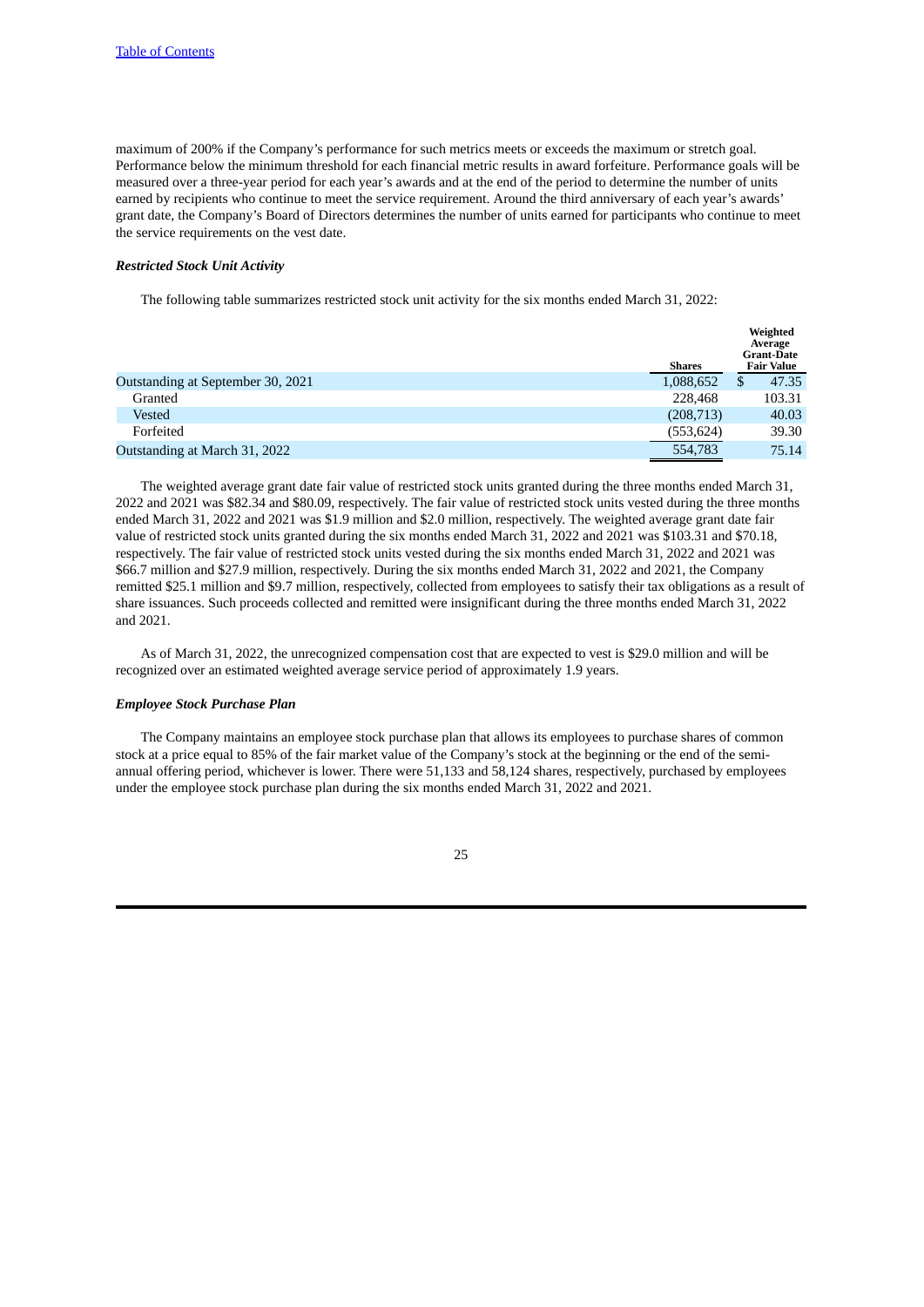maximum of 200% if the Company's performance for such metrics meets or exceeds the maximum or stretch goal. Performance below the minimum threshold for each financial metric results in award forfeiture. Performance goals will be measured over a three-year period for each year's awards and at the end of the period to determine the number of units earned by recipients who continue to meet the service requirement. Around the third anniversary of each year's awards' grant date, the Company's Board of Directors determines the number of units earned for participants who continue to meet the service requirements on the vest date.

***Restricted Stock Unit Activity***

The following table summarizes restricted stock unit activity for the six months ended March 31, 2022:

| | Shares | Weighted Average Grant-Date Fair Value |
|---|---|---|
| Outstanding at September 30, 2021 | 1,088,652 | $ 47.35 |
| Granted | 228,468 | 103.31 |
| Vested | (208,713) | 40.03 |
| Forfeited | (553,624) | 39.30 |
| Outstanding at March 31, 2022 | 554,783 | 75.14 |

The weighted average grant date fair value of restricted stock units granted during the three months ended March 31, 2022 and 2021 was $82.34 and $80.09, respectively. The fair value of restricted stock units vested during the three months ended March 31, 2022 and 2021 was $1.9 million and $2.0 million, respectively. The weighted average grant date fair value of restricted stock units granted during the six months ended March 31, 2022 and 2021 was $103.31 and $70.18, respectively. The fair value of restricted stock units vested during the six months ended March 31, 2022 and 2021 was $66.7 million and $27.9 million, respectively. During the six months ended March 31, 2022 and 2021, the Company remitted $25.1 million and $9.7 million, respectively, collected from employees to satisfy their tax obligations as a result of share issuances. Such proceeds collected and remitted were insignificant during the three months ended March 31, 2022 and 2021.

As of March 31, 2022, the unrecognized compensation cost that are expected to vest is $29.0 million and will be recognized over an estimated weighted average service period of approximately 1.9 years.

***Employee Stock Purchase Plan***

The Company maintains an employee stock purchase plan that allows its employees to purchase shares of common stock at a price equal to 85% of the fair market value of the Company's stock at the beginning or the end of the semi-annual offering period, whichever is lower. There were 51,133 and 58,124 shares, respectively, purchased by employees under the employee stock purchase plan during the six months ended March 31, 2022 and 2021.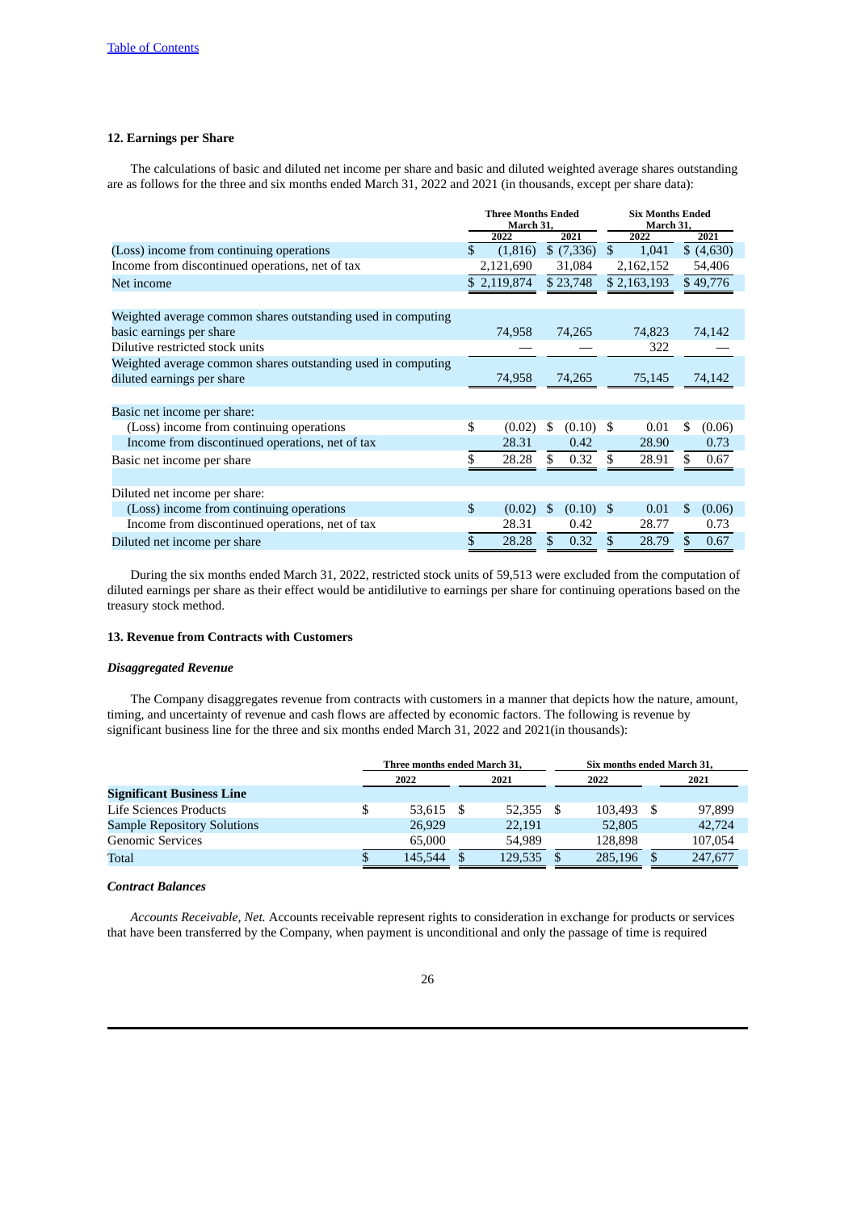## 12. Earnings per Share

The calculations of basic and diluted net income per share and basic and diluted weighted average shares outstanding are as follows for the three and six months ended March 31, 2022 and 2021 (in thousands, except per share data):

| | Three Months Ended March 31, | | Six Months Ended March 31, | |
|---|---|---|---|---|
| | 2022 | 2021 | 2022 | 2021 |
| (Loss) income from continuing operations | $ (1,816) | $ (7,336) | $ 1,041 | $ (4,630) |
| Income from discontinued operations, net of tax | 2,121,690 | 31,084 | 2,162,152 | 54,406 |
| Net income | $ 2,119,874 | $ 23,748 | $ 2,163,193 | $ 49,776 |
| | | | | |
| Weighted average common shares outstanding used in computing basic earnings per share | 74,958 | 74,265 | 74,823 | 74,142 |
| Dilutive restricted stock units | — | — | 322 | — |
| Weighted average common shares outstanding used in computing diluted earnings per share | 74,958 | 74,265 | 75,145 | 74,142 |
| | | | | |
| Basic net income per share: | | | | |
| (Loss) income from continuing operations | $ (0.02) | $ (0.10) | $ 0.01 | $ (0.06) |
| Income from discontinued operations, net of tax | 28.31 | 0.42 | 28.90 | 0.73 |
| Basic net income per share | $ 28.28 | $ 0.32 | $ 28.91 | $ 0.67 |
| | | | | |
| Diluted net income per share: | | | | |
| (Loss) income from continuing operations | $ (0.02) | $ (0.10) | $ 0.01 | $ (0.06) |
| Income from discontinued operations, net of tax | 28.31 | 0.42 | 28.77 | 0.73 |
| Diluted net income per share | $ 28.28 | $ 0.32 | $ 28.79 | $ 0.67 |

During the six months ended March 31, 2022, restricted stock units of 59,513 were excluded from the computation of diluted earnings per share as their effect would be antidilutive to earnings per share for continuing operations based on the treasury stock method.

## 13. Revenue from Contracts with Customers

### *Disaggregated Revenue*

The Company disaggregates revenue from contracts with customers in a manner that depicts how the nature, amount, timing, and uncertainty of revenue and cash flows are affected by economic factors. The following is revenue by significant business line for the three and six months ended March 31, 2022 and 2021(in thousands):

| | Three months ended March 31, | | Six months ended March 31, | |
|---|---|---|---|---|
| | 2022 | 2021 | 2022 | 2021 |
| **Significant Business Line** | | | | |
| Life Sciences Products | $ 53,615 | $ 52,355 | $ 103,493 | $ 97,899 |
| Sample Repository Solutions | 26,929 | 22,191 | 52,805 | 42,724 |
| Genomic Services | 65,000 | 54,989 | 128,898 | 107,054 |
| Total | $ 145,544 | $ 129,535 | $ 285,196 | $ 247,677 |

### *Contract Balances*

*Accounts Receivable, Net.* Accounts receivable represent rights to consideration in exchange for products or services that have been transferred by the Company, when payment is unconditional and only the passage of time is required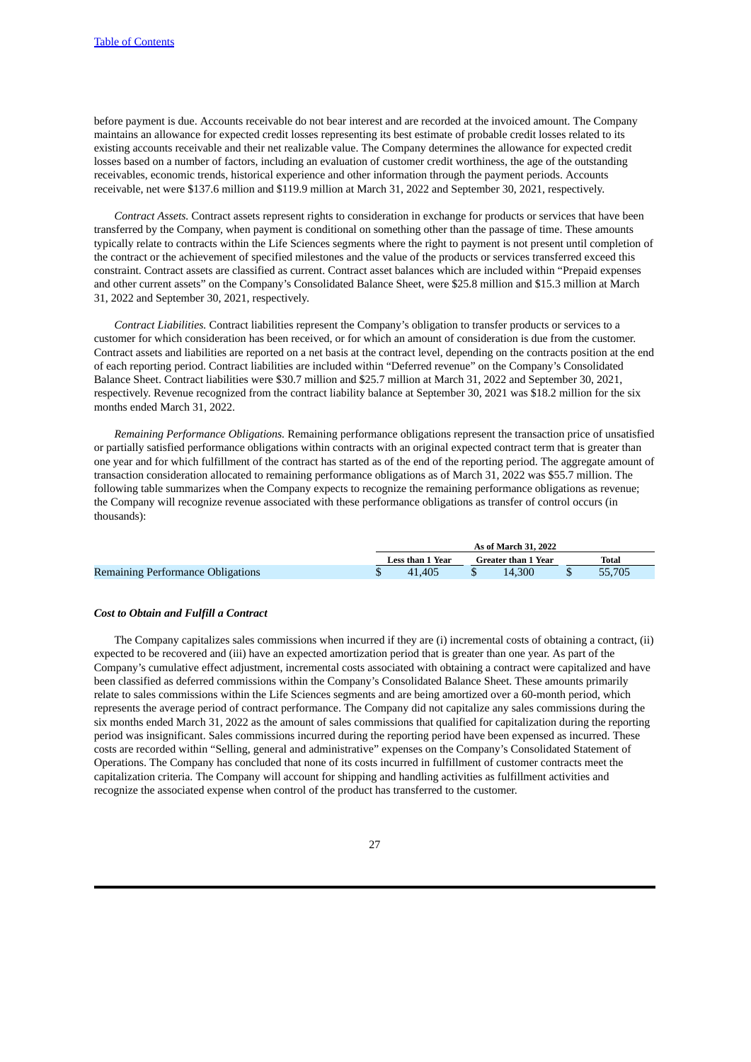before payment is due. Accounts receivable do not bear interest and are recorded at the invoiced amount. The Company maintains an allowance for expected credit losses representing its best estimate of probable credit losses related to its existing accounts receivable and their net realizable value. The Company determines the allowance for expected credit losses based on a number of factors, including an evaluation of customer credit worthiness, the age of the outstanding receivables, economic trends, historical experience and other information through the payment periods. Accounts receivable, net were $137.6 million and $119.9 million at March 31, 2022 and September 30, 2021, respectively.

*Contract Assets.* Contract assets represent rights to consideration in exchange for products or services that have been transferred by the Company, when payment is conditional on something other than the passage of time. These amounts typically relate to contracts within the Life Sciences segments where the right to payment is not present until completion of the contract or the achievement of specified milestones and the value of the products or services transferred exceed this constraint. Contract assets are classified as current. Contract asset balances which are included within "Prepaid expenses and other current assets" on the Company's Consolidated Balance Sheet, were $25.8 million and $15.3 million at March 31, 2022 and September 30, 2021, respectively.

*Contract Liabilities.* Contract liabilities represent the Company's obligation to transfer products or services to a customer for which consideration has been received, or for which an amount of consideration is due from the customer. Contract assets and liabilities are reported on a net basis at the contract level, depending on the contracts position at the end of each reporting period. Contract liabilities are included within "Deferred revenue" on the Company's Consolidated Balance Sheet. Contract liabilities were $30.7 million and $25.7 million at March 31, 2022 and September 30, 2021, respectively. Revenue recognized from the contract liability balance at September 30, 2021 was $18.2 million for the six months ended March 31, 2022.

*Remaining Performance Obligations.* Remaining performance obligations represent the transaction price of unsatisfied or partially satisfied performance obligations within contracts with an original expected contract term that is greater than one year and for which fulfillment of the contract has started as of the end of the reporting period. The aggregate amount of transaction consideration allocated to remaining performance obligations as of March 31, 2022 was $55.7 million. The following table summarizes when the Company expects to recognize the remaining performance obligations as revenue; the Company will recognize revenue associated with these performance obligations as transfer of control occurs (in thousands):

| | As of March 31, 2022 | | |
|---|---|---|---|
| | Less than 1 Year | Greater than 1 Year | Total |
| Remaining Performance Obligations | $ 41,405 | $ 14,300 | $ 55,705 |

***Cost to Obtain and Fulfill a Contract***

The Company capitalizes sales commissions when incurred if they are (i) incremental costs of obtaining a contract, (ii) expected to be recovered and (iii) have an expected amortization period that is greater than one year. As part of the Company's cumulative effect adjustment, incremental costs associated with obtaining a contract were capitalized and have been classified as deferred commissions within the Company's Consolidated Balance Sheet. These amounts primarily relate to sales commissions within the Life Sciences segments and are being amortized over a 60-month period, which represents the average period of contract performance. The Company did not capitalize any sales commissions during the six months ended March 31, 2022 as the amount of sales commissions that qualified for capitalization during the reporting period was insignificant. Sales commissions incurred during the reporting period have been expensed as incurred. These costs are recorded within "Selling, general and administrative" expenses on the Company's Consolidated Statement of Operations. The Company has concluded that none of its costs incurred in fulfillment of customer contracts meet the capitalization criteria. The Company will account for shipping and handling activities as fulfillment activities and recognize the associated expense when control of the product has transferred to the customer.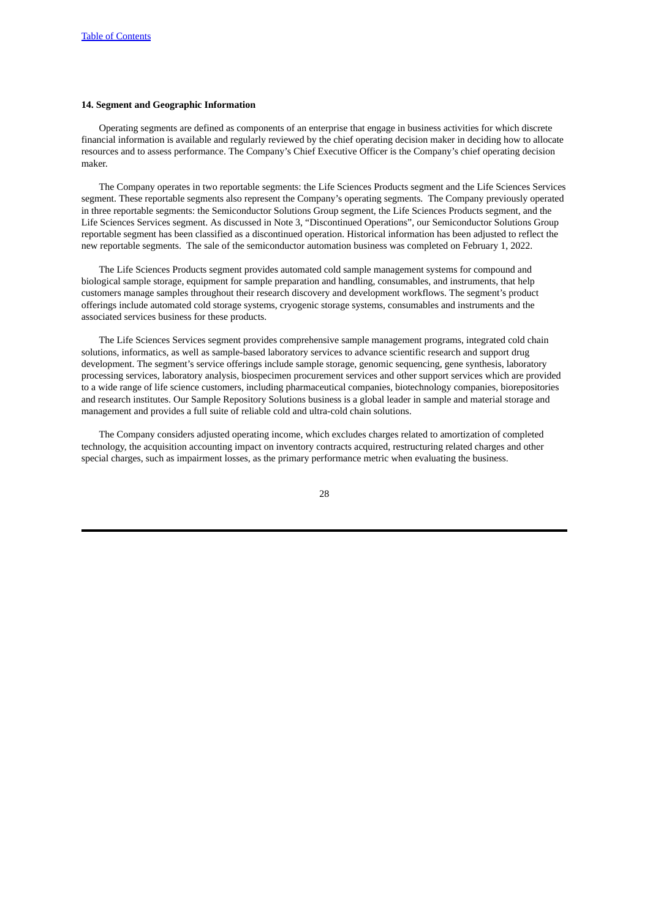**14. Segment and Geographic Information**

Operating segments are defined as components of an enterprise that engage in business activities for which discrete financial information is available and regularly reviewed by the chief operating decision maker in deciding how to allocate resources and to assess performance. The Company's Chief Executive Officer is the Company's chief operating decision maker.

The Company operates in two reportable segments: the Life Sciences Products segment and the Life Sciences Services segment. These reportable segments also represent the Company's operating segments. The Company previously operated in three reportable segments: the Semiconductor Solutions Group segment, the Life Sciences Products segment, and the Life Sciences Services segment. As discussed in Note 3, "Discontinued Operations", our Semiconductor Solutions Group reportable segment has been classified as a discontinued operation. Historical information has been adjusted to reflect the new reportable segments. The sale of the semiconductor automation business was completed on February 1, 2022.

The Life Sciences Products segment provides automated cold sample management systems for compound and biological sample storage, equipment for sample preparation and handling, consumables, and instruments, that help customers manage samples throughout their research discovery and development workflows. The segment's product offerings include automated cold storage systems, cryogenic storage systems, consumables and instruments and the associated services business for these products.

The Life Sciences Services segment provides comprehensive sample management programs, integrated cold chain solutions, informatics, as well as sample-based laboratory services to advance scientific research and support drug development. The segment's service offerings include sample storage, genomic sequencing, gene synthesis, laboratory processing services, laboratory analysis, biospecimen procurement services and other support services which are provided to a wide range of life science customers, including pharmaceutical companies, biotechnology companies, biorepositories and research institutes. Our Sample Repository Solutions business is a global leader in sample and material storage and management and provides a full suite of reliable cold and ultra-cold chain solutions.

The Company considers adjusted operating income, which excludes charges related to amortization of completed technology, the acquisition accounting impact on inventory contracts acquired, restructuring related charges and other special charges, such as impairment losses, as the primary performance metric when evaluating the business.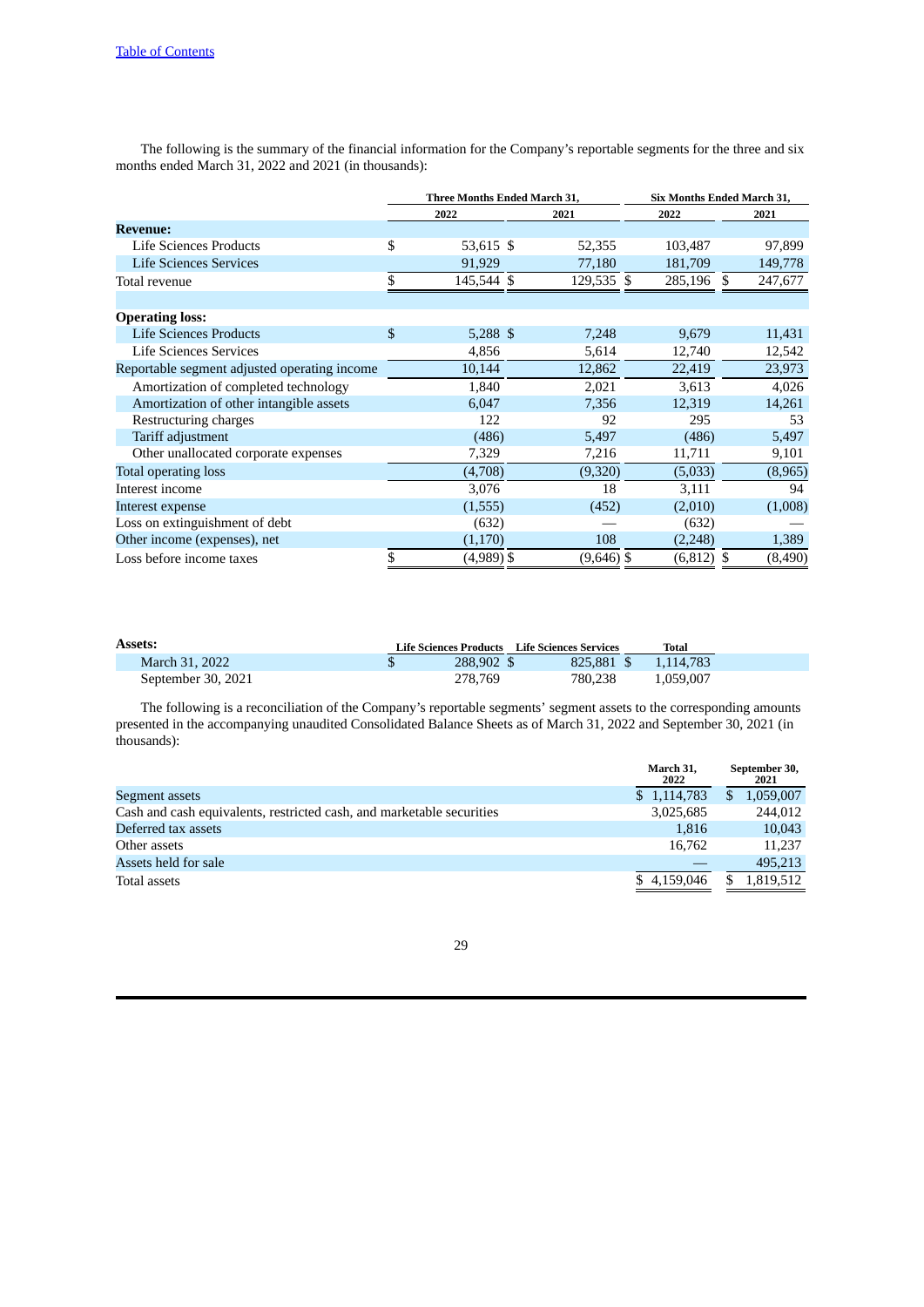The following is the summary of the financial information for the Company's reportable segments for the three and six months ended March 31, 2022 and 2021 (in thousands):

| | Three Months Ended March 31, | | Six Months Ended March 31, | |
|---|---|---|---|---|
| | 2022 | 2021 | 2022 | 2021 |
| **Revenue:** | | | | |
| Life Sciences Products | $ 53,615 | $ 52,355 | 103,487 | 97,899 |
| Life Sciences Services | 91,929 | 77,180 | 181,709 | 149,778 |
| Total revenue | $ 145,544 | $ 129,535 | $ 285,196 | $ 247,677 |
| | | | | |
| **Operating loss:** | | | | |
| Life Sciences Products | $ 5,288 | $ 7,248 | 9,679 | 11,431 |
| Life Sciences Services | 4,856 | 5,614 | 12,740 | 12,542 |
| Reportable segment adjusted operating income | 10,144 | 12,862 | 22,419 | 23,973 |
| Amortization of completed technology | 1,840 | 2,021 | 3,613 | 4,026 |
| Amortization of other intangible assets | 6,047 | 7,356 | 12,319 | 14,261 |
| Restructuring charges | 122 | 92 | 295 | 53 |
| Tariff adjustment | (486) | 5,497 | (486) | 5,497 |
| Other unallocated corporate expenses | 7,329 | 7,216 | 11,711 | 9,101 |
| Total operating loss | (4,708) | (9,320) | (5,033) | (8,965) |
| Interest income | 3,076 | 18 | 3,111 | 94 |
| Interest expense | (1,555) | (452) | (2,010) | (1,008) |
| Loss on extinguishment of debt | (632) | — | (632) | — |
| Other income (expenses), net | (1,170) | 108 | (2,248) | 1,389 |
| Loss before income taxes | $ (4,989) | $ (9,646) | $ (6,812) | $ (8,490) |

| **Assets:** | Life Sciences Products | Life Sciences Services | Total |
|---|---|---|---|
| March 31, 2022 | $ 288,902 | $ 825,881 | $ 1,114,783 |
| September 30, 2021 | 278,769 | 780,238 | 1,059,007 |

The following is a reconciliation of the Company's reportable segments' segment assets to the corresponding amounts presented in the accompanying unaudited Consolidated Balance Sheets as of March 31, 2022 and September 30, 2021 (in thousands):

| | March 31, 2022 | September 30, 2021 |
|---|---|---|
| Segment assets | $ 1,114,783 | $ 1,059,007 |
| Cash and cash equivalents, restricted cash, and marketable securities | 3,025,685 | 244,012 |
| Deferred tax assets | 1,816 | 10,043 |
| Other assets | 16,762 | 11,237 |
| Assets held for sale | — | 495,213 |
| Total assets | $ 4,159,046 | $ 1,819,512 |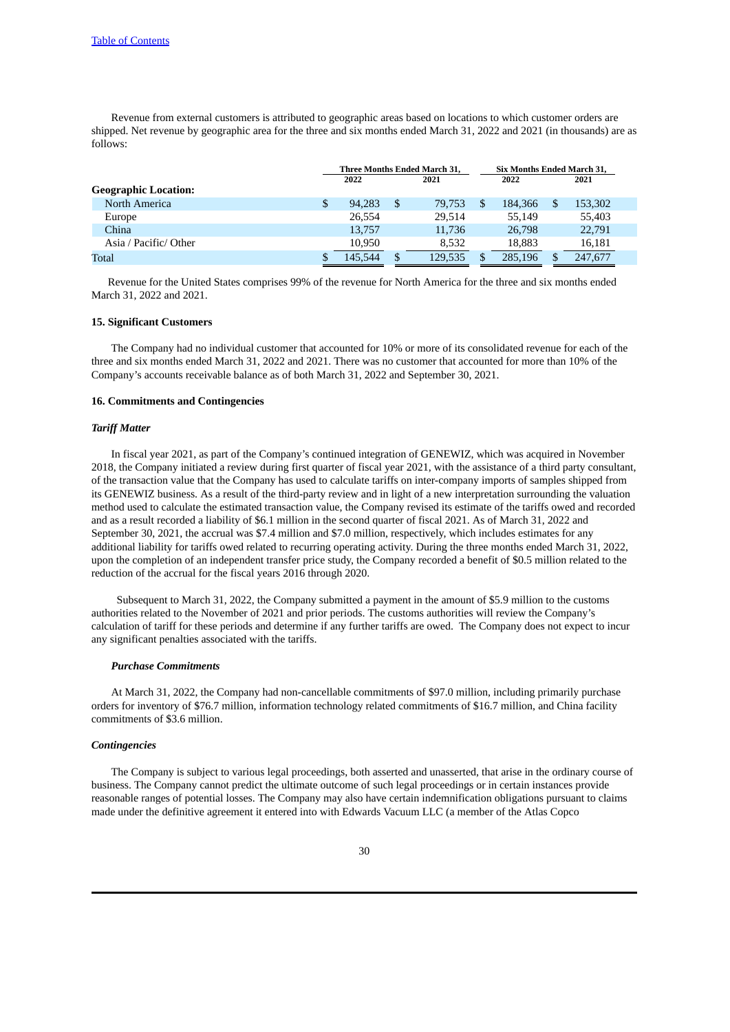Revenue from external customers is attributed to geographic areas based on locations to which customer orders are shipped. Net revenue by geographic area for the three and six months ended March 31, 2022 and 2021 (in thousands) are as follows:

| | Three Months Ended March 31, | | Six Months Ended March 31, | |
|---|---|---|---|---|
| | 2022 | 2021 | 2022 | 2021 |
| **Geographic Location:** | | | | |
| North America | $ 94,283 | $ 79,753 | $ 184,366 | $ 153,302 |
| Europe | 26,554 | 29,514 | 55,149 | 55,403 |
| China | 13,757 | 11,736 | 26,798 | 22,791 |
| Asia / Pacific/ Other | 10,950 | 8,532 | 18,883 | 16,181 |
| Total | $ 145,544 | $ 129,535 | $ 285,196 | $ 247,677 |

Revenue for the United States comprises 99% of the revenue for North America for the three and six months ended March 31, 2022 and 2021.

**15. Significant Customers**

The Company had no individual customer that accounted for 10% or more of its consolidated revenue for each of the three and six months ended March 31, 2022 and 2021. There was no customer that accounted for more than 10% of the Company's accounts receivable balance as of both March 31, 2022 and September 30, 2021.

**16. Commitments and Contingencies**

***Tariff Matter***

In fiscal year 2021, as part of the Company's continued integration of GENEWIZ, which was acquired in November 2018, the Company initiated a review during first quarter of fiscal year 2021, with the assistance of a third party consultant, of the transaction value that the Company has used to calculate tariffs on inter-company imports of samples shipped from its GENEWIZ business. As a result of the third-party review and in light of a new interpretation surrounding the valuation method used to calculate the estimated transaction value, the Company revised its estimate of the tariffs owed and recorded and as a result recorded a liability of $6.1 million in the second quarter of fiscal 2021. As of March 31, 2022 and September 30, 2021, the accrual was $7.4 million and $7.0 million, respectively, which includes estimates for any additional liability for tariffs owed related to recurring operating activity. During the three months ended March 31, 2022, upon the completion of an independent transfer price study, the Company recorded a benefit of $0.5 million related to the reduction of the accrual for the fiscal years 2016 through 2020.

Subsequent to March 31, 2022, the Company submitted a payment in the amount of $5.9 million to the customs authorities related to the November of 2021 and prior periods. The customs authorities will review the Company's calculation of tariff for these periods and determine if any further tariffs are owed. The Company does not expect to incur any significant penalties associated with the tariffs.

***Purchase Commitments***

At March 31, 2022, the Company had non-cancellable commitments of $97.0 million, including primarily purchase orders for inventory of $76.7 million, information technology related commitments of $16.7 million, and China facility commitments of $3.6 million.

***Contingencies***

The Company is subject to various legal proceedings, both asserted and unasserted, that arise in the ordinary course of business. The Company cannot predict the ultimate outcome of such legal proceedings or in certain instances provide reasonable ranges of potential losses. The Company may also have certain indemnification obligations pursuant to claims made under the definitive agreement it entered into with Edwards Vacuum LLC (a member of the Atlas Copco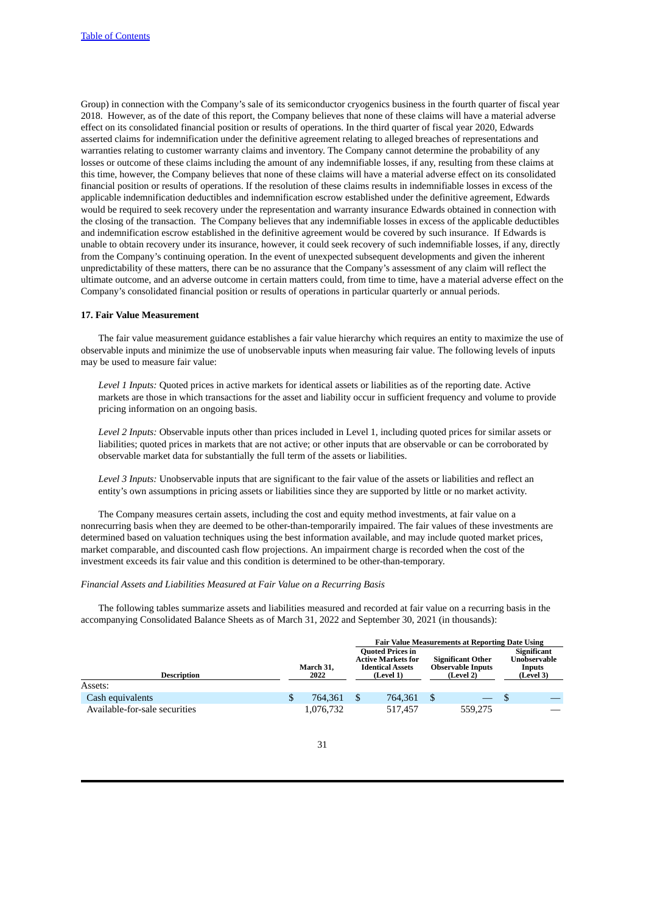Group) in connection with the Company's sale of its semiconductor cryogenics business in the fourth quarter of fiscal year 2018. However, as of the date of this report, the Company believes that none of these claims will have a material adverse effect on its consolidated financial position or results of operations. In the third quarter of fiscal year 2020, Edwards asserted claims for indemnification under the definitive agreement relating to alleged breaches of representations and warranties relating to customer warranty claims and inventory. The Company cannot determine the probability of any losses or outcome of these claims including the amount of any indemnifiable losses, if any, resulting from these claims at this time, however, the Company believes that none of these claims will have a material adverse effect on its consolidated financial position or results of operations. If the resolution of these claims results in indemnifiable losses in excess of the applicable indemnification deductibles and indemnification escrow established under the definitive agreement, Edwards would be required to seek recovery under the representation and warranty insurance Edwards obtained in connection with the closing of the transaction. The Company believes that any indemnifiable losses in excess of the applicable deductibles and indemnification escrow established in the definitive agreement would be covered by such insurance. If Edwards is unable to obtain recovery under its insurance, however, it could seek recovery of such indemnifiable losses, if any, directly from the Company's continuing operation. In the event of unexpected subsequent developments and given the inherent unpredictability of these matters, there can be no assurance that the Company's assessment of any claim will reflect the ultimate outcome, and an adverse outcome in certain matters could, from time to time, have a material adverse effect on the Company's consolidated financial position or results of operations in particular quarterly or annual periods.

**17. Fair Value Measurement**

The fair value measurement guidance establishes a fair value hierarchy which requires an entity to maximize the use of observable inputs and minimize the use of unobservable inputs when measuring fair value. The following levels of inputs may be used to measure fair value:

*Level 1 Inputs:* Quoted prices in active markets for identical assets or liabilities as of the reporting date. Active markets are those in which transactions for the asset and liability occur in sufficient frequency and volume to provide pricing information on an ongoing basis.

*Level 2 Inputs:* Observable inputs other than prices included in Level 1, including quoted prices for similar assets or liabilities; quoted prices in markets that are not active; or other inputs that are observable or can be corroborated by observable market data for substantially the full term of the assets or liabilities.

*Level 3 Inputs:* Unobservable inputs that are significant to the fair value of the assets or liabilities and reflect an entity's own assumptions in pricing assets or liabilities since they are supported by little or no market activity.

The Company measures certain assets, including the cost and equity method investments, at fair value on a nonrecurring basis when they are deemed to be other-than-temporarily impaired. The fair values of these investments are determined based on valuation techniques using the best information available, and may include quoted market prices, market comparable, and discounted cash flow projections. An impairment charge is recorded when the cost of the investment exceeds its fair value and this condition is determined to be other-than-temporary.

*Financial Assets and Liabilities Measured at Fair Value on a Recurring Basis*

The following tables summarize assets and liabilities measured and recorded at fair value on a recurring basis in the accompanying Consolidated Balance Sheets as of March 31, 2022 and September 30, 2021 (in thousands):

| | | Fair Value Measurements at Reporting Date Using | | |
|---|---|---|---|---|
| **Description** | **March 31, 2022** | **Quoted Prices in Active Markets for Identical Assets (Level 1)** | **Significant Other Observable Inputs (Level 2)** | **Significant Unobservable Inputs (Level 3)** |
| Assets: | | | | |
| Cash equivalents | $ 764,361 | $ 764,361 | $ — | $ — |
| Available-for-sale securities | 1,076,732 | 517,457 | 559,275 | — |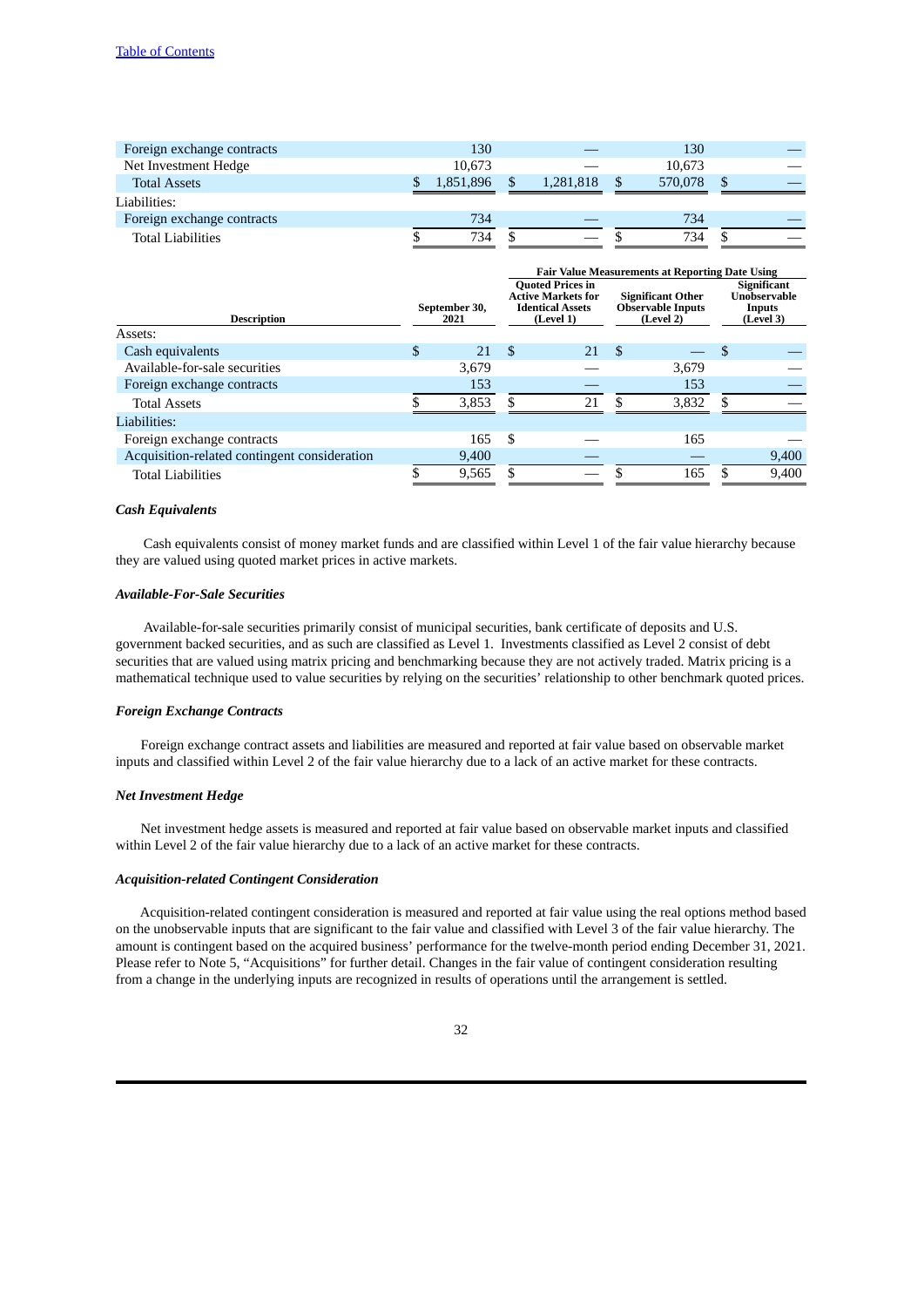| | | | | |
|---|---|---|---|---|
| Foreign exchange contracts | 130 | — | 130 | — |
| Net Investment Hedge | 10,673 | — | 10,673 | — |
| Total Assets | $ 1,851,896 | $ 1,281,818 | $ 570,078 | $ — |
| Liabilities: | | | | |
| Foreign exchange contracts | 734 | — | 734 | — |
| Total Liabilities | $ 734 | $ — | $ 734 | $ — |

| | | Fair Value Measurements at Reporting Date Using | | |
|---|---|---|---|---|
| Description | September 30, 2021 | Quoted Prices in Active Markets for Identical Assets (Level 1) | Significant Other Observable Inputs (Level 2) | Significant Unobservable Inputs (Level 3) |
| Assets: | | | | |
| Cash equivalents | $ 21 | $ 21 | $ — | $ — |
| Available-for-sale securities | 3,679 | — | 3,679 | — |
| Foreign exchange contracts | 153 | — | 153 | — |
| Total Assets | $ 3,853 | $ 21 | $ 3,832 | $ — |
| Liabilities: | | | | |
| Foreign exchange contracts | 165 | $ — | 165 | — |
| Acquisition-related contingent consideration | 9,400 | — | — | 9,400 |
| Total Liabilities | $ 9,565 | $ — | $ 165 | $ 9,400 |

***Cash Equivalents***

Cash equivalents consist of money market funds and are classified within Level 1 of the fair value hierarchy because they are valued using quoted market prices in active markets.

***Available-For-Sale Securities***

Available-for-sale securities primarily consist of municipal securities, bank certificate of deposits and U.S. government backed securities, and as such are classified as Level 1. Investments classified as Level 2 consist of debt securities that are valued using matrix pricing and benchmarking because they are not actively traded. Matrix pricing is a mathematical technique used to value securities by relying on the securities' relationship to other benchmark quoted prices.

***Foreign Exchange Contracts***

Foreign exchange contract assets and liabilities are measured and reported at fair value based on observable market inputs and classified within Level 2 of the fair value hierarchy due to a lack of an active market for these contracts.

***Net Investment Hedge***

Net investment hedge assets is measured and reported at fair value based on observable market inputs and classified within Level 2 of the fair value hierarchy due to a lack of an active market for these contracts.

***Acquisition-related Contingent Consideration***

Acquisition-related contingent consideration is measured and reported at fair value using the real options method based on the unobservable inputs that are significant to the fair value and classified with Level 3 of the fair value hierarchy. The amount is contingent based on the acquired business' performance for the twelve-month period ending December 31, 2021. Please refer to Note 5, "Acquisitions" for further detail. Changes in the fair value of contingent consideration resulting from a change in the underlying inputs are recognized in results of operations until the arrangement is settled.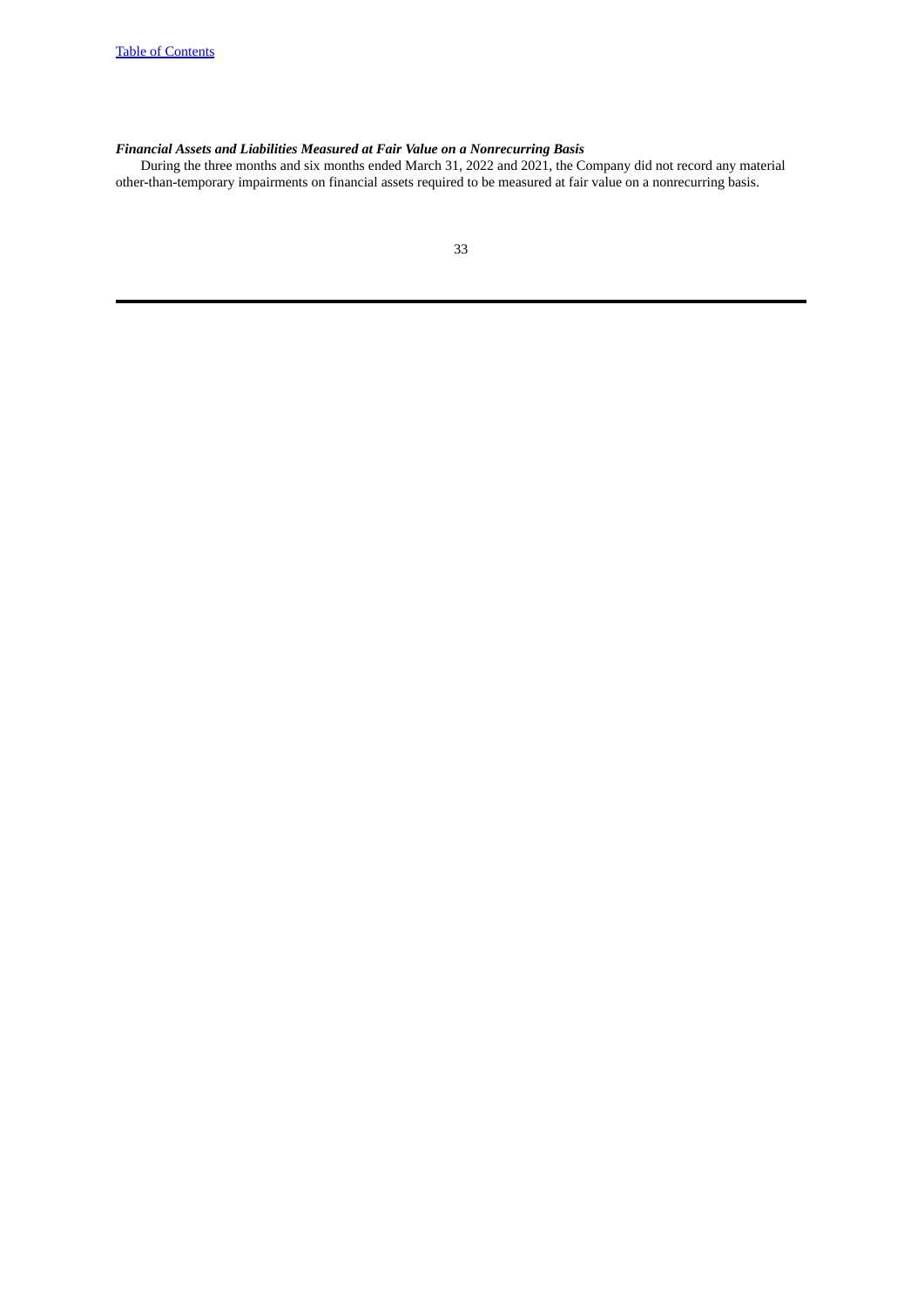***Financial Assets and Liabilities Measured at Fair Value on a Nonrecurring Basis***

During the three months and six months ended March 31, 2022 and 2021, the Company did not record any material other-than-temporary impairments on financial assets required to be measured at fair value on a nonrecurring basis.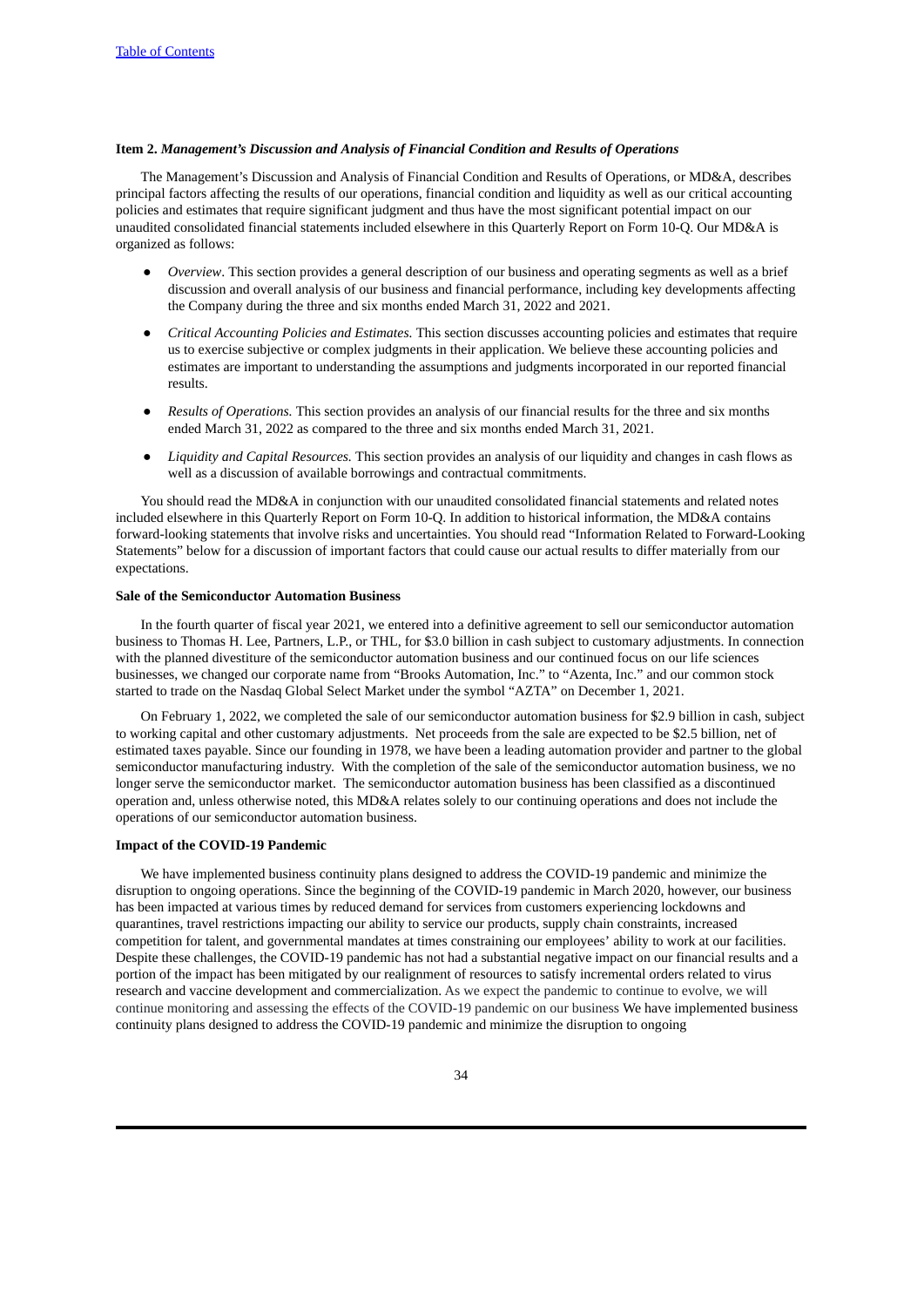**Item 2.** ***Management's Discussion and Analysis of Financial Condition and Results of Operations***

The Management's Discussion and Analysis of Financial Condition and Results of Operations, or MD&A, describes principal factors affecting the results of our operations, financial condition and liquidity as well as our critical accounting policies and estimates that require significant judgment and thus have the most significant potential impact on our unaudited consolidated financial statements included elsewhere in this Quarterly Report on Form 10-Q. Our MD&A is organized as follows:

- *Overview*. This section provides a general description of our business and operating segments as well as a brief discussion and overall analysis of our business and financial performance, including key developments affecting the Company during the three and six months ended March 31, 2022 and 2021.
- *Critical Accounting Policies and Estimates.* This section discusses accounting policies and estimates that require us to exercise subjective or complex judgments in their application. We believe these accounting policies and estimates are important to understanding the assumptions and judgments incorporated in our reported financial results.
- *Results of Operations.* This section provides an analysis of our financial results for the three and six months ended March 31, 2022 as compared to the three and six months ended March 31, 2021.
- *Liquidity and Capital Resources.* This section provides an analysis of our liquidity and changes in cash flows as well as a discussion of available borrowings and contractual commitments.

You should read the MD&A in conjunction with our unaudited consolidated financial statements and related notes included elsewhere in this Quarterly Report on Form 10-Q. In addition to historical information, the MD&A contains forward-looking statements that involve risks and uncertainties. You should read "Information Related to Forward-Looking Statements" below for a discussion of important factors that could cause our actual results to differ materially from our expectations.

**Sale of the Semiconductor Automation Business**

In the fourth quarter of fiscal year 2021, we entered into a definitive agreement to sell our semiconductor automation business to Thomas H. Lee, Partners, L.P., or THL, for $3.0 billion in cash subject to customary adjustments. In connection with the planned divestiture of the semiconductor automation business and our continued focus on our life sciences businesses, we changed our corporate name from "Brooks Automation, Inc." to "Azenta, Inc." and our common stock started to trade on the Nasdaq Global Select Market under the symbol "AZTA" on December 1, 2021.

On February 1, 2022, we completed the sale of our semiconductor automation business for $2.9 billion in cash, subject to working capital and other customary adjustments. Net proceeds from the sale are expected to be $2.5 billion, net of estimated taxes payable. Since our founding in 1978, we have been a leading automation provider and partner to the global semiconductor manufacturing industry. With the completion of the sale of the semiconductor automation business, we no longer serve the semiconductor market. The semiconductor automation business has been classified as a discontinued operation and, unless otherwise noted, this MD&A relates solely to our continuing operations and does not include the operations of our semiconductor automation business.

**Impact of the COVID-19 Pandemic**

We have implemented business continuity plans designed to address the COVID-19 pandemic and minimize the disruption to ongoing operations. Since the beginning of the COVID-19 pandemic in March 2020, however, our business has been impacted at various times by reduced demand for services from customers experiencing lockdowns and quarantines, travel restrictions impacting our ability to service our products, supply chain constraints, increased competition for talent, and governmental mandates at times constraining our employees' ability to work at our facilities. Despite these challenges, the COVID-19 pandemic has not had a substantial negative impact on our financial results and a portion of the impact has been mitigated by our realignment of resources to satisfy incremental orders related to virus research and vaccine development and commercialization. As we expect the pandemic to continue to evolve, we will continue monitoring and assessing the effects of the COVID-19 pandemic on our business We have implemented business continuity plans designed to address the COVID-19 pandemic and minimize the disruption to ongoing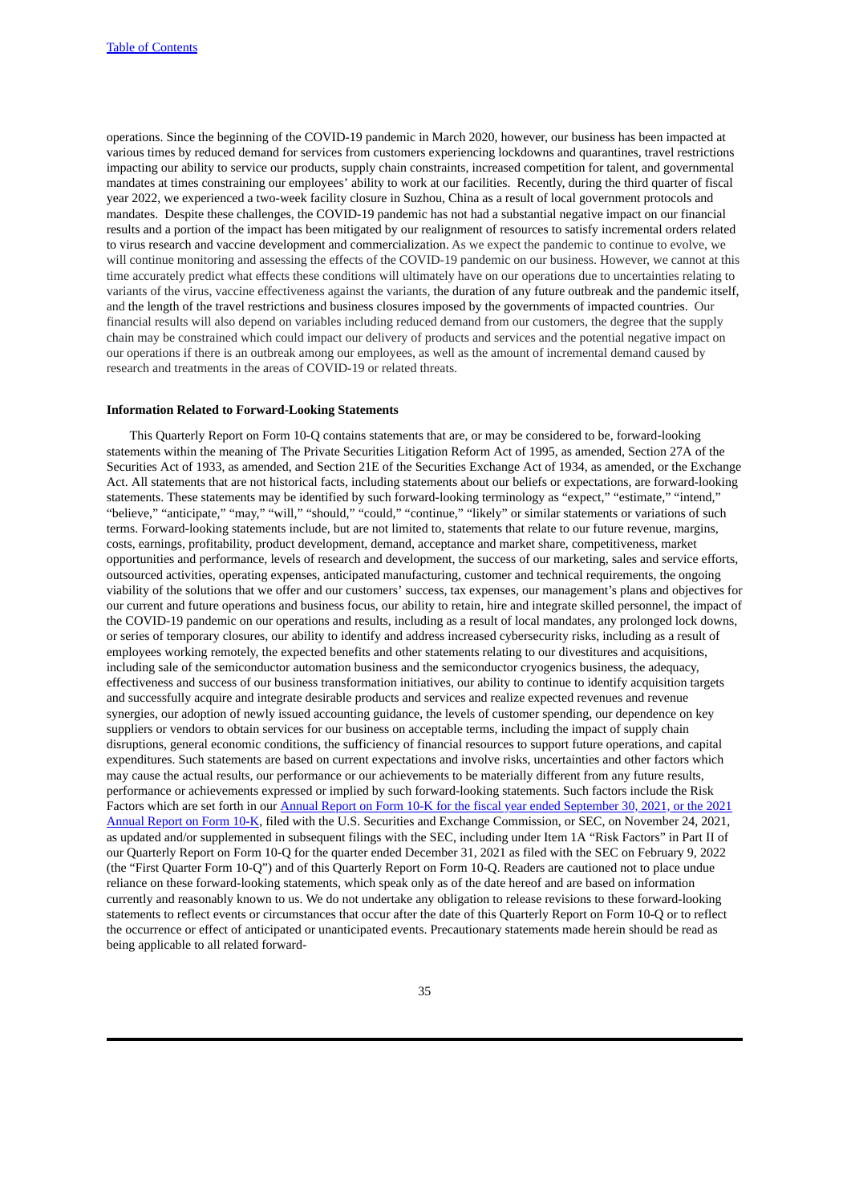operations. Since the beginning of the COVID-19 pandemic in March 2020, however, our business has been impacted at various times by reduced demand for services from customers experiencing lockdowns and quarantines, travel restrictions impacting our ability to service our products, supply chain constraints, increased competition for talent, and governmental mandates at times constraining our employees' ability to work at our facilities. Recently, during the third quarter of fiscal year 2022, we experienced a two-week facility closure in Suzhou, China as a result of local government protocols and mandates. Despite these challenges, the COVID-19 pandemic has not had a substantial negative impact on our financial results and a portion of the impact has been mitigated by our realignment of resources to satisfy incremental orders related to virus research and vaccine development and commercialization. As we expect the pandemic to continue to evolve, we will continue monitoring and assessing the effects of the COVID-19 pandemic on our business. However, we cannot at this time accurately predict what effects these conditions will ultimately have on our operations due to uncertainties relating to variants of the virus, vaccine effectiveness against the variants, the duration of any future outbreak and the pandemic itself, and the length of the travel restrictions and business closures imposed by the governments of impacted countries. Our financial results will also depend on variables including reduced demand from our customers, the degree that the supply chain may be constrained which could impact our delivery of products and services and the potential negative impact on our operations if there is an outbreak among our employees, as well as the amount of incremental demand caused by research and treatments in the areas of COVID-19 or related threats.

**Information Related to Forward-Looking Statements**

This Quarterly Report on Form 10-Q contains statements that are, or may be considered to be, forward-looking statements within the meaning of The Private Securities Litigation Reform Act of 1995, as amended, Section 27A of the Securities Act of 1933, as amended, and Section 21E of the Securities Exchange Act of 1934, as amended, or the Exchange Act. All statements that are not historical facts, including statements about our beliefs or expectations, are forward-looking statements. These statements may be identified by such forward-looking terminology as "expect," "estimate," "intend," "believe," "anticipate," "may," "will," "should," "could," "continue," "likely" or similar statements or variations of such terms. Forward-looking statements include, but are not limited to, statements that relate to our future revenue, margins, costs, earnings, profitability, product development, demand, acceptance and market share, competitiveness, market opportunities and performance, levels of research and development, the success of our marketing, sales and service efforts, outsourced activities, operating expenses, anticipated manufacturing, customer and technical requirements, the ongoing viability of the solutions that we offer and our customers' success, tax expenses, our management's plans and objectives for our current and future operations and business focus, our ability to retain, hire and integrate skilled personnel, the impact of the COVID-19 pandemic on our operations and results, including as a result of local mandates, any prolonged lock downs, or series of temporary closures, our ability to identify and address increased cybersecurity risks, including as a result of employees working remotely, the expected benefits and other statements relating to our divestitures and acquisitions, including sale of the semiconductor automation business and the semiconductor cryogenics business, the adequacy, effectiveness and success of our business transformation initiatives, our ability to continue to identify acquisition targets and successfully acquire and integrate desirable products and services and realize expected revenues and revenue synergies, our adoption of newly issued accounting guidance, the levels of customer spending, our dependence on key suppliers or vendors to obtain services for our business on acceptable terms, including the impact of supply chain disruptions, general economic conditions, the sufficiency of financial resources to support future operations, and capital expenditures. Such statements are based on current expectations and involve risks, uncertainties and other factors which may cause the actual results, our performance or our achievements to be materially different from any future results, performance or achievements expressed or implied by such forward-looking statements. Such factors include the Risk Factors which are set forth in our Annual Report on Form 10-K for the fiscal year ended September 30, 2021, or the 2021 Annual Report on Form 10-K, filed with the U.S. Securities and Exchange Commission, or SEC, on November 24, 2021, as updated and/or supplemented in subsequent filings with the SEC, including under Item 1A "Risk Factors" in Part II of our Quarterly Report on Form 10-Q for the quarter ended December 31, 2021 as filed with the SEC on February 9, 2022 (the "First Quarter Form 10-Q") and of this Quarterly Report on Form 10-Q. Readers are cautioned not to place undue reliance on these forward-looking statements, which speak only as of the date hereof and are based on information currently and reasonably known to us. We do not undertake any obligation to release revisions to these forward-looking statements to reflect events or circumstances that occur after the date of this Quarterly Report on Form 10-Q or to reflect the occurrence or effect of anticipated or unanticipated events. Precautionary statements made herein should be read as being applicable to all related forward-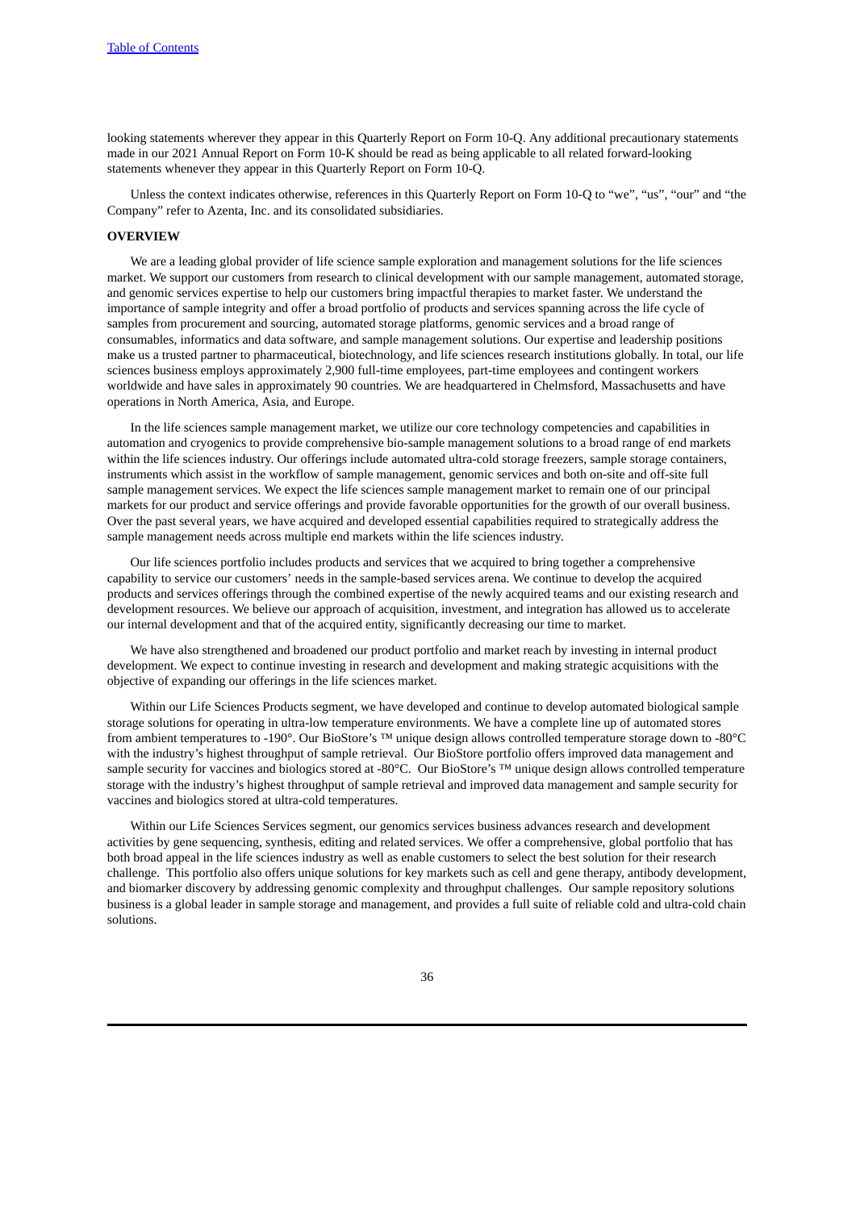looking statements wherever they appear in this Quarterly Report on Form 10-Q. Any additional precautionary statements made in our 2021 Annual Report on Form 10-K should be read as being applicable to all related forward-looking statements whenever they appear in this Quarterly Report on Form 10-Q.

Unless the context indicates otherwise, references in this Quarterly Report on Form 10-Q to "we", "us", "our" and "the Company" refer to Azenta, Inc. and its consolidated subsidiaries.

**OVERVIEW**

We are a leading global provider of life science sample exploration and management solutions for the life sciences market. We support our customers from research to clinical development with our sample management, automated storage, and genomic services expertise to help our customers bring impactful therapies to market faster. We understand the importance of sample integrity and offer a broad portfolio of products and services spanning across the life cycle of samples from procurement and sourcing, automated storage platforms, genomic services and a broad range of consumables, informatics and data software, and sample management solutions. Our expertise and leadership positions make us a trusted partner to pharmaceutical, biotechnology, and life sciences research institutions globally. In total, our life sciences business employs approximately 2,900 full-time employees, part-time employees and contingent workers worldwide and have sales in approximately 90 countries. We are headquartered in Chelmsford, Massachusetts and have operations in North America, Asia, and Europe.

In the life sciences sample management market, we utilize our core technology competencies and capabilities in automation and cryogenics to provide comprehensive bio-sample management solutions to a broad range of end markets within the life sciences industry. Our offerings include automated ultra-cold storage freezers, sample storage containers, instruments which assist in the workflow of sample management, genomic services and both on-site and off-site full sample management services. We expect the life sciences sample management market to remain one of our principal markets for our product and service offerings and provide favorable opportunities for the growth of our overall business. Over the past several years, we have acquired and developed essential capabilities required to strategically address the sample management needs across multiple end markets within the life sciences industry.

Our life sciences portfolio includes products and services that we acquired to bring together a comprehensive capability to service our customers' needs in the sample-based services arena. We continue to develop the acquired products and services offerings through the combined expertise of the newly acquired teams and our existing research and development resources. We believe our approach of acquisition, investment, and integration has allowed us to accelerate our internal development and that of the acquired entity, significantly decreasing our time to market.

We have also strengthened and broadened our product portfolio and market reach by investing in internal product development. We expect to continue investing in research and development and making strategic acquisitions with the objective of expanding our offerings in the life sciences market.

Within our Life Sciences Products segment, we have developed and continue to develop automated biological sample storage solutions for operating in ultra-low temperature environments. We have a complete line up of automated stores from ambient temperatures to -190°. Our BioStore's ™ unique design allows controlled temperature storage down to -80°C with the industry's highest throughput of sample retrieval. Our BioStore portfolio offers improved data management and sample security for vaccines and biologics stored at -80°C. Our BioStore's ™ unique design allows controlled temperature storage with the industry's highest throughput of sample retrieval and improved data management and sample security for vaccines and biologics stored at ultra-cold temperatures.

Within our Life Sciences Services segment, our genomics services business advances research and development activities by gene sequencing, synthesis, editing and related services. We offer a comprehensive, global portfolio that has both broad appeal in the life sciences industry as well as enable customers to select the best solution for their research challenge. This portfolio also offers unique solutions for key markets such as cell and gene therapy, antibody development, and biomarker discovery by addressing genomic complexity and throughput challenges. Our sample repository solutions business is a global leader in sample storage and management, and provides a full suite of reliable cold and ultra-cold chain solutions.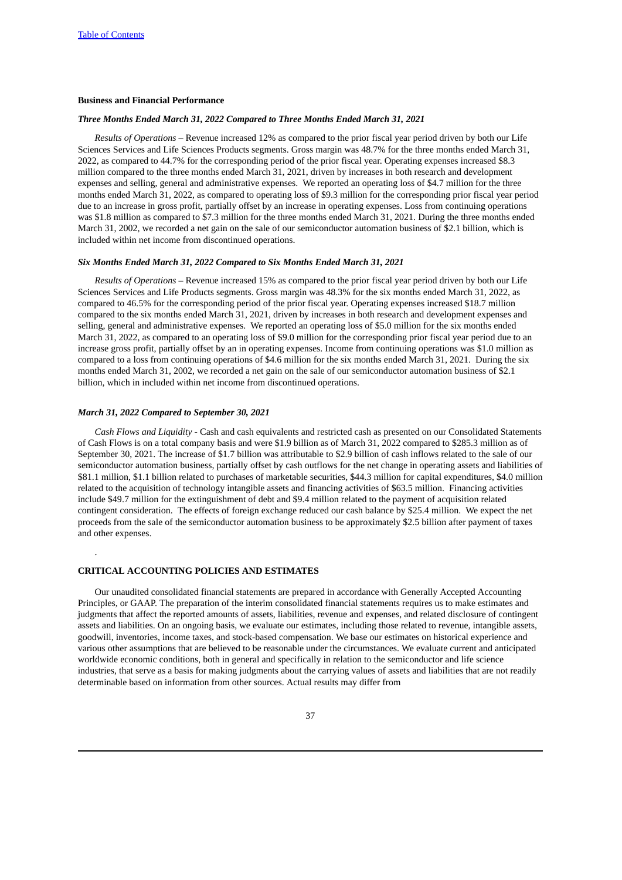[Table of Contents](#)

**Business and Financial Performance**

***Three Months Ended March 31, 2022 Compared to Three Months Ended March 31, 2021***

*Results of Operations* – Revenue increased 12% as compared to the prior fiscal year period driven by both our Life Sciences Services and Life Sciences Products segments. Gross margin was 48.7% for the three months ended March 31, 2022, as compared to 44.7% for the corresponding period of the prior fiscal year. Operating expenses increased $8.3 million compared to the three months ended March 31, 2021, driven by increases in both research and development expenses and selling, general and administrative expenses. We reported an operating loss of $4.7 million for the three months ended March 31, 2022, as compared to operating loss of $9.3 million for the corresponding prior fiscal year period due to an increase in gross profit, partially offset by an increase in operating expenses. Loss from continuing operations was $1.8 million as compared to $7.3 million for the three months ended March 31, 2021. During the three months ended March 31, 2002, we recorded a net gain on the sale of our semiconductor automation business of $2.1 billion, which is included within net income from discontinued operations.

***Six Months Ended March 31, 2022 Compared to Six Months Ended March 31, 2021***

*Results of Operations* – Revenue increased 15% as compared to the prior fiscal year period driven by both our Life Sciences Services and Life Products segments. Gross margin was 48.3% for the six months ended March 31, 2022, as compared to 46.5% for the corresponding period of the prior fiscal year. Operating expenses increased $18.7 million compared to the six months ended March 31, 2021, driven by increases in both research and development expenses and selling, general and administrative expenses. We reported an operating loss of $5.0 million for the six months ended March 31, 2022, as compared to an operating loss of $9.0 million for the corresponding prior fiscal year period due to an increase gross profit, partially offset by an in operating expenses. Income from continuing operations was $1.0 million as compared to a loss from continuing operations of $4.6 million for the six months ended March 31, 2021. During the six months ended March 31, 2002, we recorded a net gain on the sale of our semiconductor automation business of $2.1 billion, which in included within net income from discontinued operations.

***March 31, 2022 Compared to September 30, 2021***

*Cash Flows and Liquidity* - Cash and cash equivalents and restricted cash as presented on our Consolidated Statements of Cash Flows is on a total company basis and were $1.9 billion as of March 31, 2022 compared to $285.3 million as of September 30, 2021. The increase of $1.7 billion was attributable to $2.9 billion of cash inflows related to the sale of our semiconductor automation business, partially offset by cash outflows for the net change in operating assets and liabilities of $81.1 million, $1.1 billion related to purchases of marketable securities, $44.3 million for capital expenditures, $4.0 million related to the acquisition of technology intangible assets and financing activities of $63.5 million. Financing activities include $49.7 million for the extinguishment of debt and $9.4 million related to the payment of acquisition related contingent consideration. The effects of foreign exchange reduced our cash balance by $25.4 million. We expect the net proceeds from the sale of the semiconductor automation business to be approximately $2.5 billion after payment of taxes and other expenses.

.

**CRITICAL ACCOUNTING POLICIES AND ESTIMATES**

Our unaudited consolidated financial statements are prepared in accordance with Generally Accepted Accounting Principles, or GAAP. The preparation of the interim consolidated financial statements requires us to make estimates and judgments that affect the reported amounts of assets, liabilities, revenue and expenses, and related disclosure of contingent assets and liabilities. On an ongoing basis, we evaluate our estimates, including those related to revenue, intangible assets, goodwill, inventories, income taxes, and stock-based compensation. We base our estimates on historical experience and various other assumptions that are believed to be reasonable under the circumstances. We evaluate current and anticipated worldwide economic conditions, both in general and specifically in relation to the semiconductor and life science industries, that serve as a basis for making judgments about the carrying values of assets and liabilities that are not readily determinable based on information from other sources. Actual results may differ from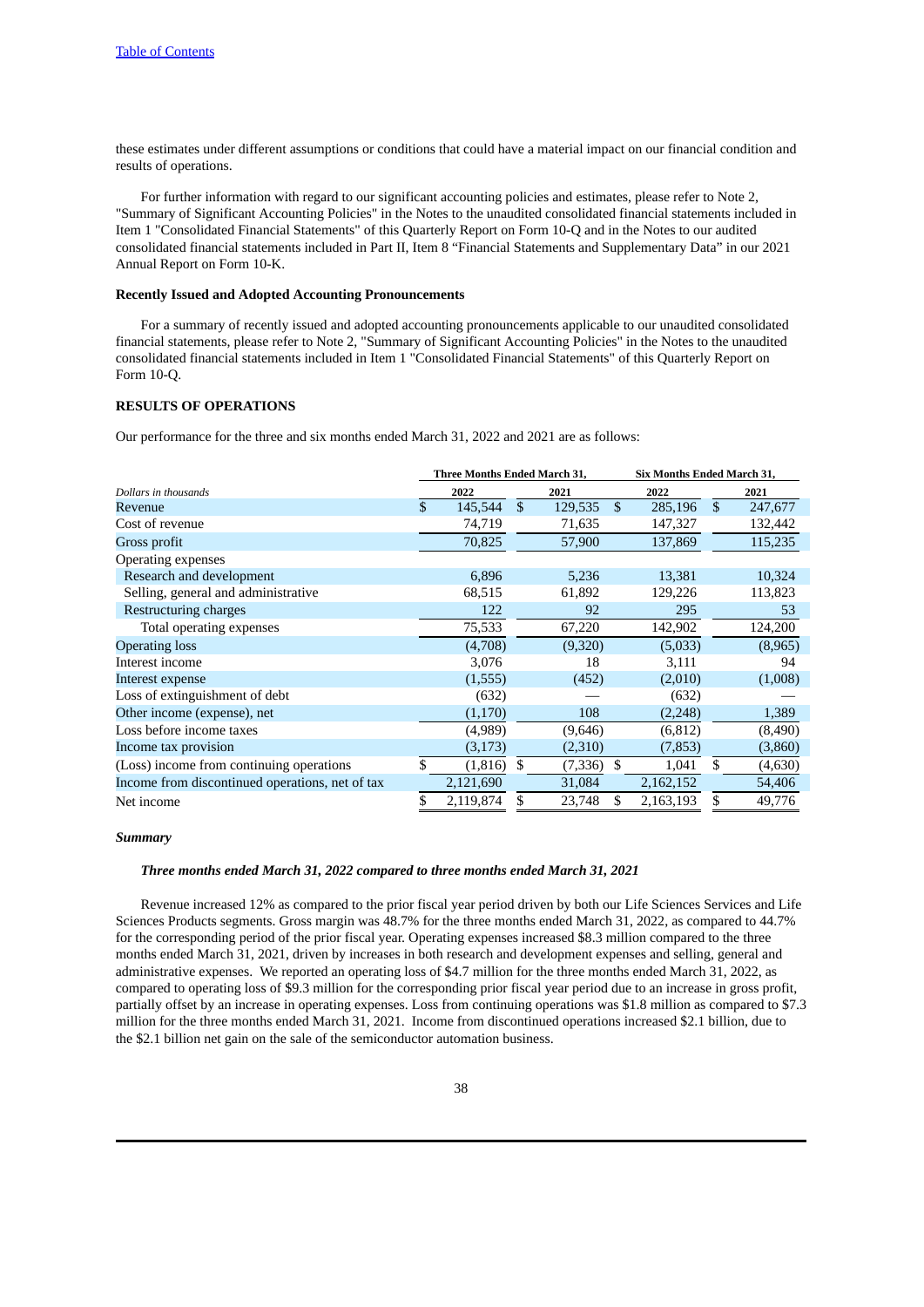these estimates under different assumptions or conditions that could have a material impact on our financial condition and results of operations.

For further information with regard to our significant accounting policies and estimates, please refer to Note 2, "Summary of Significant Accounting Policies" in the Notes to the unaudited consolidated financial statements included in Item 1 "Consolidated Financial Statements" of this Quarterly Report on Form 10-Q and in the Notes to our audited consolidated financial statements included in Part II, Item 8 "Financial Statements and Supplementary Data" in our 2021 Annual Report on Form 10-K.

**Recently Issued and Adopted Accounting Pronouncements**

For a summary of recently issued and adopted accounting pronouncements applicable to our unaudited consolidated financial statements, please refer to Note 2, "Summary of Significant Accounting Policies" in the Notes to the unaudited consolidated financial statements included in Item 1 "Consolidated Financial Statements" of this Quarterly Report on Form 10-Q.

**RESULTS OF OPERATIONS**

Our performance for the three and six months ended March 31, 2022 and 2021 are as follows:

| | Three Months Ended March 31, | | Six Months Ended March 31, | |
|---|---|---|---|---|
| *Dollars in thousands* | 2022 | 2021 | 2022 | 2021 |
| Revenue | $ 145,544 | $ 129,535 | $ 285,196 | $ 247,677 |
| Cost of revenue | 74,719 | 71,635 | 147,327 | 132,442 |
| Gross profit | 70,825 | 57,900 | 137,869 | 115,235 |
| Operating expenses | | | | |
| Research and development | 6,896 | 5,236 | 13,381 | 10,324 |
| Selling, general and administrative | 68,515 | 61,892 | 129,226 | 113,823 |
| Restructuring charges | 122 | 92 | 295 | 53 |
| Total operating expenses | 75,533 | 67,220 | 142,902 | 124,200 |
| Operating loss | (4,708) | (9,320) | (5,033) | (8,965) |
| Interest income | 3,076 | 18 | 3,111 | 94 |
| Interest expense | (1,555) | (452) | (2,010) | (1,008) |
| Loss of extinguishment of debt | (632) | — | (632) | — |
| Other income (expense), net | (1,170) | 108 | (2,248) | 1,389 |
| Loss before income taxes | (4,989) | (9,646) | (6,812) | (8,490) |
| Income tax provision | (3,173) | (2,310) | (7,853) | (3,860) |
| (Loss) income from continuing operations | $ (1,816) | $ (7,336) | $ 1,041 | $ (4,630) |
| Income from discontinued operations, net of tax | 2,121,690 | 31,084 | 2,162,152 | 54,406 |
| Net income | $ 2,119,874 | $ 23,748 | $ 2,163,193 | $ 49,776 |

***Summary***

***Three months ended March 31, 2022 compared to three months ended March 31, 2021***

Revenue increased 12% as compared to the prior fiscal year period driven by both our Life Sciences Services and Life Sciences Products segments. Gross margin was 48.7% for the three months ended March 31, 2022, as compared to 44.7% for the corresponding period of the prior fiscal year. Operating expenses increased $8.3 million compared to the three months ended March 31, 2021, driven by increases in both research and development expenses and selling, general and administrative expenses. We reported an operating loss of $4.7 million for the three months ended March 31, 2022, as compared to operating loss of $9.3 million for the corresponding prior fiscal year period due to an increase in gross profit, partially offset by an increase in operating expenses. Loss from continuing operations was $1.8 million as compared to $7.3 million for the three months ended March 31, 2021. Income from discontinued operations increased $2.1 billion, due to the $2.1 billion net gain on the sale of the semiconductor automation business.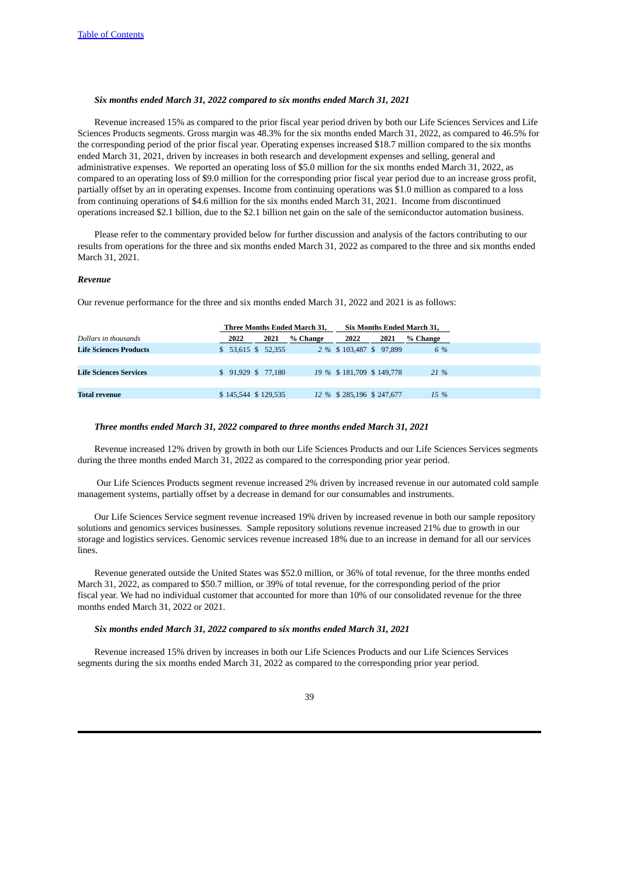***Six months ended March 31, 2022 compared to six months ended March 31, 2021***

Revenue increased 15% as compared to the prior fiscal year period driven by both our Life Sciences Services and Life Sciences Products segments. Gross margin was 48.3% for the six months ended March 31, 2022, as compared to 46.5% for the corresponding period of the prior fiscal year. Operating expenses increased $18.7 million compared to the six months ended March 31, 2021, driven by increases in both research and development expenses and selling, general and administrative expenses. We reported an operating loss of $5.0 million for the six months ended March 31, 2022, as compared to an operating loss of $9.0 million for the corresponding prior fiscal year period due to an increase gross profit, partially offset by an in operating expenses. Income from continuing operations was $1.0 million as compared to a loss from continuing operations of $4.6 million for the six months ended March 31, 2021. Income from discontinued operations increased $2.1 billion, due to the $2.1 billion net gain on the sale of the semiconductor automation business.

Please refer to the commentary provided below for further discussion and analysis of the factors contributing to our results from operations for the three and six months ended March 31, 2022 as compared to the three and six months ended March 31, 2021.

***Revenue***

Our revenue performance for the three and six months ended March 31, 2022 and 2021 is as follows:

| | Three Months Ended March 31, | | | Six Months Ended March 31, | | |
|---|---|---|---|---|---|---|
| *Dollars in thousands* | **2022** | **2021** | **% Change** | **2022** | **2021** | **% Change** |
| **Life Sciences Products** | $ 53,615 | $ 52,355 | *2 %* | $ 103,487 | $ 97,899 | *6 %* |
| **Life Sciences Services** | $ 91,929 | $ 77,180 | *19 %* | $ 181,709 | $ 149,778 | *21 %* |
| **Total revenue** | $ 145,544 | $ 129,535 | *12 %* | $ 285,196 | $ 247,677 | *15 %* |

***Three months ended March 31, 2022 compared to three months ended March 31, 2021***

Revenue increased 12% driven by growth in both our Life Sciences Products and our Life Sciences Services segments during the three months ended March 31, 2022 as compared to the corresponding prior year period.

Our Life Sciences Products segment revenue increased 2% driven by increased revenue in our automated cold sample management systems, partially offset by a decrease in demand for our consumables and instruments.

Our Life Sciences Service segment revenue increased 19% driven by increased revenue in both our sample repository solutions and genomics services businesses. Sample repository solutions revenue increased 21% due to growth in our storage and logistics services. Genomic services revenue increased 18% due to an increase in demand for all our services lines.

Revenue generated outside the United States was $52.0 million, or 36% of total revenue, for the three months ended March 31, 2022, as compared to $50.7 million, or 39% of total revenue, for the corresponding period of the prior fiscal year. We had no individual customer that accounted for more than 10% of our consolidated revenue for the three months ended March 31, 2022 or 2021.

***Six months ended March 31, 2022 compared to six months ended March 31, 2021***

Revenue increased 15% driven by increases in both our Life Sciences Products and our Life Sciences Services segments during the six months ended March 31, 2022 as compared to the corresponding prior year period.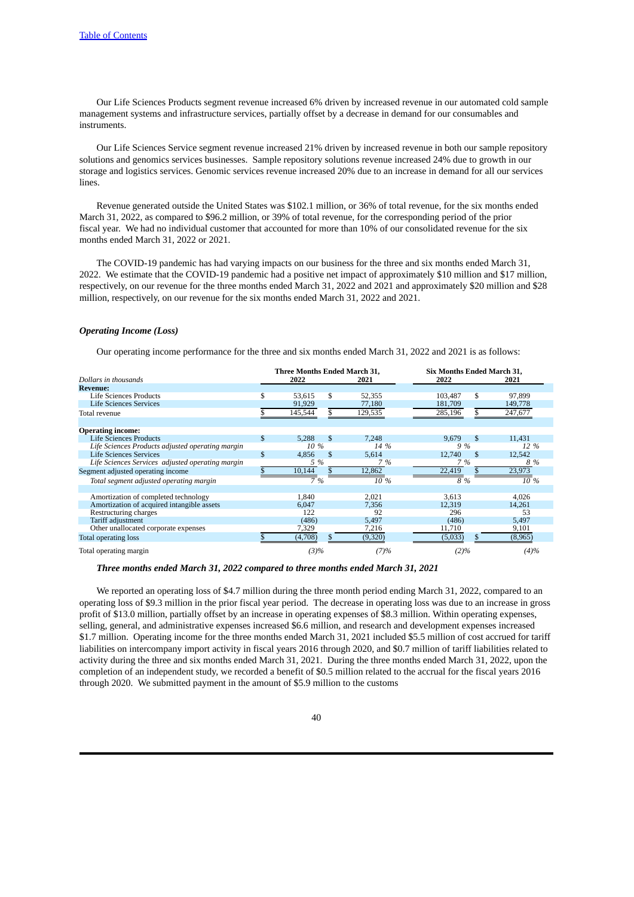Our Life Sciences Products segment revenue increased 6% driven by increased revenue in our automated cold sample management systems and infrastructure services, partially offset by a decrease in demand for our consumables and instruments.

Our Life Sciences Service segment revenue increased 21% driven by increased revenue in both our sample repository solutions and genomics services businesses. Sample repository solutions revenue increased 24% due to growth in our storage and logistics services. Genomic services revenue increased 20% due to an increase in demand for all our services lines.

Revenue generated outside the United States was $102.1 million, or 36% of total revenue, for the six months ended March 31, 2022, as compared to $96.2 million, or 39% of total revenue, for the corresponding period of the prior fiscal year. We had no individual customer that accounted for more than 10% of our consolidated revenue for the six months ended March 31, 2022 or 2021.

The COVID-19 pandemic has had varying impacts on our business for the three and six months ended March 31, 2022. We estimate that the COVID-19 pandemic had a positive net impact of approximately $10 million and $17 million, respectively, on our revenue for the three months ended March 31, 2022 and 2021 and approximately $20 million and $28 million, respectively, on our revenue for the six months ended March 31, 2022 and 2021.

***Operating Income (Loss)***

Our operating income performance for the three and six months ended March 31, 2022 and 2021 is as follows:

| *Dollars in thousands* | Three Months Ended March 31, 2022 | Three Months Ended March 31, 2021 | Six Months Ended March 31, 2022 | Six Months Ended March 31, 2021 |
|---|---|---|---|---|
| **Revenue:** | | | | |
| Life Sciences Products | $ 53,615 | $ 52,355 | 103,487 | $ 97,899 |
| Life Sciences Services | 91,929 | 77,180 | 181,709 | 149,778 |
| Total revenue | $ 145,544 | $ 129,535 | 285,196 | $ 247,677 |
| **Operating income:** | | | | |
| Life Sciences Products | $ 5,288 | $ 7,248 | 9,679 | $ 11,431 |
| *Life Sciences Products adjusted operating margin* | *10 %* | *14 %* | *9 %* | *12 %* |
| Life Sciences Services | $ 4,856 | $ 5,614 | 12,740 | $ 12,542 |
| *Life Sciences Services adjusted operating margin* | *5 %* | *7 %* | *7 %* | *8 %* |
| Segment adjusted operating income | $ 10,144 | $ 12,862 | 22,419 | $ 23,973 |
| *Total segment adjusted operating margin* | *7 %* | *10 %* | *8 %* | *10 %* |
| Amortization of completed technology | 1,840 | 2,021 | 3,613 | 4,026 |
| Amortization of acquired intangible assets | 6,047 | 7,356 | 12,319 | 14,261 |
| Restructuring charges | 122 | 92 | 296 | 53 |
| Tariff adjustment | (486) | 5,497 | (486) | 5,497 |
| Other unallocated corporate expenses | 7,329 | 7,216 | 11,710 | 9,101 |
| Total operating loss | $ (4,708) | $ (9,320) | (5,033) | $ (8,965) |
| Total operating margin | *(3)%* | *(7)%* | *(2)%* | *(4)%* |

***Three months ended March 31, 2022 compared to three months ended March 31, 2021***

We reported an operating loss of $4.7 million during the three month period ending March 31, 2022, compared to an operating loss of $9.3 million in the prior fiscal year period. The decrease in operating loss was due to an increase in gross profit of $13.0 million, partially offset by an increase in operating expenses of $8.3 million. Within operating expenses, selling, general, and administrative expenses increased $6.6 million, and research and development expenses increased $1.7 million. Operating income for the three months ended March 31, 2021 included $5.5 million of cost accrued for tariff liabilities on intercompany import activity in fiscal years 2016 through 2020, and $0.7 million of tariff liabilities related to activity during the three and six months ended March 31, 2021. During the three months ended March 31, 2022, upon the completion of an independent study, we recorded a benefit of $0.5 million related to the accrual for the fiscal years 2016 through 2020. We submitted payment in the amount of $5.9 million to the customs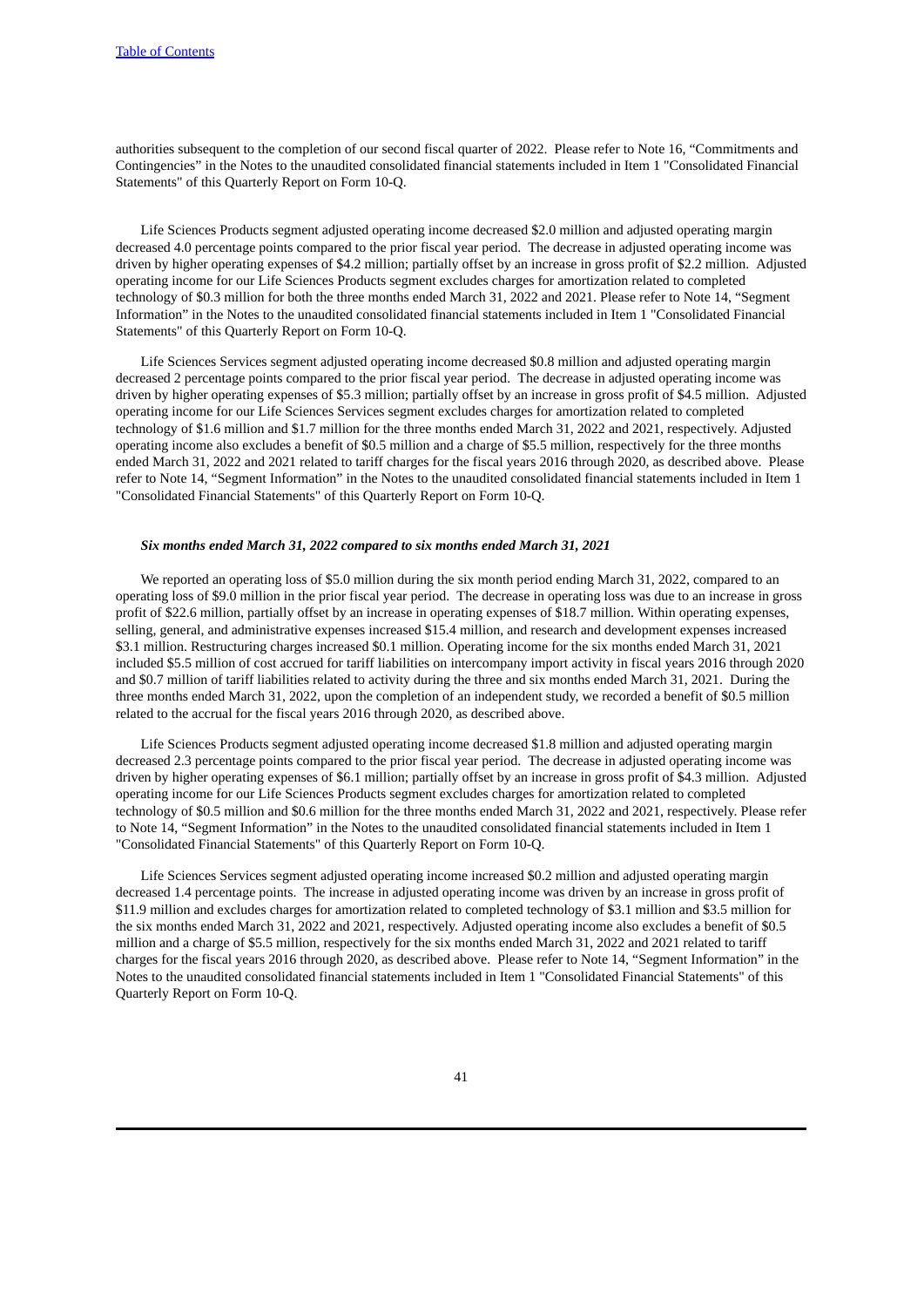authorities subsequent to the completion of our second fiscal quarter of 2022. Please refer to Note 16, "Commitments and Contingencies" in the Notes to the unaudited consolidated financial statements included in Item 1 "Consolidated Financial Statements" of this Quarterly Report on Form 10-Q.

Life Sciences Products segment adjusted operating income decreased $2.0 million and adjusted operating margin decreased 4.0 percentage points compared to the prior fiscal year period. The decrease in adjusted operating income was driven by higher operating expenses of $4.2 million; partially offset by an increase in gross profit of $2.2 million. Adjusted operating income for our Life Sciences Products segment excludes charges for amortization related to completed technology of $0.3 million for both the three months ended March 31, 2022 and 2021. Please refer to Note 14, "Segment Information" in the Notes to the unaudited consolidated financial statements included in Item 1 "Consolidated Financial Statements" of this Quarterly Report on Form 10-Q.

Life Sciences Services segment adjusted operating income decreased $0.8 million and adjusted operating margin decreased 2 percentage points compared to the prior fiscal year period. The decrease in adjusted operating income was driven by higher operating expenses of $5.3 million; partially offset by an increase in gross profit of $4.5 million. Adjusted operating income for our Life Sciences Services segment excludes charges for amortization related to completed technology of $1.6 million and $1.7 million for the three months ended March 31, 2022 and 2021, respectively. Adjusted operating income also excludes a benefit of $0.5 million and a charge of $5.5 million, respectively for the three months ended March 31, 2022 and 2021 related to tariff charges for the fiscal years 2016 through 2020, as described above. Please refer to Note 14, "Segment Information" in the Notes to the unaudited consolidated financial statements included in Item 1 "Consolidated Financial Statements" of this Quarterly Report on Form 10-Q.

***Six months ended March 31, 2022 compared to six months ended March 31, 2021***

We reported an operating loss of $5.0 million during the six month period ending March 31, 2022, compared to an operating loss of $9.0 million in the prior fiscal year period. The decrease in operating loss was due to an increase in gross profit of $22.6 million, partially offset by an increase in operating expenses of $18.7 million. Within operating expenses, selling, general, and administrative expenses increased $15.4 million, and research and development expenses increased $3.1 million. Restructuring charges increased $0.1 million. Operating income for the six months ended March 31, 2021 included $5.5 million of cost accrued for tariff liabilities on intercompany import activity in fiscal years 2016 through 2020 and $0.7 million of tariff liabilities related to activity during the three and six months ended March 31, 2021. During the three months ended March 31, 2022, upon the completion of an independent study, we recorded a benefit of $0.5 million related to the accrual for the fiscal years 2016 through 2020, as described above.

Life Sciences Products segment adjusted operating income decreased $1.8 million and adjusted operating margin decreased 2.3 percentage points compared to the prior fiscal year period. The decrease in adjusted operating income was driven by higher operating expenses of $6.1 million; partially offset by an increase in gross profit of $4.3 million. Adjusted operating income for our Life Sciences Products segment excludes charges for amortization related to completed technology of $0.5 million and $0.6 million for the three months ended March 31, 2022 and 2021, respectively. Please refer to Note 14, "Segment Information" in the Notes to the unaudited consolidated financial statements included in Item 1 "Consolidated Financial Statements" of this Quarterly Report on Form 10-Q.

Life Sciences Services segment adjusted operating income increased $0.2 million and adjusted operating margin decreased 1.4 percentage points. The increase in adjusted operating income was driven by an increase in gross profit of $11.9 million and excludes charges for amortization related to completed technology of $3.1 million and $3.5 million for the six months ended March 31, 2022 and 2021, respectively. Adjusted operating income also excludes a benefit of $0.5 million and a charge of $5.5 million, respectively for the six months ended March 31, 2022 and 2021 related to tariff charges for the fiscal years 2016 through 2020, as described above. Please refer to Note 14, "Segment Information" in the Notes to the unaudited consolidated financial statements included in Item 1 "Consolidated Financial Statements" of this Quarterly Report on Form 10-Q.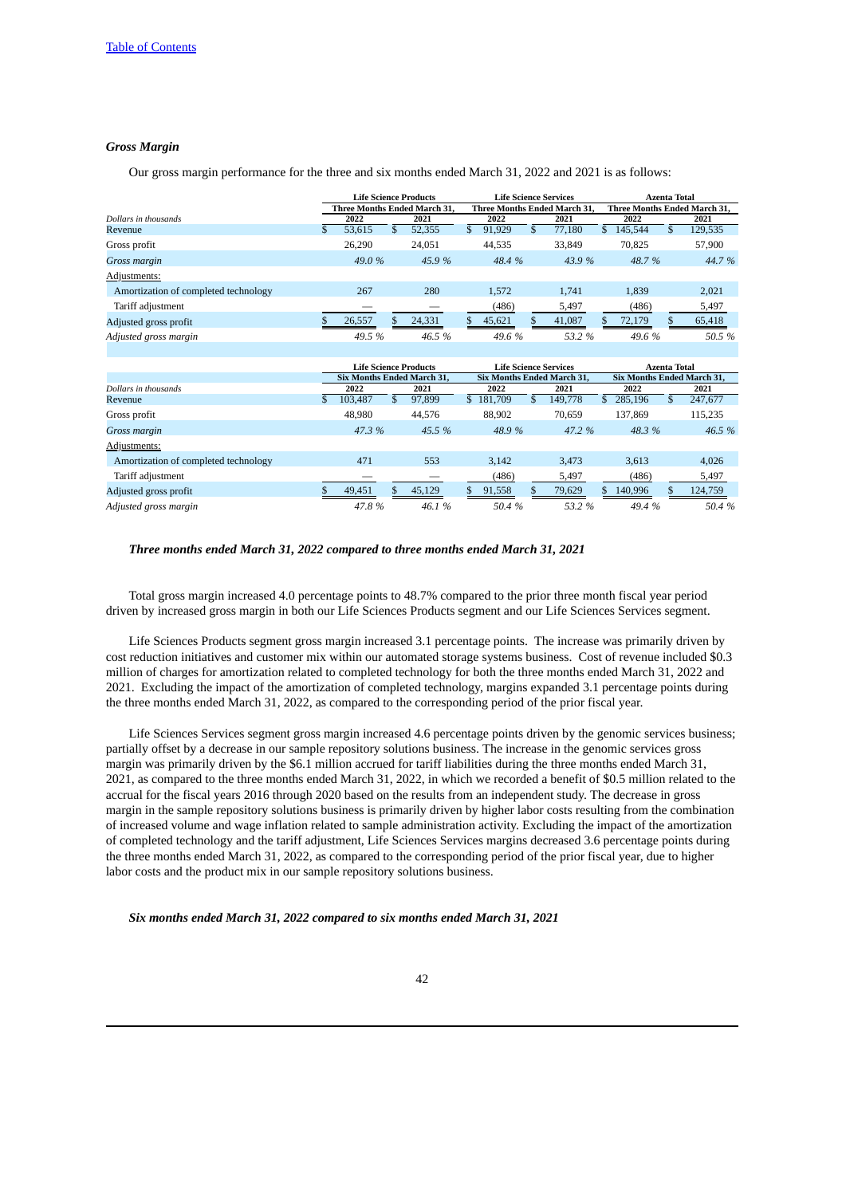### *Gross Margin*

Our gross margin performance for the three and six months ended March 31, 2022 and 2021 is as follows:

| | Life Science Products | | Life Science Services | | Azenta Total | |
|---|---|---|---|---|---|---|
| | Three Months Ended March 31, | | Three Months Ended March 31, | | Three Months Ended March 31, | |
| *Dollars in thousands* | 2022 | 2021 | 2022 | 2021 | 2022 | 2021 |
| Revenue | $ 53,615 | $ 52,355 | $ 91,929 | $ 77,180 | $ 145,544 | $ 129,535 |
| Gross profit | 26,290 | 24,051 | 44,535 | 33,849 | 70,825 | 57,900 |
| *Gross margin* | *49.0 %* | *45.9 %* | *48.4 %* | *43.9 %* | *48.7 %* | *44.7 %* |
| Adjustments: | | | | | | |
| Amortization of completed technology | 267 | 280 | 1,572 | 1,741 | 1,839 | 2,021 |
| Tariff adjustment | — | — | (486) | 5,497 | (486) | 5,497 |
| Adjusted gross profit | $ 26,557 | $ 24,331 | $ 45,621 | $ 41,087 | $ 72,179 | $ 65,418 |
| *Adjusted gross margin* | *49.5 %* | *46.5 %* | *49.6 %* | *53.2 %* | *49.6 %* | *50.5 %* |

| | Life Science Products | | Life Science Services | | Azenta Total | |
|---|---|---|---|---|---|---|
| | Six Months Ended March 31, | | Six Months Ended March 31, | | Six Months Ended March 31, | |
| *Dollars in thousands* | 2022 | 2021 | 2022 | 2021 | 2022 | 2021 |
| Revenue | $ 103,487 | $ 97,899 | $ 181,709 | $ 149,778 | $ 285,196 | $ 247,677 |
| Gross profit | 48,980 | 44,576 | 88,902 | 70,659 | 137,869 | 115,235 |
| *Gross margin* | *47.3 %* | *45.5 %* | *48.9 %* | *47.2 %* | *48.3 %* | *46.5 %* |
| Adjustments: | | | | | | |
| Amortization of completed technology | 471 | 553 | 3,142 | 3,473 | 3,613 | 4,026 |
| Tariff adjustment | — | — | (486) | 5,497 | (486) | 5,497 |
| Adjusted gross profit | $ 49,451 | $ 45,129 | $ 91,558 | $ 79,629 | $ 140,996 | $ 124,759 |
| *Adjusted gross margin* | *47.8 %* | *46.1 %* | *50.4 %* | *53.2 %* | *49.4 %* | *50.4 %* |

***Three months ended March 31, 2022 compared to three months ended March 31, 2021***

Total gross margin increased 4.0 percentage points to 48.7% compared to the prior three month fiscal year period driven by increased gross margin in both our Life Sciences Products segment and our Life Sciences Services segment.

Life Sciences Products segment gross margin increased 3.1 percentage points. The increase was primarily driven by cost reduction initiatives and customer mix within our automated storage systems business. Cost of revenue included $0.3 million of charges for amortization related to completed technology for both the three months ended March 31, 2022 and 2021. Excluding the impact of the amortization of completed technology, margins expanded 3.1 percentage points during the three months ended March 31, 2022, as compared to the corresponding period of the prior fiscal year.

Life Sciences Services segment gross margin increased 4.6 percentage points driven by the genomic services business; partially offset by a decrease in our sample repository solutions business. The increase in the genomic services gross margin was primarily driven by the $6.1 million accrued for tariff liabilities during the three months ended March 31, 2021, as compared to the three months ended March 31, 2022, in which we recorded a benefit of $0.5 million related to the accrual for the fiscal years 2016 through 2020 based on the results from an independent study. The decrease in gross margin in the sample repository solutions business is primarily driven by higher labor costs resulting from the combination of increased volume and wage inflation related to sample administration activity. Excluding the impact of the amortization of completed technology and the tariff adjustment, Life Sciences Services margins decreased 3.6 percentage points during the three months ended March 31, 2022, as compared to the corresponding period of the prior fiscal year, due to higher labor costs and the product mix in our sample repository solutions business.

***Six months ended March 31, 2022 compared to six months ended March 31, 2021***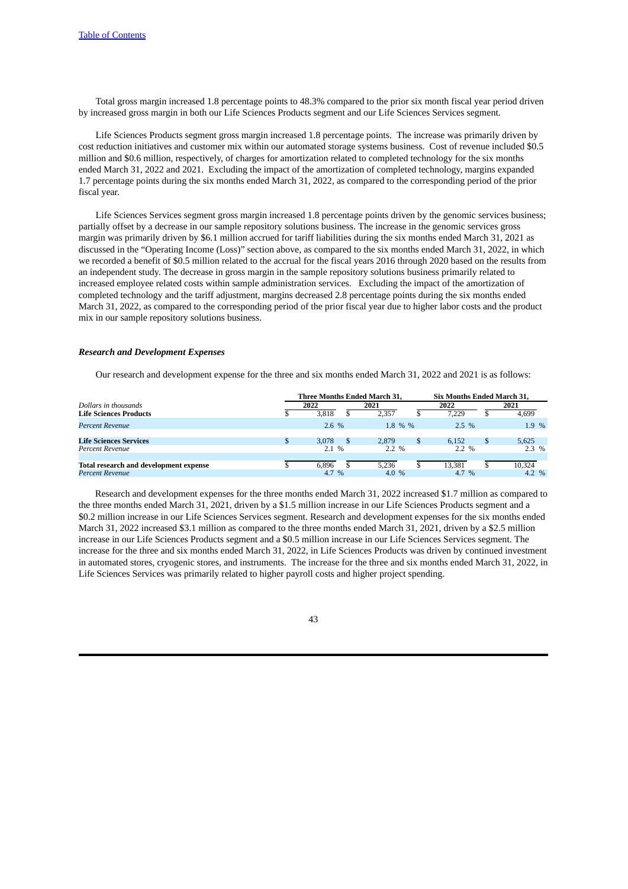Total gross margin increased 1.8 percentage points to 48.3% compared to the prior six month fiscal year period driven by increased gross margin in both our Life Sciences Products segment and our Life Sciences Services segment.

Life Sciences Products segment gross margin increased 1.8 percentage points. The increase was primarily driven by cost reduction initiatives and customer mix within our automated storage systems business. Cost of revenue included $0.5 million and $0.6 million, respectively, of charges for amortization related to completed technology for the six months ended March 31, 2022 and 2021. Excluding the impact of the amortization of completed technology, margins expanded 1.7 percentage points during the six months ended March 31, 2022, as compared to the corresponding period of the prior fiscal year.

Life Sciences Services segment gross margin increased 1.8 percentage points driven by the genomic services business; partially offset by a decrease in our sample repository solutions business. The increase in the genomic services gross margin was primarily driven by $6.1 million accrued for tariff liabilities during the six months ended March 31, 2021 as discussed in the "Operating Income (Loss)" section above, as compared to the six months ended March 31, 2022, in which we recorded a benefit of $0.5 million related to the accrual for the fiscal years 2016 through 2020 based on the results from an independent study. The decrease in gross margin in the sample repository solutions business primarily related to increased employee related costs within sample administration services. Excluding the impact of the amortization of completed technology and the tariff adjustment, margins decreased 2.8 percentage points during the six months ended March 31, 2022, as compared to the corresponding period of the prior fiscal year due to higher labor costs and the product mix in our sample repository solutions business.

### *Research and Development Expenses*

Our research and development expense for the three and six months ended March 31, 2022 and 2021 is as follows:

| | Three Months Ended March 31, | | Six Months Ended March 31, | |
|---|---|---|---|---|
| *Dollars in thousands* | 2022 | 2021 | 2022 | 2021 |
| **Life Sciences Products** | $ 3,818 | $ 2,357 | $ 7,229 | $ 4,699 |
| *Percent Revenue* | 2.6 % | 1.8 % % | 2.5 % | 1.9 % |
| **Life Sciences Services** | $ 3,078 | $ 2,879 | $ 6,152 | $ 5,625 |
| *Percent Revenue* | 2.1 % | 2.2 % | 2.2 % | 2.3 % |
| **Total research and development expense** | $ 6,896 | $ 5,236 | $ 13,381 | $ 10,324 |
| *Percent Revenue* | 4.7 % | 4.0 % | 4.7 % | 4.2 % |

Research and development expenses for the three months ended March 31, 2022 increased $1.7 million as compared to the three months ended March 31, 2021, driven by a $1.5 million increase in our Life Sciences Products segment and a $0.2 million increase in our Life Sciences Services segment. Research and development expenses for the six months ended March 31, 2022 increased $3.1 million as compared to the three months ended March 31, 2021, driven by a $2.5 million increase in our Life Sciences Products segment and a $0.5 million increase in our Life Sciences Services segment. The increase for the three and six months ended March 31, 2022, in Life Sciences Products was driven by continued investment in automated stores, cryogenic stores, and instruments. The increase for the three and six months ended March 31, 2022, in Life Sciences Services was primarily related to higher payroll costs and higher project spending.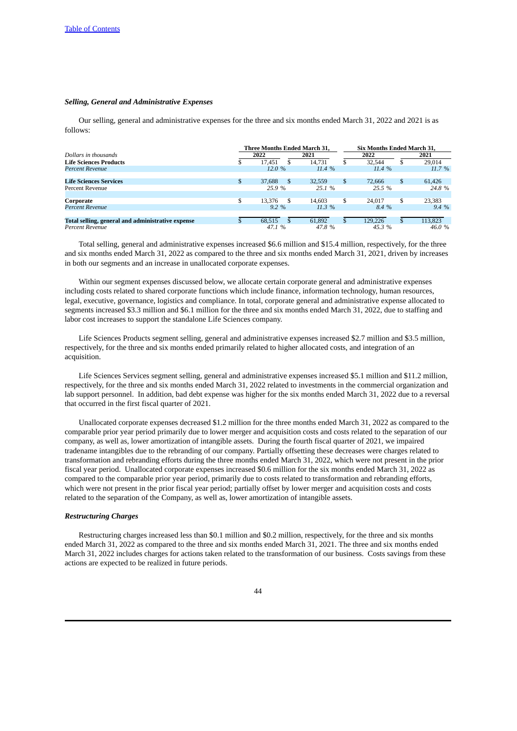### *Selling, General and Administrative Expenses*

Our selling, general and administrative expenses for the three and six months ended March 31, 2022 and 2021 is as follows:

| | Three Months Ended March 31, | | Six Months Ended March 31, | |
|---|---|---|---|---|
| *Dollars in thousands* | 2022 | 2021 | 2022 | 2021 |
| **Life Sciences Products** | $ 17,451 | $ 14,731 | $ 32,544 | $ 29,014 |
| *Percent Revenue* | *12.0 %* | *11.4 %* | *11.4 %* | *11.7 %* |
| **Life Sciences Services** | $ 37,688 | $ 32,559 | $ 72,666 | $ 61,426 |
| Percent Revenue | *25.9 %* | *25.1 %* | *25.5 %* | *24.8 %* |
| **Corporate** | $ 13,376 | $ 14,603 | $ 24,017 | $ 23,383 |
| *Percent Revenue* | *9.2 %* | *11.3 %* | *8.4 %* | *9.4 %* |
| **Total selling, general and administrative expense** | $ 68,515 | $ 61,892 | $ 129,226 | $ 113,823 |
| *Percent Revenue* | *47.1 %* | *47.8 %* | *45.3 %* | *46.0 %* |

Total selling, general and administrative expenses increased $6.6 million and $15.4 million, respectively, for the three and six months ended March 31, 2022 as compared to the three and six months ended March 31, 2021, driven by increases in both our segments and an increase in unallocated corporate expenses.

Within our segment expenses discussed below, we allocate certain corporate general and administrative expenses including costs related to shared corporate functions which include finance, information technology, human resources, legal, executive, governance, logistics and compliance. In total, corporate general and administrative expense allocated to segments increased $3.3 million and $6.1 million for the three and six months ended March 31, 2022, due to staffing and labor cost increases to support the standalone Life Sciences company.

Life Sciences Products segment selling, general and administrative expenses increased $2.7 million and $3.5 million, respectively, for the three and six months ended primarily related to higher allocated costs, and integration of an acquisition.

Life Sciences Services segment selling, general and administrative expenses increased $5.1 million and $11.2 million, respectively, for the three and six months ended March 31, 2022 related to investments in the commercial organization and lab support personnel. In addition, bad debt expense was higher for the six months ended March 31, 2022 due to a reversal that occurred in the first fiscal quarter of 2021.

Unallocated corporate expenses decreased $1.2 million for the three months ended March 31, 2022 as compared to the comparable prior year period primarily due to lower merger and acquisition costs and costs related to the separation of our company, as well as, lower amortization of intangible assets. During the fourth fiscal quarter of 2021, we impaired tradename intangibles due to the rebranding of our company. Partially offsetting these decreases were charges related to transformation and rebranding efforts during the three months ended March 31, 2022, which were not present in the prior fiscal year period. Unallocated corporate expenses increased $0.6 million for the six months ended March 31, 2022 as compared to the comparable prior year period, primarily due to costs related to transformation and rebranding efforts, which were not present in the prior fiscal year period; partially offset by lower merger and acquisition costs and costs related to the separation of the Company, as well as, lower amortization of intangible assets.

### *Restructuring Charges*

Restructuring charges increased less than $0.1 million and $0.2 million, respectively, for the three and six months ended March 31, 2022 as compared to the three and six months ended March 31, 2021. The three and six months ended March 31, 2022 includes charges for actions taken related to the transformation of our business. Costs savings from these actions are expected to be realized in future periods.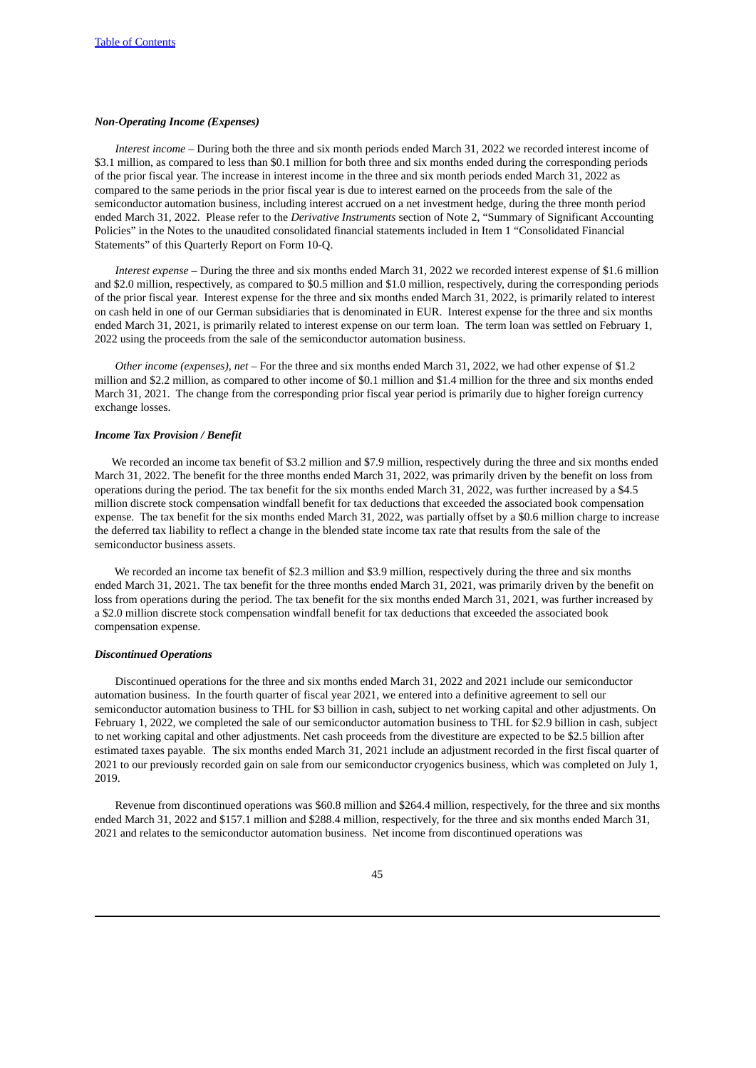*Non-Operating Income (Expenses)*

*Interest income* – During both the three and six month periods ended March 31, 2022 we recorded interest income of $3.1 million, as compared to less than $0.1 million for both three and six months ended during the corresponding periods of the prior fiscal year. The increase in interest income in the three and six month periods ended March 31, 2022 as compared to the same periods in the prior fiscal year is due to interest earned on the proceeds from the sale of the semiconductor automation business, including interest accrued on a net investment hedge, during the three month period ended March 31, 2022. Please refer to the *Derivative Instruments* section of Note 2, "Summary of Significant Accounting Policies" in the Notes to the unaudited consolidated financial statements included in Item 1 "Consolidated Financial Statements" of this Quarterly Report on Form 10-Q.

*Interest expense* – During the three and six months ended March 31, 2022 we recorded interest expense of $1.6 million and $2.0 million, respectively, as compared to $0.5 million and $1.0 million, respectively, during the corresponding periods of the prior fiscal year. Interest expense for the three and six months ended March 31, 2022, is primarily related to interest on cash held in one of our German subsidiaries that is denominated in EUR. Interest expense for the three and six months ended March 31, 2021, is primarily related to interest expense on our term loan. The term loan was settled on February 1, 2022 using the proceeds from the sale of the semiconductor automation business.

*Other income (expenses), net* – For the three and six months ended March 31, 2022, we had other expense of $1.2 million and $2.2 million, as compared to other income of $0.1 million and $1.4 million for the three and six months ended March 31, 2021. The change from the corresponding prior fiscal year period is primarily due to higher foreign currency exchange losses.

*Income Tax Provision / Benefit*

We recorded an income tax benefit of $3.2 million and $7.9 million, respectively during the three and six months ended March 31, 2022. The benefit for the three months ended March 31, 2022, was primarily driven by the benefit on loss from operations during the period. The tax benefit for the six months ended March 31, 2022, was further increased by a $4.5 million discrete stock compensation windfall benefit for tax deductions that exceeded the associated book compensation expense. The tax benefit for the six months ended March 31, 2022, was partially offset by a $0.6 million charge to increase the deferred tax liability to reflect a change in the blended state income tax rate that results from the sale of the semiconductor business assets.

We recorded an income tax benefit of $2.3 million and $3.9 million, respectively during the three and six months ended March 31, 2021. The tax benefit for the three months ended March 31, 2021, was primarily driven by the benefit on loss from operations during the period. The tax benefit for the six months ended March 31, 2021, was further increased by a $2.0 million discrete stock compensation windfall benefit for tax deductions that exceeded the associated book compensation expense.

*Discontinued Operations*

Discontinued operations for the three and six months ended March 31, 2022 and 2021 include our semiconductor automation business. In the fourth quarter of fiscal year 2021, we entered into a definitive agreement to sell our semiconductor automation business to THL for $3 billion in cash, subject to net working capital and other adjustments. On February 1, 2022, we completed the sale of our semiconductor automation business to THL for $2.9 billion in cash, subject to net working capital and other adjustments. Net cash proceeds from the divestiture are expected to be $2.5 billion after estimated taxes payable. The six months ended March 31, 2021 include an adjustment recorded in the first fiscal quarter of 2021 to our previously recorded gain on sale from our semiconductor cryogenics business, which was completed on July 1, 2019.

Revenue from discontinued operations was $60.8 million and $264.4 million, respectively, for the three and six months ended March 31, 2022 and $157.1 million and $288.4 million, respectively, for the three and six months ended March 31, 2021 and relates to the semiconductor automation business. Net income from discontinued operations was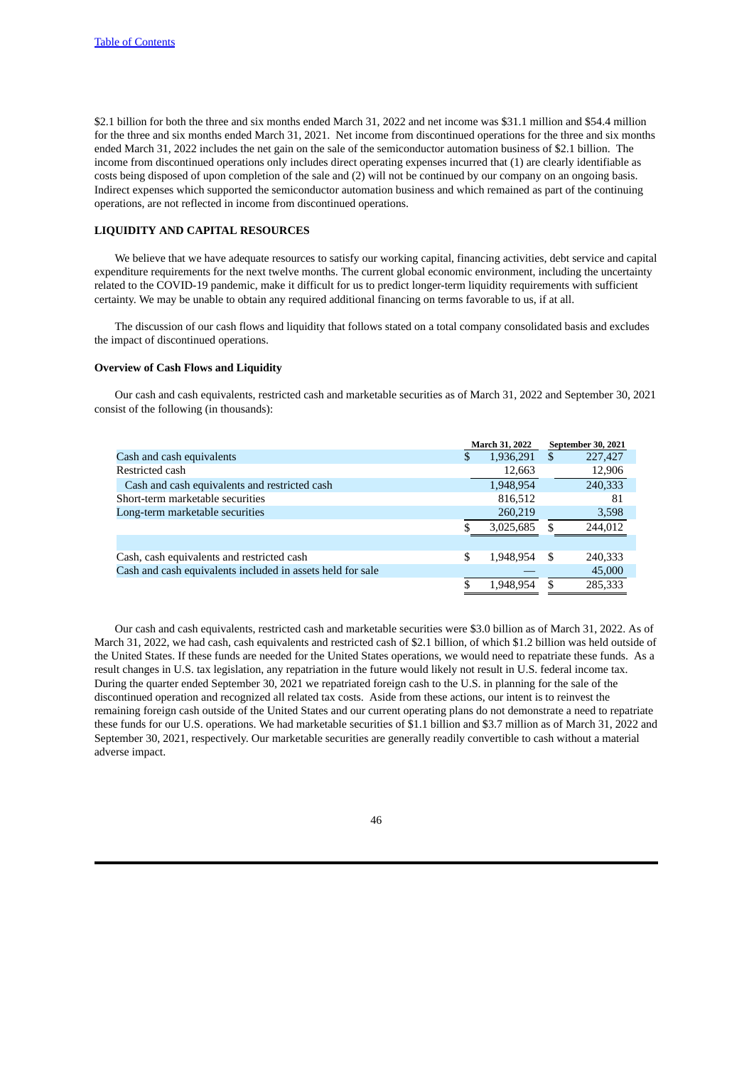$2.1 billion for both the three and six months ended March 31, 2022 and net income was $31.1 million and $54.4 million for the three and six months ended March 31, 2021. Net income from discontinued operations for the three and six months ended March 31, 2022 includes the net gain on the sale of the semiconductor automation business of $2.1 billion. The income from discontinued operations only includes direct operating expenses incurred that (1) are clearly identifiable as costs being disposed of upon completion of the sale and (2) will not be continued by our company on an ongoing basis. Indirect expenses which supported the semiconductor automation business and which remained as part of the continuing operations, are not reflected in income from discontinued operations.

## LIQUIDITY AND CAPITAL RESOURCES

We believe that we have adequate resources to satisfy our working capital, financing activities, debt service and capital expenditure requirements for the next twelve months. The current global economic environment, including the uncertainty related to the COVID-19 pandemic, make it difficult for us to predict longer-term liquidity requirements with sufficient certainty. We may be unable to obtain any required additional financing on terms favorable to us, if at all.

The discussion of our cash flows and liquidity that follows stated on a total company consolidated basis and excludes the impact of discontinued operations.

### Overview of Cash Flows and Liquidity

Our cash and cash equivalents, restricted cash and marketable securities as of March 31, 2022 and September 30, 2021 consist of the following (in thousands):

| | March 31, 2022 | September 30, 2021 |
|---|---|---|
| Cash and cash equivalents | $ 1,936,291 | $ 227,427 |
| Restricted cash | 12,663 | 12,906 |
| Cash and cash equivalents and restricted cash | 1,948,954 | 240,333 |
| Short-term marketable securities | 816,512 | 81 |
| Long-term marketable securities | 260,219 | 3,598 |
| | $ 3,025,685 | $ 244,012 |
| | | |
| Cash, cash equivalents and restricted cash | $ 1,948,954 | $ 240,333 |
| Cash and cash equivalents included in assets held for sale | — | 45,000 |
| | $ 1,948,954 | $ 285,333 |

Our cash and cash equivalents, restricted cash and marketable securities were $3.0 billion as of March 31, 2022. As of March 31, 2022, we had cash, cash equivalents and restricted cash of $2.1 billion, of which $1.2 billion was held outside of the United States. If these funds are needed for the United States operations, we would need to repatriate these funds. As a result changes in U.S. tax legislation, any repatriation in the future would likely not result in U.S. federal income tax. During the quarter ended September 30, 2021 we repatriated foreign cash to the U.S. in planning for the sale of the discontinued operation and recognized all related tax costs. Aside from these actions, our intent is to reinvest the remaining foreign cash outside of the United States and our current operating plans do not demonstrate a need to repatriate these funds for our U.S. operations. We had marketable securities of $1.1 billion and $3.7 million as of March 31, 2022 and September 30, 2021, respectively. Our marketable securities are generally readily convertible to cash without a material adverse impact.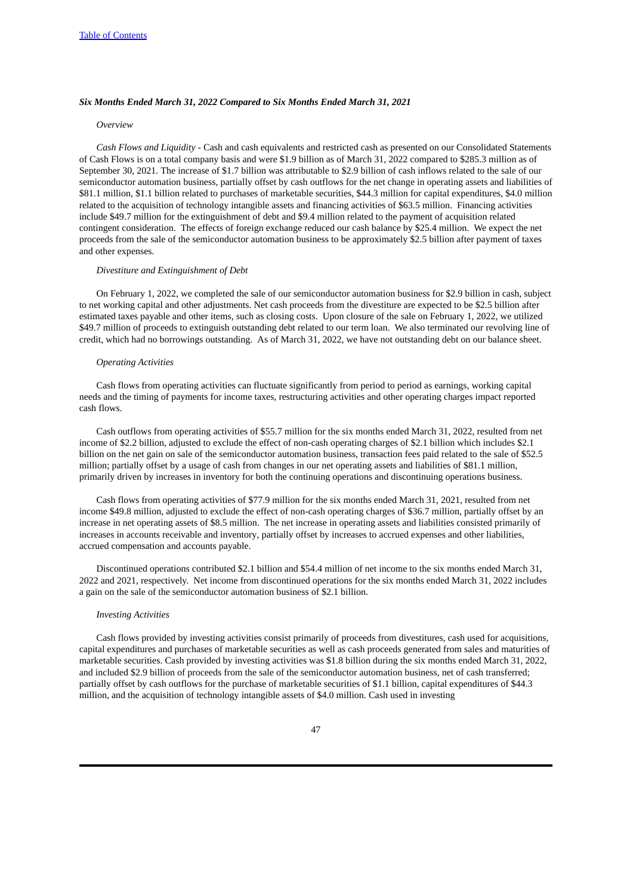*Six Months Ended March 31, 2022 Compared to Six Months Ended March 31, 2021*

*Overview*

*Cash Flows and Liquidity* - Cash and cash equivalents and restricted cash as presented on our Consolidated Statements of Cash Flows is on a total company basis and were $1.9 billion as of March 31, 2022 compared to $285.3 million as of September 30, 2021. The increase of $1.7 billion was attributable to $2.9 billion of cash inflows related to the sale of our semiconductor automation business, partially offset by cash outflows for the net change in operating assets and liabilities of $81.1 million, $1.1 billion related to purchases of marketable securities, $44.3 million for capital expenditures, $4.0 million related to the acquisition of technology intangible assets and financing activities of $63.5 million. Financing activities include $49.7 million for the extinguishment of debt and $9.4 million related to the payment of acquisition related contingent consideration. The effects of foreign exchange reduced our cash balance by $25.4 million. We expect the net proceeds from the sale of the semiconductor automation business to be approximately $2.5 billion after payment of taxes and other expenses.

*Divestiture and Extinguishment of Debt*

On February 1, 2022, we completed the sale of our semiconductor automation business for $2.9 billion in cash, subject to net working capital and other adjustments. Net cash proceeds from the divestiture are expected to be $2.5 billion after estimated taxes payable and other items, such as closing costs. Upon closure of the sale on February 1, 2022, we utilized $49.7 million of proceeds to extinguish outstanding debt related to our term loan. We also terminated our revolving line of credit, which had no borrowings outstanding. As of March 31, 2022, we have not outstanding debt on our balance sheet.

*Operating Activities*

Cash flows from operating activities can fluctuate significantly from period to period as earnings, working capital needs and the timing of payments for income taxes, restructuring activities and other operating charges impact reported cash flows.

Cash outflows from operating activities of $55.7 million for the six months ended March 31, 2022, resulted from net income of $2.2 billion, adjusted to exclude the effect of non-cash operating charges of $2.1 billion which includes $2.1 billion on the net gain on sale of the semiconductor automation business, transaction fees paid related to the sale of $52.5 million; partially offset by a usage of cash from changes in our net operating assets and liabilities of $81.1 million, primarily driven by increases in inventory for both the continuing operations and discontinuing operations business.

Cash flows from operating activities of $77.9 million for the six months ended March 31, 2021, resulted from net income $49.8 million, adjusted to exclude the effect of non-cash operating charges of $36.7 million, partially offset by an increase in net operating assets of $8.5 million. The net increase in operating assets and liabilities consisted primarily of increases in accounts receivable and inventory, partially offset by increases to accrued expenses and other liabilities, accrued compensation and accounts payable.

Discontinued operations contributed $2.1 billion and $54.4 million of net income to the six months ended March 31, 2022 and 2021, respectively. Net income from discontinued operations for the six months ended March 31, 2022 includes a gain on the sale of the semiconductor automation business of $2.1 billion.

*Investing Activities*

Cash flows provided by investing activities consist primarily of proceeds from divestitures, cash used for acquisitions, capital expenditures and purchases of marketable securities as well as cash proceeds generated from sales and maturities of marketable securities. Cash provided by investing activities was $1.8 billion during the six months ended March 31, 2022, and included $2.9 billion of proceeds from the sale of the semiconductor automation business, net of cash transferred; partially offset by cash outflows for the purchase of marketable securities of $1.1 billion, capital expenditures of $44.3 million, and the acquisition of technology intangible assets of $4.0 million. Cash used in investing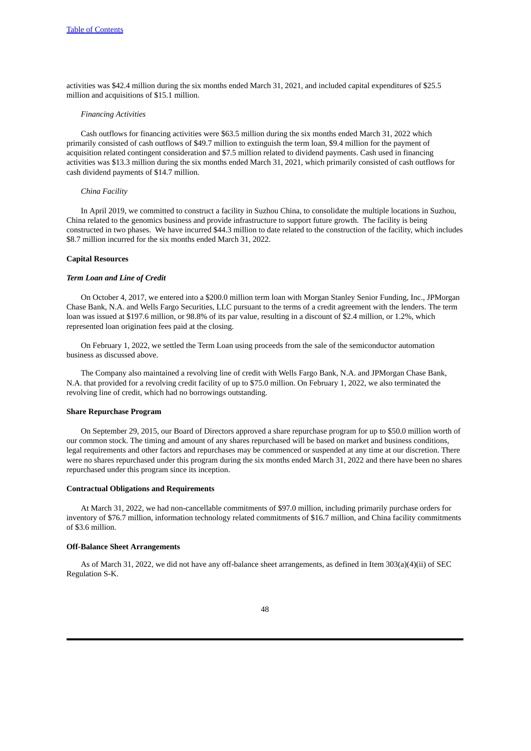activities was $42.4 million during the six months ended March 31, 2021, and included capital expenditures of $25.5 million and acquisitions of $15.1 million.

*Financing Activities*

Cash outflows for financing activities were $63.5 million during the six months ended March 31, 2022 which primarily consisted of cash outflows of $49.7 million to extinguish the term loan, $9.4 million for the payment of acquisition related contingent consideration and $7.5 million related to dividend payments. Cash used in financing activities was $13.3 million during the six months ended March 31, 2021, which primarily consisted of cash outflows for cash dividend payments of $14.7 million.

*China Facility*

In April 2019, we committed to construct a facility in Suzhou China, to consolidate the multiple locations in Suzhou, China related to the genomics business and provide infrastructure to support future growth. The facility is being constructed in two phases. We have incurred $44.3 million to date related to the construction of the facility, which includes $8.7 million incurred for the six months ended March 31, 2022.

**Capital Resources**

***Term Loan and Line of Credit***

On October 4, 2017, we entered into a $200.0 million term loan with Morgan Stanley Senior Funding, Inc., JPMorgan Chase Bank, N.A. and Wells Fargo Securities, LLC pursuant to the terms of a credit agreement with the lenders. The term loan was issued at $197.6 million, or 98.8% of its par value, resulting in a discount of $2.4 million, or 1.2%, which represented loan origination fees paid at the closing.

On February 1, 2022, we settled the Term Loan using proceeds from the sale of the semiconductor automation business as discussed above.

The Company also maintained a revolving line of credit with Wells Fargo Bank, N.A. and JPMorgan Chase Bank, N.A. that provided for a revolving credit facility of up to $75.0 million. On February 1, 2022, we also terminated the revolving line of credit, which had no borrowings outstanding.

**Share Repurchase Program**

On September 29, 2015, our Board of Directors approved a share repurchase program for up to $50.0 million worth of our common stock. The timing and amount of any shares repurchased will be based on market and business conditions, legal requirements and other factors and repurchases may be commenced or suspended at any time at our discretion. There were no shares repurchased under this program during the six months ended March 31, 2022 and there have been no shares repurchased under this program since its inception.

**Contractual Obligations and Requirements**

At March 31, 2022, we had non-cancellable commitments of $97.0 million, including primarily purchase orders for inventory of $76.7 million, information technology related commitments of $16.7 million, and China facility commitments of $3.6 million.

**Off-Balance Sheet Arrangements**

As of March 31, 2022, we did not have any off-balance sheet arrangements, as defined in Item 303(a)(4)(ii) of SEC Regulation S-K.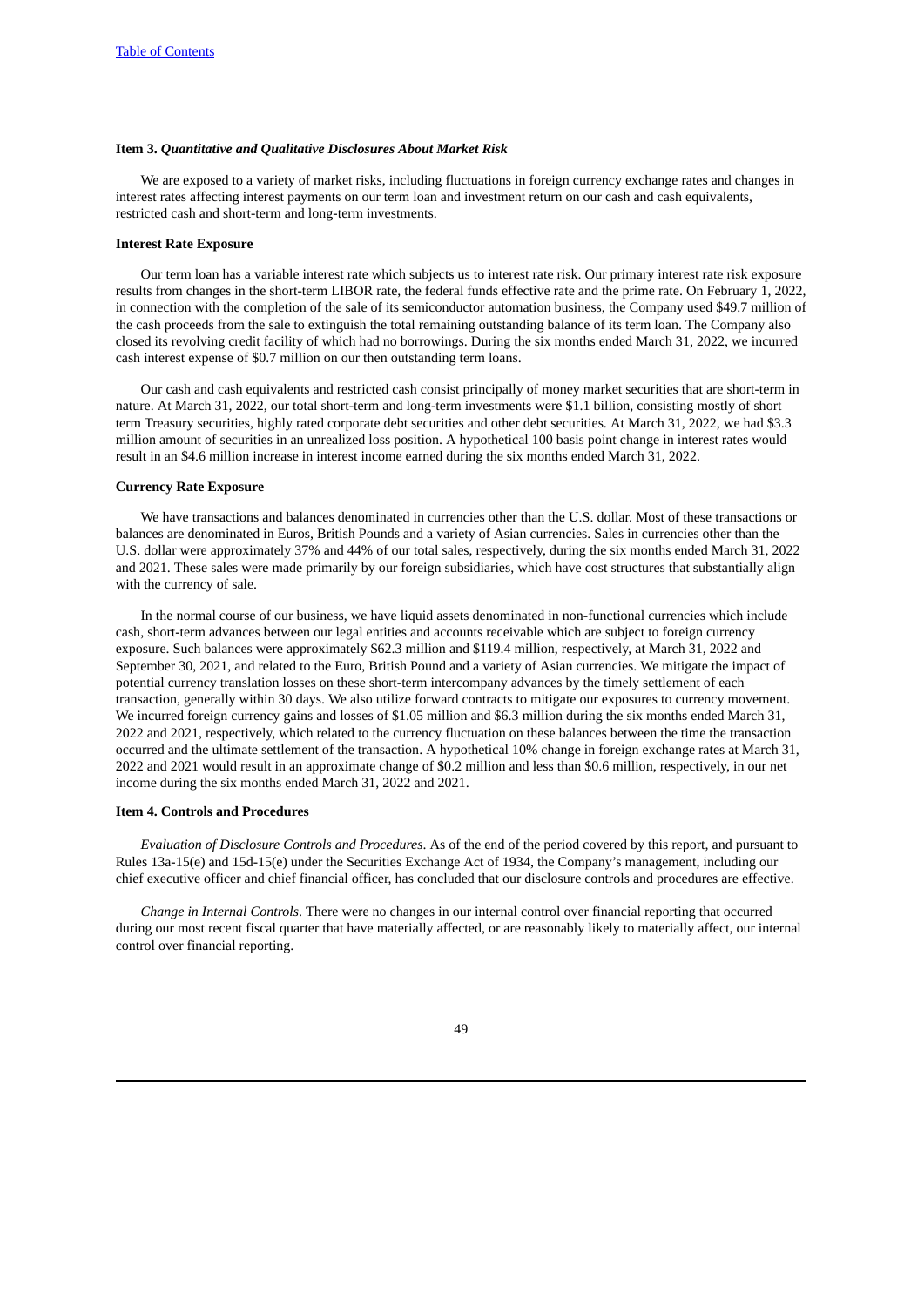[Table of Contents](#)

### Item 3. *Quantitative and Qualitative Disclosures About Market Risk*

We are exposed to a variety of market risks, including fluctuations in foreign currency exchange rates and changes in interest rates affecting interest payments on our term loan and investment return on our cash and cash equivalents, restricted cash and short-term and long-term investments.

**Interest Rate Exposure**

Our term loan has a variable interest rate which subjects us to interest rate risk. Our primary interest rate risk exposure results from changes in the short-term LIBOR rate, the federal funds effective rate and the prime rate. On February 1, 2022, in connection with the completion of the sale of its semiconductor automation business, the Company used $49.7 million of the cash proceeds from the sale to extinguish the total remaining outstanding balance of its term loan. The Company also closed its revolving credit facility of which had no borrowings. During the six months ended March 31, 2022, we incurred cash interest expense of $0.7 million on our then outstanding term loans.

Our cash and cash equivalents and restricted cash consist principally of money market securities that are short-term in nature. At March 31, 2022, our total short-term and long-term investments were $1.1 billion, consisting mostly of short term Treasury securities, highly rated corporate debt securities and other debt securities. At March 31, 2022, we had $3.3 million amount of securities in an unrealized loss position. A hypothetical 100 basis point change in interest rates would result in an $4.6 million increase in interest income earned during the six months ended March 31, 2022.

**Currency Rate Exposure**

We have transactions and balances denominated in currencies other than the U.S. dollar. Most of these transactions or balances are denominated in Euros, British Pounds and a variety of Asian currencies. Sales in currencies other than the U.S. dollar were approximately 37% and 44% of our total sales, respectively, during the six months ended March 31, 2022 and 2021. These sales were made primarily by our foreign subsidiaries, which have cost structures that substantially align with the currency of sale.

In the normal course of our business, we have liquid assets denominated in non-functional currencies which include cash, short-term advances between our legal entities and accounts receivable which are subject to foreign currency exposure. Such balances were approximately $62.3 million and $119.4 million, respectively, at March 31, 2022 and September 30, 2021, and related to the Euro, British Pound and a variety of Asian currencies. We mitigate the impact of potential currency translation losses on these short-term intercompany advances by the timely settlement of each transaction, generally within 30 days. We also utilize forward contracts to mitigate our exposures to currency movement. We incurred foreign currency gains and losses of $1.05 million and $6.3 million during the six months ended March 31, 2022 and 2021, respectively, which related to the currency fluctuation on these balances between the time the transaction occurred and the ultimate settlement of the transaction. A hypothetical 10% change in foreign exchange rates at March 31, 2022 and 2021 would result in an approximate change of $0.2 million and less than $0.6 million, respectively, in our net income during the six months ended March 31, 2022 and 2021.

### Item 4. Controls and Procedures

*Evaluation of Disclosure Controls and Procedures*. As of the end of the period covered by this report, and pursuant to Rules 13a-15(e) and 15d-15(e) under the Securities Exchange Act of 1934, the Company's management, including our chief executive officer and chief financial officer, has concluded that our disclosure controls and procedures are effective.

*Change in Internal Controls*. There were no changes in our internal control over financial reporting that occurred during our most recent fiscal quarter that have materially affected, or are reasonably likely to materially affect, our internal control over financial reporting.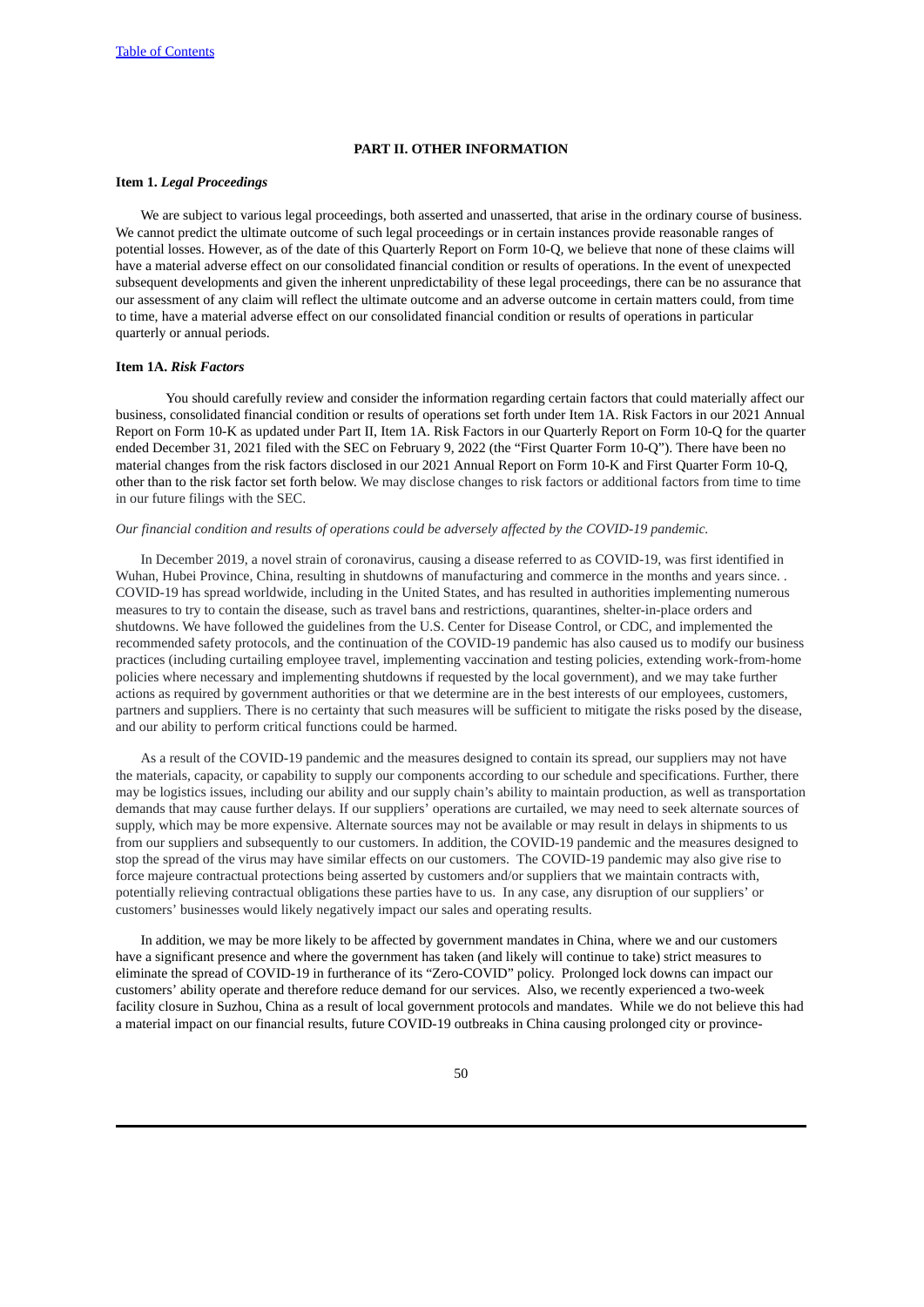## PART II. OTHER INFORMATION

### Item 1. *Legal Proceedings*

We are subject to various legal proceedings, both asserted and unasserted, that arise in the ordinary course of business. We cannot predict the ultimate outcome of such legal proceedings or in certain instances provide reasonable ranges of potential losses. However, as of the date of this Quarterly Report on Form 10-Q, we believe that none of these claims will have a material adverse effect on our consolidated financial condition or results of operations. In the event of unexpected subsequent developments and given the inherent unpredictability of these legal proceedings, there can be no assurance that our assessment of any claim will reflect the ultimate outcome and an adverse outcome in certain matters could, from time to time, have a material adverse effect on our consolidated financial condition or results of operations in particular quarterly or annual periods.

### Item 1A. *Risk Factors*

You should carefully review and consider the information regarding certain factors that could materially affect our business, consolidated financial condition or results of operations set forth under Item 1A. Risk Factors in our 2021 Annual Report on Form 10-K as updated under Part II, Item 1A. Risk Factors in our Quarterly Report on Form 10-Q for the quarter ended December 31, 2021 filed with the SEC on February 9, 2022 (the "First Quarter Form 10-Q"). There have been no material changes from the risk factors disclosed in our 2021 Annual Report on Form 10-K and First Quarter Form 10-Q, other than to the risk factor set forth below. We may disclose changes to risk factors or additional factors from time to time in our future filings with the SEC.

*Our financial condition and results of operations could be adversely affected by the COVID-19 pandemic.*

In December 2019, a novel strain of coronavirus, causing a disease referred to as COVID-19, was first identified in Wuhan, Hubei Province, China, resulting in shutdowns of manufacturing and commerce in the months and years since. . COVID-19 has spread worldwide, including in the United States, and has resulted in authorities implementing numerous measures to try to contain the disease, such as travel bans and restrictions, quarantines, shelter-in-place orders and shutdowns. We have followed the guidelines from the U.S. Center for Disease Control, or CDC, and implemented the recommended safety protocols, and the continuation of the COVID-19 pandemic has also caused us to modify our business practices (including curtailing employee travel, implementing vaccination and testing policies, extending work-from-home policies where necessary and implementing shutdowns if requested by the local government), and we may take further actions as required by government authorities or that we determine are in the best interests of our employees, customers, partners and suppliers. There is no certainty that such measures will be sufficient to mitigate the risks posed by the disease, and our ability to perform critical functions could be harmed.

As a result of the COVID-19 pandemic and the measures designed to contain its spread, our suppliers may not have the materials, capacity, or capability to supply our components according to our schedule and specifications. Further, there may be logistics issues, including our ability and our supply chain's ability to maintain production, as well as transportation demands that may cause further delays. If our suppliers' operations are curtailed, we may need to seek alternate sources of supply, which may be more expensive. Alternate sources may not be available or may result in delays in shipments to us from our suppliers and subsequently to our customers. In addition, the COVID-19 pandemic and the measures designed to stop the spread of the virus may have similar effects on our customers. The COVID-19 pandemic may also give rise to force majeure contractual protections being asserted by customers and/or suppliers that we maintain contracts with, potentially relieving contractual obligations these parties have to us. In any case, any disruption of our suppliers' or customers' businesses would likely negatively impact our sales and operating results.

In addition, we may be more likely to be affected by government mandates in China, where we and our customers have a significant presence and where the government has taken (and likely will continue to take) strict measures to eliminate the spread of COVID-19 in furtherance of its "Zero-COVID" policy. Prolonged lock downs can impact our customers' ability operate and therefore reduce demand for our services. Also, we recently experienced a two-week facility closure in Suzhou, China as a result of local government protocols and mandates. While we do not believe this had a material impact on our financial results, future COVID-19 outbreaks in China causing prolonged city or province-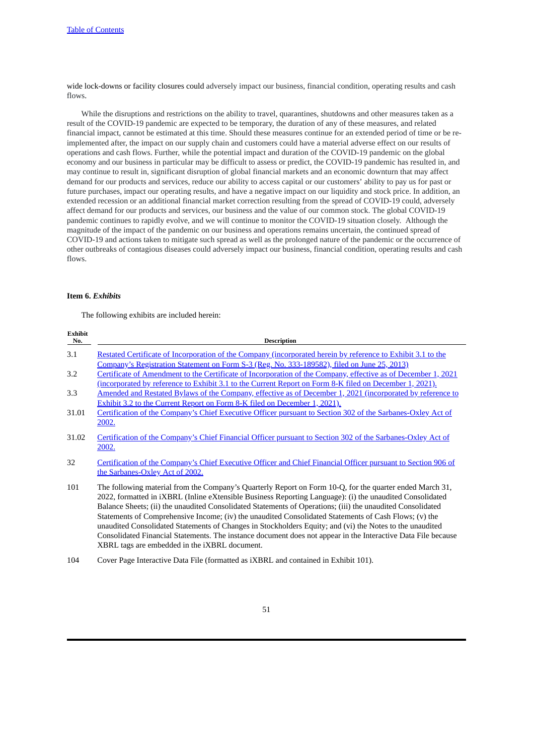wide lock-downs or facility closures could adversely impact our business, financial condition, operating results and cash flows.

While the disruptions and restrictions on the ability to travel, quarantines, shutdowns and other measures taken as a result of the COVID-19 pandemic are expected to be temporary, the duration of any of these measures, and related financial impact, cannot be estimated at this time. Should these measures continue for an extended period of time or be re-implemented after, the impact on our supply chain and customers could have a material adverse effect on our results of operations and cash flows. Further, while the potential impact and duration of the COVID-19 pandemic on the global economy and our business in particular may be difficult to assess or predict, the COVID-19 pandemic has resulted in, and may continue to result in, significant disruption of global financial markets and an economic downturn that may affect demand for our products and services, reduce our ability to access capital or our customers' ability to pay us for past or future purchases, impact our operating results, and have a negative impact on our liquidity and stock price. In addition, an extended recession or an additional financial market correction resulting from the spread of COVID-19 could, adversely affect demand for our products and services, our business and the value of our common stock. The global COVID-19 pandemic continues to rapidly evolve, and we will continue to monitor the COVID-19 situation closely. Although the magnitude of the impact of the pandemic on our business and operations remains uncertain, the continued spread of COVID-19 and actions taken to mitigate such spread as well as the prolonged nature of the pandemic or the occurrence of other outbreaks of contagious diseases could adversely impact our business, financial condition, operating results and cash flows.

**Item 6.** ***Exhibits***

The following exhibits are included herein:

| Exhibit No. | Description |
|---|---|
| 3.1 | Restated Certificate of Incorporation of the Company (incorporated herein by reference to Exhibit 3.1 to the Company's Registration Statement on Form S-3 (Reg. No. 333-189582), filed on June 25, 2013) |
| 3.2 | Certificate of Amendment to the Certificate of Incorporation of the Company, effective as of December 1, 2021 (incorporated by reference to Exhibit 3.1 to the Current Report on Form 8-K filed on December 1, 2021). |
| 3.3 | Amended and Restated Bylaws of the Company, effective as of December 1, 2021 (incorporated by reference to Exhibit 3.2 to the Current Report on Form 8-K filed on December 1, 2021). |
| 31.01 | Certification of the Company's Chief Executive Officer pursuant to Section 302 of the Sarbanes-Oxley Act of 2002. |
| 31.02 | Certification of the Company's Chief Financial Officer pursuant to Section 302 of the Sarbanes-Oxley Act of 2002. |
| 32 | Certification of the Company's Chief Executive Officer and Chief Financial Officer pursuant to Section 906 of the Sarbanes-Oxley Act of 2002. |
| 101 | The following material from the Company's Quarterly Report on Form 10-Q, for the quarter ended March 31, 2022, formatted in iXBRL (Inline eXtensible Business Reporting Language): (i) the unaudited Consolidated Balance Sheets; (ii) the unaudited Consolidated Statements of Operations; (iii) the unaudited Consolidated Statements of Comprehensive Income; (iv) the unaudited Consolidated Statements of Cash Flows; (v) the unaudited Consolidated Statements of Changes in Stockholders Equity; and (vi) the Notes to the unaudited Consolidated Financial Statements. The instance document does not appear in the Interactive Data File because XBRL tags are embedded in the iXBRL document. |
| 104 | Cover Page Interactive Data File (formatted as iXBRL and contained in Exhibit 101). |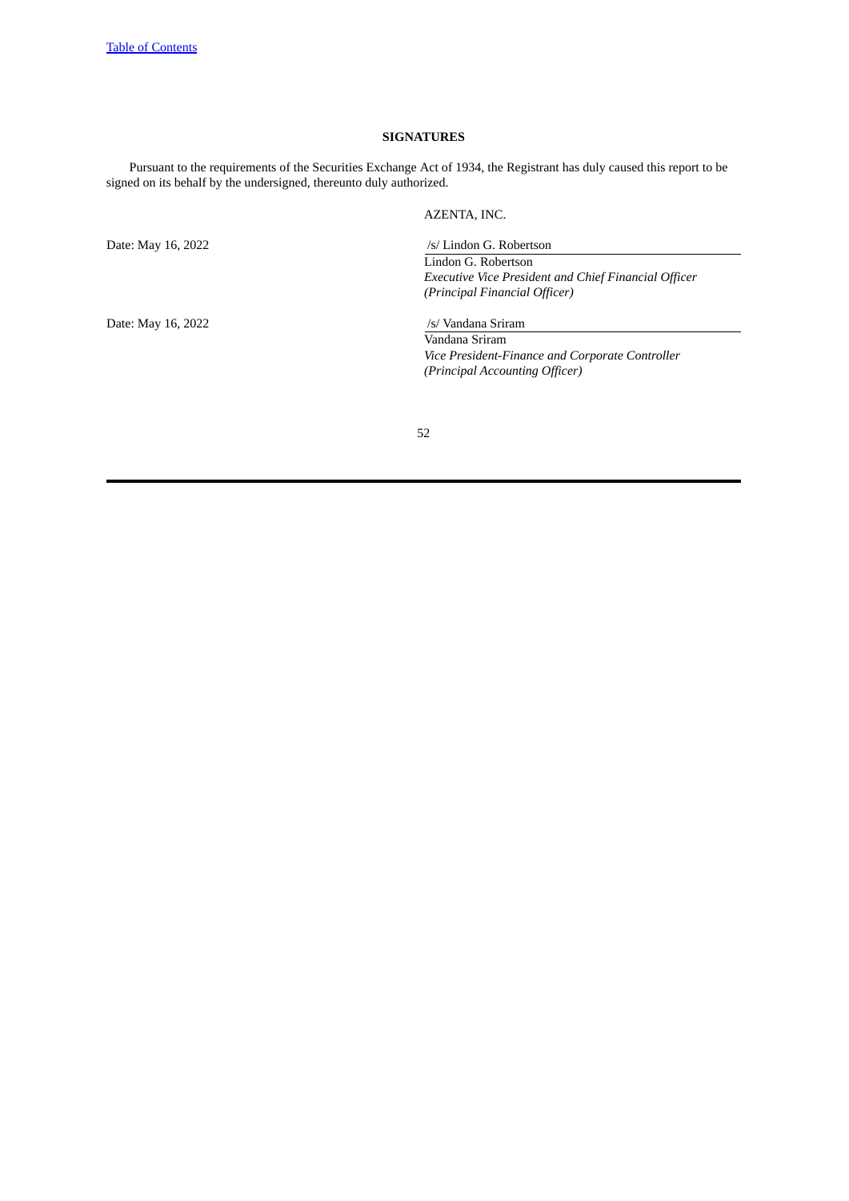[Table of Contents](#)

## SIGNATURES

Pursuant to the requirements of the Securities Exchange Act of 1934, the Registrant has duly caused this report to be signed on its behalf by the undersigned, thereunto duly authorized.

| | AZENTA, INC. |
|---|---|
| Date: May 16, 2022 | /s/ Lindon G. Robertson |
| | Lindon G. Robertson<br>*Executive Vice President and Chief Financial Officer*<br>*(Principal Financial Officer)* |
| Date: May 16, 2022 | /s/ Vandana Sriram |
| | Vandana Sriram<br>*Vice President-Finance and Corporate Controller*<br>*(Principal Accounting Officer)* |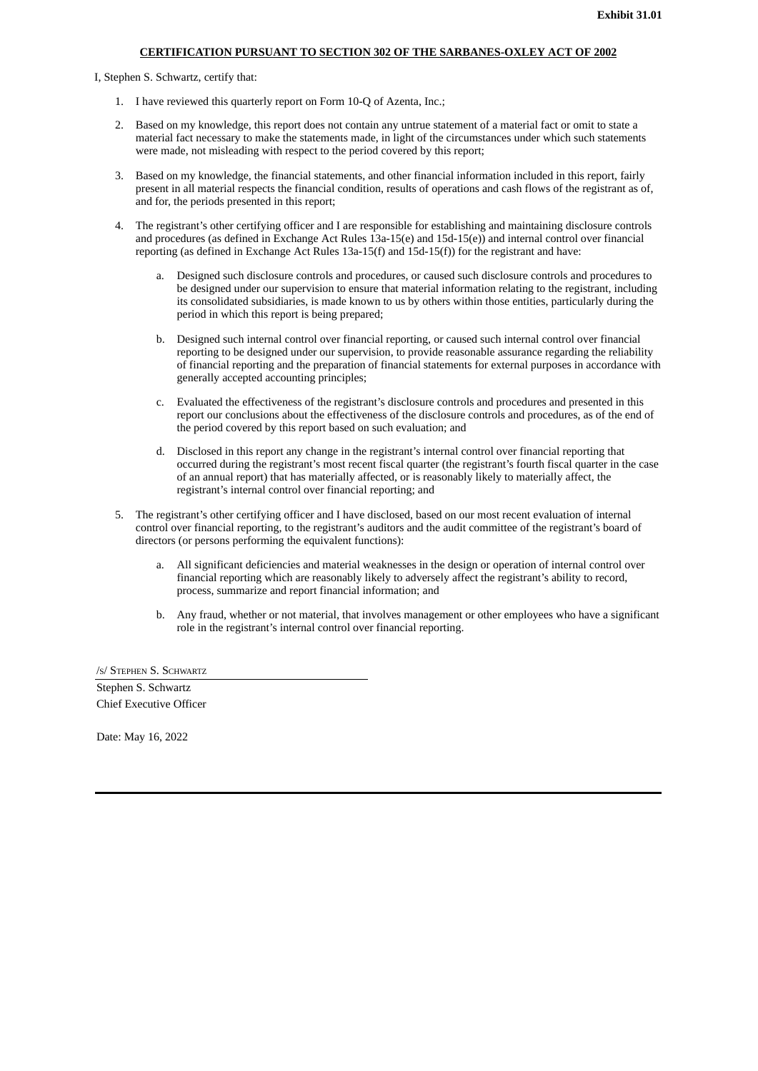**Exhibit 31.01**

**CERTIFICATION PURSUANT TO SECTION 302 OF THE SARBANES-OXLEY ACT OF 2002**

I, Stephen S. Schwartz, certify that:

1. I have reviewed this quarterly report on Form 10-Q of Azenta, Inc.;

2. Based on my knowledge, this report does not contain any untrue statement of a material fact or omit to state a material fact necessary to make the statements made, in light of the circumstances under which such statements were made, not misleading with respect to the period covered by this report;

3. Based on my knowledge, the financial statements, and other financial information included in this report, fairly present in all material respects the financial condition, results of operations and cash flows of the registrant as of, and for, the periods presented in this report;

4. The registrant's other certifying officer and I are responsible for establishing and maintaining disclosure controls and procedures (as defined in Exchange Act Rules 13a-15(e) and 15d-15(e)) and internal control over financial reporting (as defined in Exchange Act Rules 13a-15(f) and 15d-15(f)) for the registrant and have:

   a. Designed such disclosure controls and procedures, or caused such disclosure controls and procedures to be designed under our supervision to ensure that material information relating to the registrant, including its consolidated subsidiaries, is made known to us by others within those entities, particularly during the period in which this report is being prepared;

   b. Designed such internal control over financial reporting, or caused such internal control over financial reporting to be designed under our supervision, to provide reasonable assurance regarding the reliability of financial reporting and the preparation of financial statements for external purposes in accordance with generally accepted accounting principles;

   c. Evaluated the effectiveness of the registrant's disclosure controls and procedures and presented in this report our conclusions about the effectiveness of the disclosure controls and procedures, as of the end of the period covered by this report based on such evaluation; and

   d. Disclosed in this report any change in the registrant's internal control over financial reporting that occurred during the registrant's most recent fiscal quarter (the registrant's fourth fiscal quarter in the case of an annual report) that has materially affected, or is reasonably likely to materially affect, the registrant's internal control over financial reporting; and

5. The registrant's other certifying officer and I have disclosed, based on our most recent evaluation of internal control over financial reporting, to the registrant's auditors and the audit committee of the registrant's board of directors (or persons performing the equivalent functions):

   a. All significant deficiencies and material weaknesses in the design or operation of internal control over financial reporting which are reasonably likely to adversely affect the registrant's ability to record, process, summarize and report financial information; and

   b. Any fraud, whether or not material, that involves management or other employees who have a significant role in the registrant's internal control over financial reporting.

/s/ STEPHEN S. SCHWARTZ

Stephen S. Schwartz
Chief Executive Officer

Date: May 16, 2022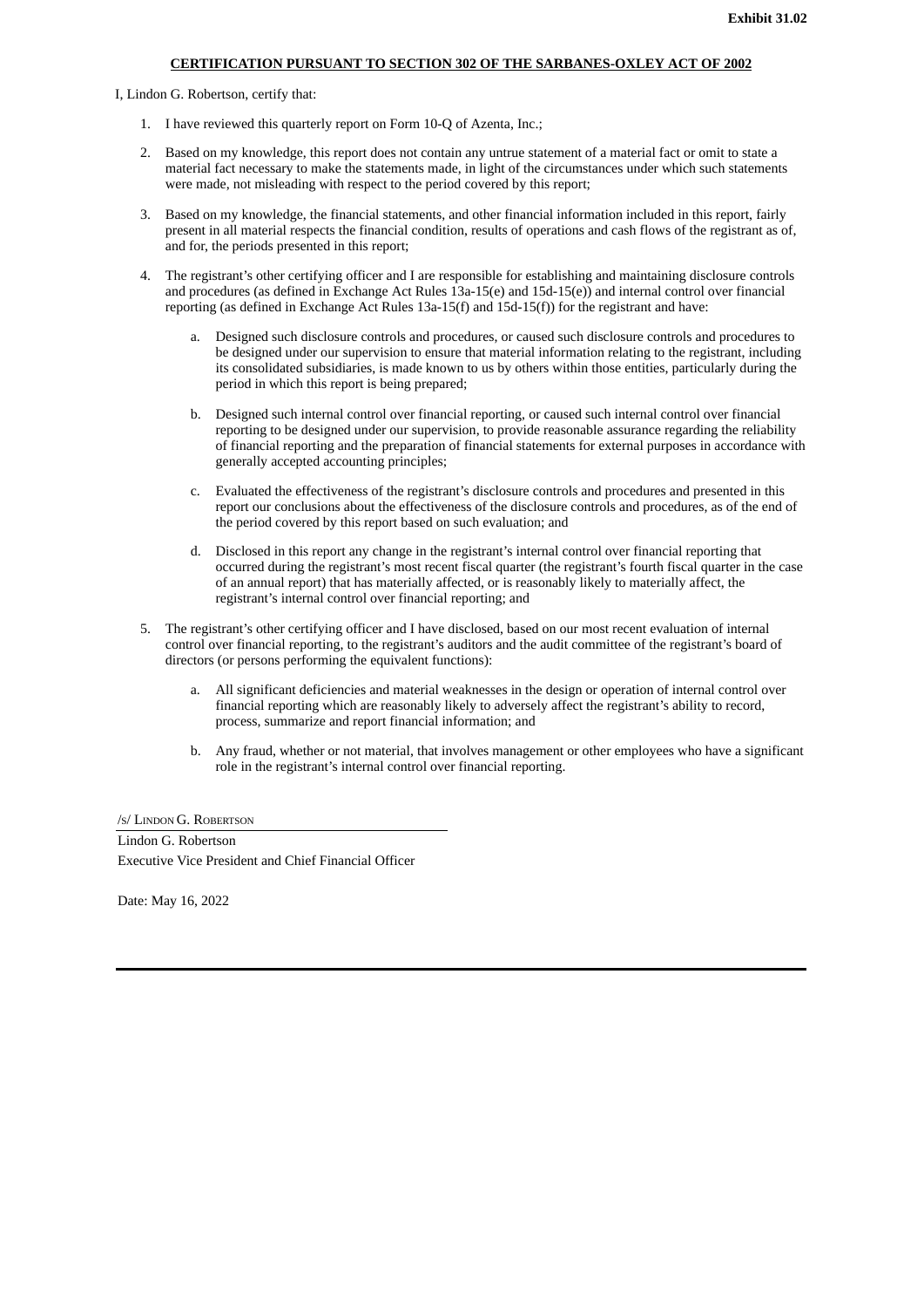**Exhibit 31.02**

**CERTIFICATION PURSUANT TO SECTION 302 OF THE SARBANES-OXLEY ACT OF 2002**

I, Lindon G. Robertson, certify that:

1. I have reviewed this quarterly report on Form 10-Q of Azenta, Inc.;

2. Based on my knowledge, this report does not contain any untrue statement of a material fact or omit to state a material fact necessary to make the statements made, in light of the circumstances under which such statements were made, not misleading with respect to the period covered by this report;

3. Based on my knowledge, the financial statements, and other financial information included in this report, fairly present in all material respects the financial condition, results of operations and cash flows of the registrant as of, and for, the periods presented in this report;

4. The registrant's other certifying officer and I are responsible for establishing and maintaining disclosure controls and procedures (as defined in Exchange Act Rules 13a-15(e) and 15d-15(e)) and internal control over financial reporting (as defined in Exchange Act Rules 13a-15(f) and 15d-15(f)) for the registrant and have:

   a. Designed such disclosure controls and procedures, or caused such disclosure controls and procedures to be designed under our supervision to ensure that material information relating to the registrant, including its consolidated subsidiaries, is made known to us by others within those entities, particularly during the period in which this report is being prepared;

   b. Designed such internal control over financial reporting, or caused such internal control over financial reporting to be designed under our supervision, to provide reasonable assurance regarding the reliability of financial reporting and the preparation of financial statements for external purposes in accordance with generally accepted accounting principles;

   c. Evaluated the effectiveness of the registrant's disclosure controls and procedures and presented in this report our conclusions about the effectiveness of the disclosure controls and procedures, as of the end of the period covered by this report based on such evaluation; and

   d. Disclosed in this report any change in the registrant's internal control over financial reporting that occurred during the registrant's most recent fiscal quarter (the registrant's fourth fiscal quarter in the case of an annual report) that has materially affected, or is reasonably likely to materially affect, the registrant's internal control over financial reporting; and

5. The registrant's other certifying officer and I have disclosed, based on our most recent evaluation of internal control over financial reporting, to the registrant's auditors and the audit committee of the registrant's board of directors (or persons performing the equivalent functions):

   a. All significant deficiencies and material weaknesses in the design or operation of internal control over financial reporting which are reasonably likely to adversely affect the registrant's ability to record, process, summarize and report financial information; and

   b. Any fraud, whether or not material, that involves management or other employees who have a significant role in the registrant's internal control over financial reporting.

/s/ Lindon G. Robertson

Lindon G. Robertson
Executive Vice President and Chief Financial Officer

Date: May 16, 2022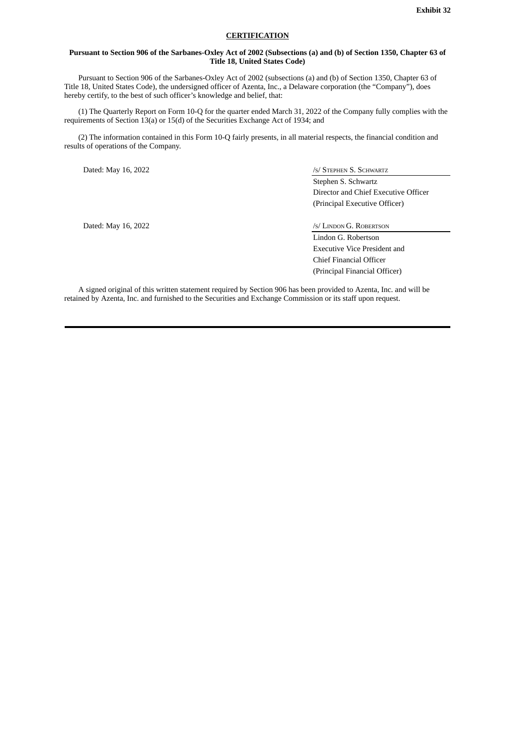**Exhibit 32**

# CERTIFICATION

### Pursuant to Section 906 of the Sarbanes-Oxley Act of 2002 (Subsections (a) and (b) of Section 1350, Chapter 63 of Title 18, United States Code)

Pursuant to Section 906 of the Sarbanes-Oxley Act of 2002 (subsections (a) and (b) of Section 1350, Chapter 63 of Title 18, United States Code), the undersigned officer of Azenta, Inc., a Delaware corporation (the "Company"), does hereby certify, to the best of such officer's knowledge and belief, that:

(1) The Quarterly Report on Form 10-Q for the quarter ended March 31, 2022 of the Company fully complies with the requirements of Section 13(a) or 15(d) of the Securities Exchange Act of 1934; and

(2) The information contained in this Form 10-Q fairly presents, in all material respects, the financial condition and results of operations of the Company.

Dated: May 16, 2022

/S/ STEPHEN S. SCHWARTZ
Stephen S. Schwartz
Director and Chief Executive Officer
(Principal Executive Officer)

Dated: May 16, 2022

/S/ LINDON G. ROBERTSON
Lindon G. Robertson
Executive Vice President and
Chief Financial Officer
(Principal Financial Officer)

A signed original of this written statement required by Section 906 has been provided to Azenta, Inc. and will be retained by Azenta, Inc. and furnished to the Securities and Exchange Commission or its staff upon request.